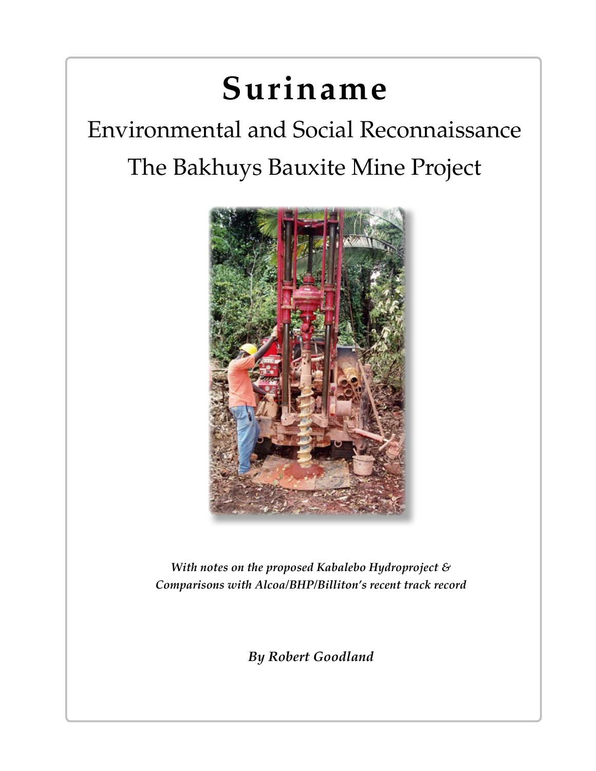# Suriname

## Environmental and Social Reconnaissance

## The Bakhuys Bauxite Mine Project

***With notes on the proposed Kabalebo Hydroproject & Comparisons with Alcoa/BHP/Billiton's recent track record***

***By Robert Goodland***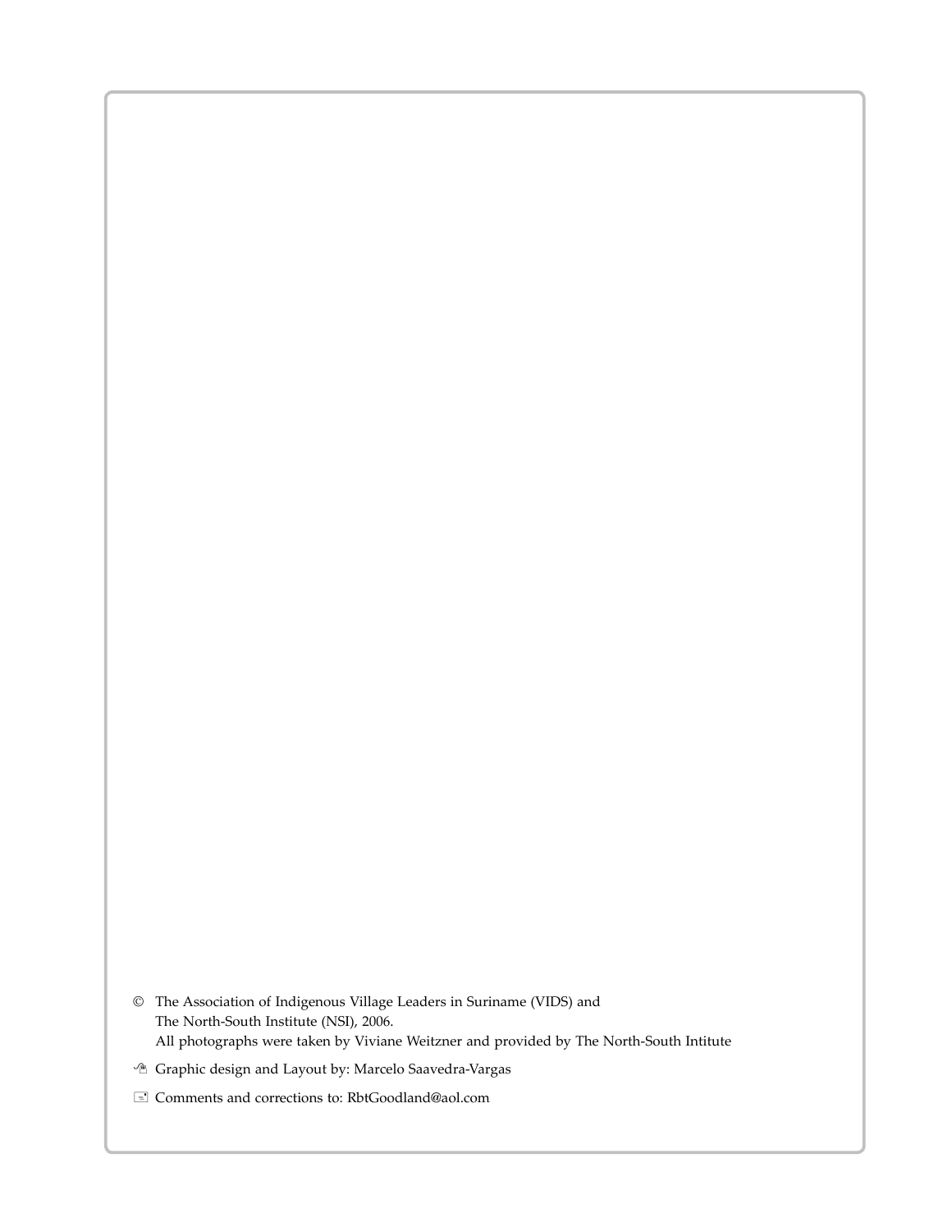© The Association of Indigenous Village Leaders in Suriname (VIDS) and
The North-South Institute (NSI), 2006.
All photographs were taken by Viviane Weitzner and provided by The North-South Intitute

Graphic design and Layout by: Marcelo Saavedra-Vargas

Comments and corrections to: RbtGoodland@aol.com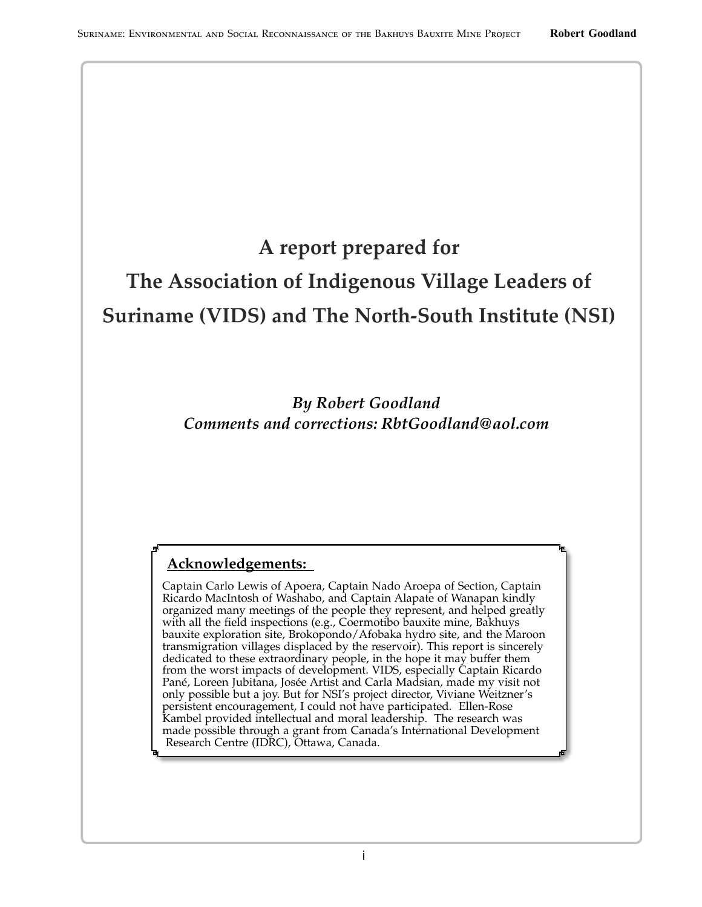# A report prepared for The Association of Indigenous Village Leaders of Suriname (VIDS) and The North-South Institute (NSI)

***By Robert Goodland***
***Comments and corrections: RbtGoodland@aol.com***

## Acknowledgements:

Captain Carlo Lewis of Apoera, Captain Nado Aroepa of Section, Captain Ricardo MacIntosh of Washabo, and Captain Alapate of Wanapan kindly organized many meetings of the people they represent, and helped greatly with all the field inspections (e.g., Coermotibo bauxite mine, Bakhuys bauxite exploration site, Brokopondo/Afobaka hydro site, and the Maroon transmigration villages displaced by the reservoir). This report is sincerely dedicated to these extraordinary people, in the hope it may buffer them from the worst impacts of development. VIDS, especially Captain Ricardo Pané, Loreen Jubitana, Josée Artist and Carla Madsian, made my visit not only possible but a joy. But for NSI's project director, Viviane Weitzner's persistent encouragement, I could not have participated. Ellen-Rose Kambel provided intellectual and moral leadership. The research was made possible through a grant from Canada's International Development Research Centre (IDRC), Ottawa, Canada.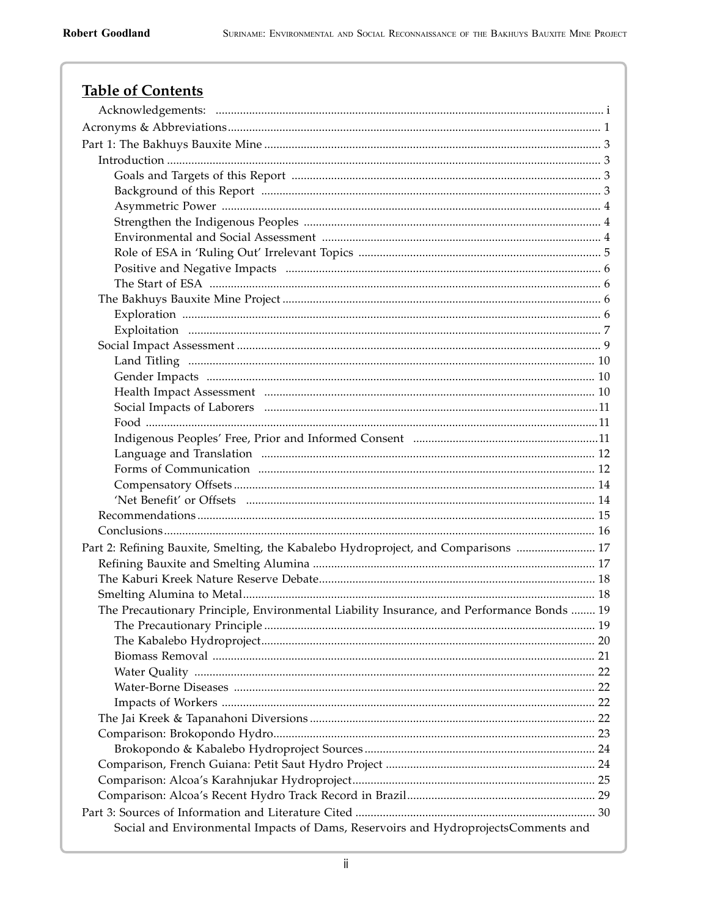## Table of Contents

- Acknowledgements: ............ i
- Acronyms & Abbreviations ............ 1
- Part 1: The Bakhuys Bauxite Mine ............ 3
  - Introduction ............ 3
    - Goals and Targets of this Report ............ 3
    - Background of this Report ............ 3
    - Asymmetric Power ............ 4
    - Strengthen the Indigenous Peoples ............ 4
    - Environmental and Social Assessment ............ 4
    - Role of ESA in 'Ruling Out' Irrelevant Topics ............ 5
    - Positive and Negative Impacts ............ 6
    - The Start of ESA ............ 6
  - The Bakhuys Bauxite Mine Project ............ 6
    - Exploration ............ 6
    - Exploitation ............ 7
  - Social Impact Assessment ............ 9
    - Land Titling ............ 10
    - Gender Impacts ............ 10
    - Health Impact Assessment ............ 10
    - Social Impacts of Laborers ............ 11
    - Food ............ 11
    - Indigenous Peoples' Free, Prior and Informed Consent ............ 11
    - Language and Translation ............ 12
    - Forms of Communication ............ 12
    - Compensatory Offsets ............ 14
    - 'Net Benefit' or Offsets ............ 14
  - Recommendations ............ 15
  - Conclusions ............ 16
- Part 2: Refining Bauxite, Smelting, the Kabalebo Hydroproject, and Comparisons ............ 17
  - Refining Bauxite and Smelting Alumina ............ 17
  - The Kaburi Kreek Nature Reserve Debate ............ 18
  - Smelting Alumina to Metal ............ 18
  - The Precautionary Principle, Environmental Liability Insurance, and Performance Bonds ............ 19
    - The Precautionary Principle ............ 19
    - The Kabalebo Hydroproject ............ 20
    - Biomass Removal ............ 21
    - Water Quality ............ 22
    - Water-Borne Diseases ............ 22
    - Impacts of Workers ............ 22
  - The Jai Kreek & Tapanahoni Diversions ............ 22
  - Comparison: Brokopondo Hydro ............ 23
    - Brokopondo & Kabalebo Hydroproject Sources ............ 24
  - Comparison, French Guiana: Petit Saut Hydro Project ............ 24
  - Comparison: Alcoa's Karahnjukar Hydroproject ............ 25
  - Comparison: Alcoa's Recent Hydro Track Record in Brazil ............ 29
- Part 3: Sources of Information and Literature Cited ............ 30
    - Social and Environmental Impacts of Dams, Reservoirs and HydroprojectsComments and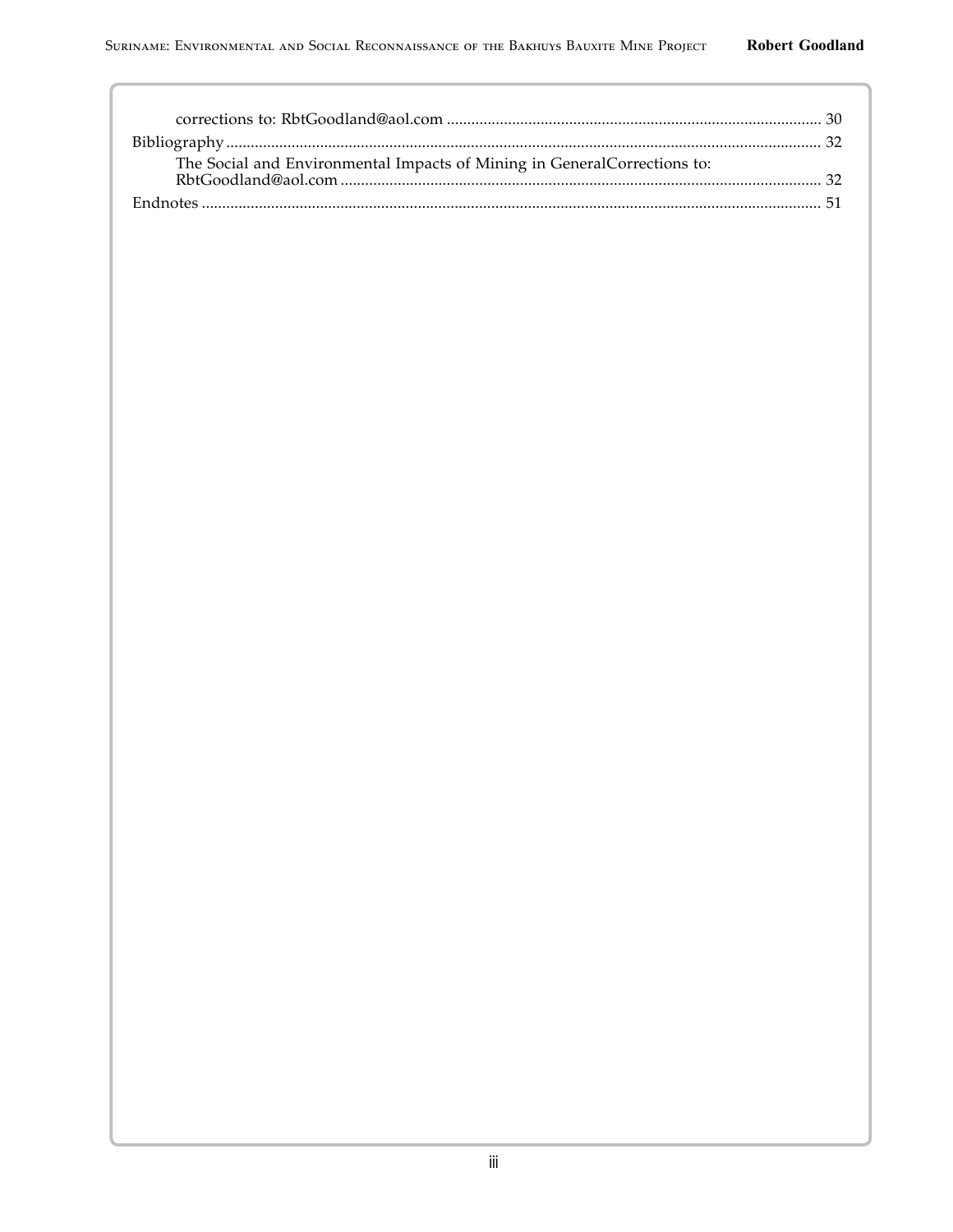corrections to: RbtGoodland@aol.com ........................................................................................... 30

Bibliography ........................................................................................................................................ 32

The Social and Environmental Impacts of Mining in GeneralCorrections to: RbtGoodland@aol.com ..................................................................................................................... 32

Endnotes .............................................................................................................................................. 51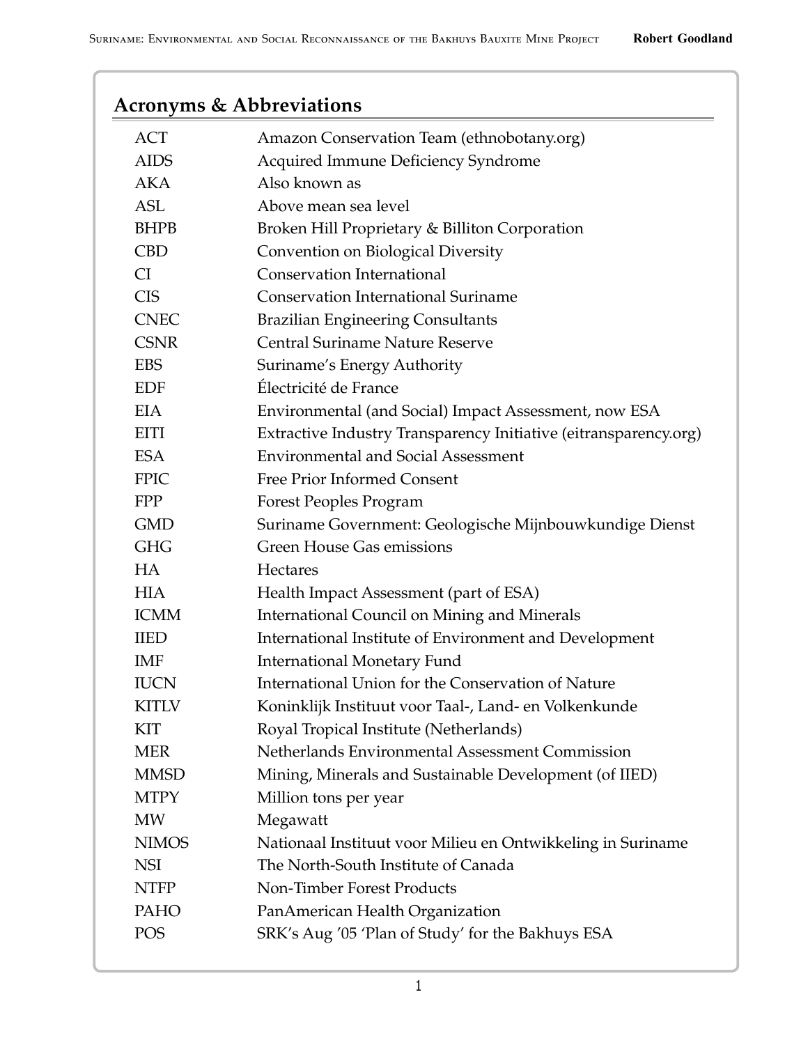## Acronyms & Abbreviations

| | |
|---|---|
| ACT | Amazon Conservation Team (ethnobotany.org) |
| AIDS | Acquired Immune Deficiency Syndrome |
| AKA | Also known as |
| ASL | Above mean sea level |
| BHPB | Broken Hill Proprietary & Billiton Corporation |
| CBD | Convention on Biological Diversity |
| CI | Conservation International |
| CIS | Conservation International Suriname |
| CNEC | Brazilian Engineering Consultants |
| CSNR | Central Suriname Nature Reserve |
| EBS | Suriname's Energy Authority |
| EDF | Électricité de France |
| EIA | Environmental (and Social) Impact Assessment, now ESA |
| EITI | Extractive Industry Transparency Initiative (eitransparency.org) |
| ESA | Environmental and Social Assessment |
| FPIC | Free Prior Informed Consent |
| FPP | Forest Peoples Program |
| GMD | Suriname Government: Geologische Mijnbouwkundige Dienst |
| GHG | Green House Gas emissions |
| HA | Hectares |
| HIA | Health Impact Assessment (part of ESA) |
| ICMM | International Council on Mining and Minerals |
| IIED | International Institute of Environment and Development |
| IMF | International Monetary Fund |
| IUCN | International Union for the Conservation of Nature |
| KITLV | Koninklijk Instituut voor Taal-, Land- en Volkenkunde |
| KIT | Royal Tropical Institute (Netherlands) |
| MER | Netherlands Environmental Assessment Commission |
| MMSD | Mining, Minerals and Sustainable Development (of IIED) |
| MTPY | Million tons per year |
| MW | Megawatt |
| NIMOS | Nationaal Instituut voor Milieu en Ontwikkeling in Suriname |
| NSI | The North-South Institute of Canada |
| NTFP | Non-Timber Forest Products |
| PAHO | PanAmerican Health Organization |
| POS | SRK's Aug '05 'Plan of Study' for the Bakhuys ESA |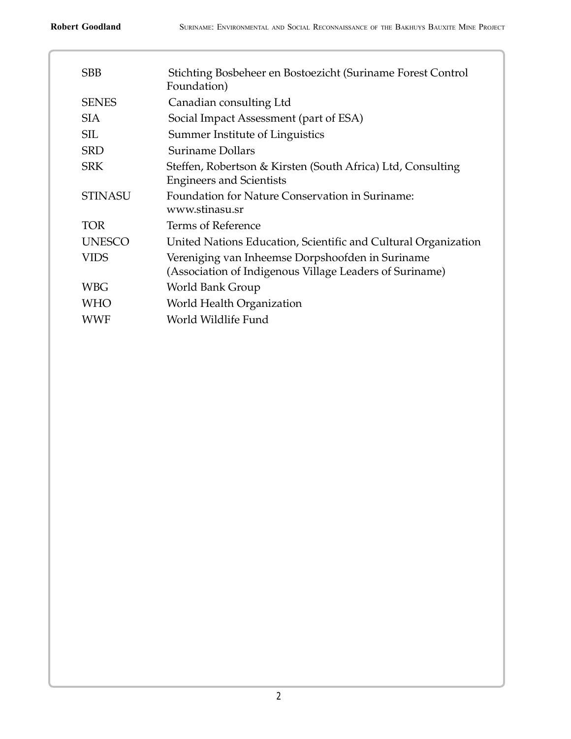| | |
|---|---|
| SBB | Stichting Bosbeheer en Bostoezicht (Suriname Forest Control Foundation) |
| SENES | Canadian consulting Ltd |
| SIA | Social Impact Assessment (part of ESA) |
| SIL | Summer Institute of Linguistics |
| SRD | Suriname Dollars |
| SRK | Steffen, Robertson & Kirsten (South Africa) Ltd, Consulting Engineers and Scientists |
| STINASU | Foundation for Nature Conservation in Suriname: www.stinasu.sr |
| TOR | Terms of Reference |
| UNESCO | United Nations Education, Scientific and Cultural Organization |
| VIDS | Vereniging van Inheemse Dorpshoofden in Suriname (Association of Indigenous Village Leaders of Suriname) |
| WBG | World Bank Group |
| WHO | World Health Organization |
| WWF | World Wildlife Fund |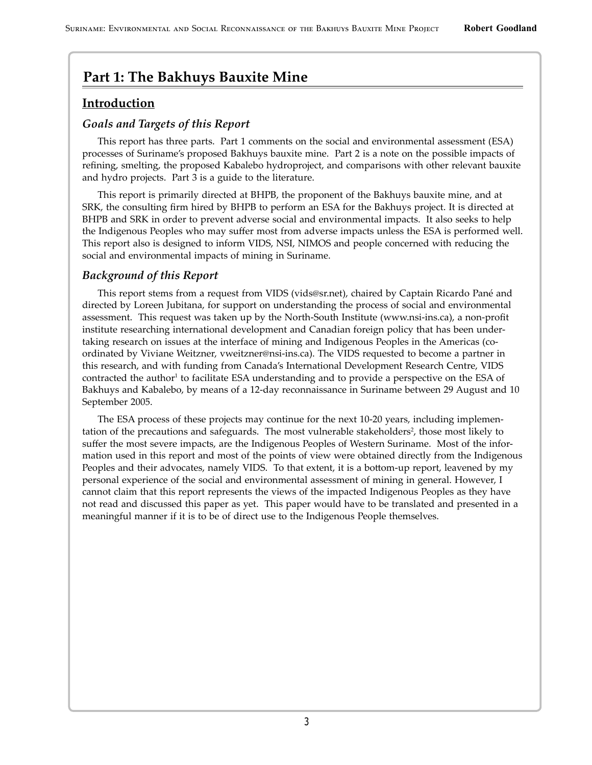# Part 1: The Bakhuys Bauxite Mine

## Introduction

### *Goals and Targets of this Report*

This report has three parts. Part 1 comments on the social and environmental assessment (ESA) processes of Suriname's proposed Bakhuys bauxite mine. Part 2 is a note on the possible impacts of refining, smelting, the proposed Kabalebo hydroproject, and comparisons with other relevant bauxite and hydro projects. Part 3 is a guide to the literature.

This report is primarily directed at BHPB, the proponent of the Bakhuys bauxite mine, and at SRK, the consulting firm hired by BHPB to perform an ESA for the Bakhuys project. It is directed at BHPB and SRK in order to prevent adverse social and environmental impacts. It also seeks to help the Indigenous Peoples who may suffer most from adverse impacts unless the ESA is performed well. This report also is designed to inform VIDS, NSI, NIMOS and people concerned with reducing the social and environmental impacts of mining in Suriname.

### *Background of this Report*

This report stems from a request from VIDS (vids@sr.net), chaired by Captain Ricardo Pané and directed by Loreen Jubitana, for support on understanding the process of social and environmental assessment. This request was taken up by the North-South Institute (www.nsi-ins.ca), a non-profit institute researching international development and Canadian foreign policy that has been undertaking research on issues at the interface of mining and Indigenous Peoples in the Americas (co-ordinated by Viviane Weitzner, vweitzner@nsi-ins.ca). The VIDS requested to become a partner in this research, and with funding from Canada's International Development Research Centre, VIDS contracted the author[1] to facilitate ESA understanding and to provide a perspective on the ESA of Bakhuys and Kabalebo, by means of a 12-day reconnaissance in Suriname between 29 August and 10 September 2005.

The ESA process of these projects may continue for the next 10-20 years, including implementation of the precautions and safeguards. The most vulnerable stakeholders[2], those most likely to suffer the most severe impacts, are the Indigenous Peoples of Western Suriname. Most of the information used in this report and most of the points of view were obtained directly from the Indigenous Peoples and their advocates, namely VIDS. To that extent, it is a bottom-up report, leavened by my personal experience of the social and environmental assessment of mining in general. However, I cannot claim that this report represents the views of the impacted Indigenous Peoples as they have not read and discussed this paper as yet. This paper would have to be translated and presented in a meaningful manner if it is to be of direct use to the Indigenous People themselves.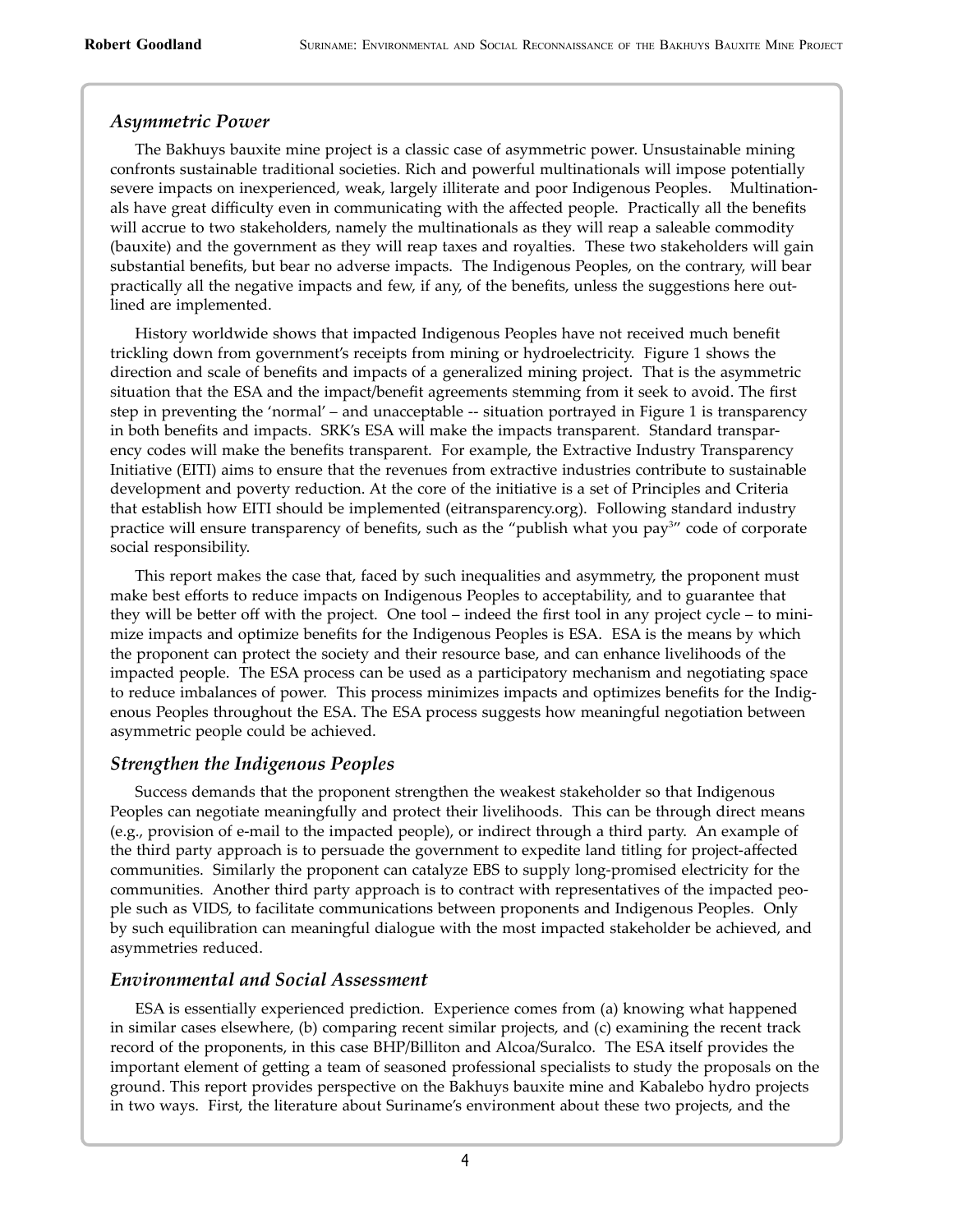### *Asymmetric Power*

The Bakhuys bauxite mine project is a classic case of asymmetric power. Unsustainable mining confronts sustainable traditional societies. Rich and powerful multinationals will impose potentially severe impacts on inexperienced, weak, largely illiterate and poor Indigenous Peoples. Multinationals have great difficulty even in communicating with the affected people. Practically all the benefits will accrue to two stakeholders, namely the multinationals as they will reap a saleable commodity (bauxite) and the government as they will reap taxes and royalties. These two stakeholders will gain substantial benefits, but bear no adverse impacts. The Indigenous Peoples, on the contrary, will bear practically all the negative impacts and few, if any, of the benefits, unless the suggestions here outlined are implemented.

History worldwide shows that impacted Indigenous Peoples have not received much benefit trickling down from government's receipts from mining or hydroelectricity. Figure 1 shows the direction and scale of benefits and impacts of a generalized mining project. That is the asymmetric situation that the ESA and the impact/benefit agreements stemming from it seek to avoid. The first step in preventing the 'normal' – and unacceptable -- situation portrayed in Figure 1 is transparency in both benefits and impacts. SRK's ESA will make the impacts transparent. Standard transparency codes will make the benefits transparent. For example, the Extractive Industry Transparency Initiative (EITI) aims to ensure that the revenues from extractive industries contribute to sustainable development and poverty reduction. At the core of the initiative is a set of Principles and Criteria that establish how EITI should be implemented (eitransparency.org). Following standard industry practice will ensure transparency of benefits, such as the "publish what you pay[3]" code of corporate social responsibility.

This report makes the case that, faced by such inequalities and asymmetry, the proponent must make best efforts to reduce impacts on Indigenous Peoples to acceptability, and to guarantee that they will be better off with the project. One tool – indeed the first tool in any project cycle – to minimize impacts and optimize benefits for the Indigenous Peoples is ESA. ESA is the means by which the proponent can protect the society and their resource base, and can enhance livelihoods of the impacted people. The ESA process can be used as a participatory mechanism and negotiating space to reduce imbalances of power. This process minimizes impacts and optimizes benefits for the Indigenous Peoples throughout the ESA. The ESA process suggests how meaningful negotiation between asymmetric people could be achieved.

### *Strengthen the Indigenous Peoples*

Success demands that the proponent strengthen the weakest stakeholder so that Indigenous Peoples can negotiate meaningfully and protect their livelihoods. This can be through direct means (e.g., provision of e-mail to the impacted people), or indirect through a third party. An example of the third party approach is to persuade the government to expedite land titling for project-affected communities. Similarly the proponent can catalyze EBS to supply long-promised electricity for the communities. Another third party approach is to contract with representatives of the impacted people such as VIDS, to facilitate communications between proponents and Indigenous Peoples. Only by such equilibration can meaningful dialogue with the most impacted stakeholder be achieved, and asymmetries reduced.

### *Environmental and Social Assessment*

ESA is essentially experienced prediction. Experience comes from (a) knowing what happened in similar cases elsewhere, (b) comparing recent similar projects, and (c) examining the recent track record of the proponents, in this case BHP/Billiton and Alcoa/Suralco. The ESA itself provides the important element of getting a team of seasoned professional specialists to study the proposals on the ground. This report provides perspective on the Bakhuys bauxite mine and Kabalebo hydro projects in two ways. First, the literature about Suriname's environment about these two projects, and the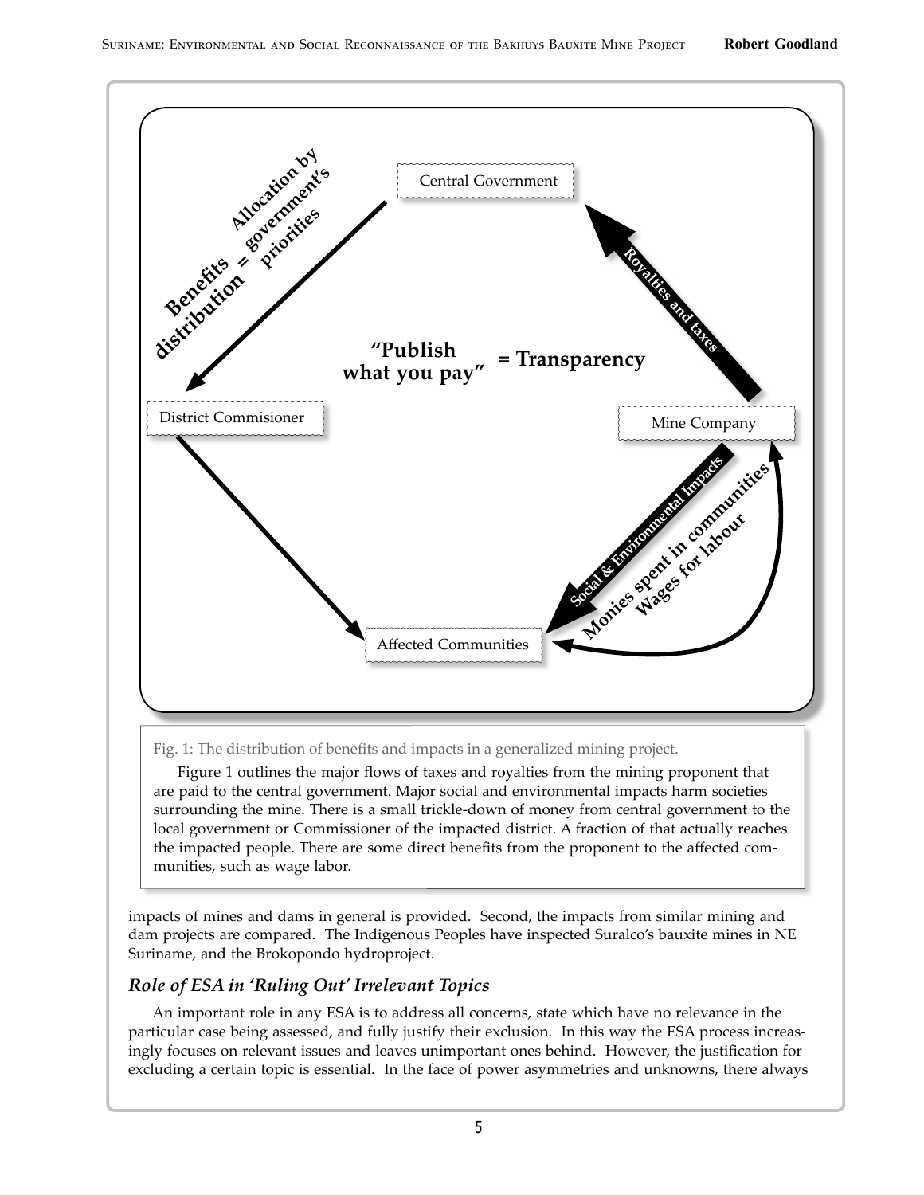Fig. 1: The distribution of benefits and impacts in a generalized mining project.

Figure 1 outlines the major flows of taxes and royalties from the mining proponent that are paid to the central government. Major social and environmental impacts harm societies surrounding the mine. There is a small trickle-down of money from central government to the local government or Commissioner of the impacted district. A fraction of that actually reaches the impacted people. There are some direct benefits from the proponent to the affected communities, such as wage labor.

impacts of mines and dams in general is provided. Second, the impacts from similar mining and dam projects are compared. The Indigenous Peoples have inspected Suralco's bauxite mines in NE Suriname, and the Brokopondo hydroproject.

### *Role of ESA in 'Ruling Out' Irrelevant Topics*

An important role in any ESA is to address all concerns, state which have no relevance in the particular case being assessed, and fully justify their exclusion. In this way the ESA process increasingly focuses on relevant issues and leaves unimportant ones behind. However, the justification for excluding a certain topic is essential. In the face of power asymmetries and unknowns, there always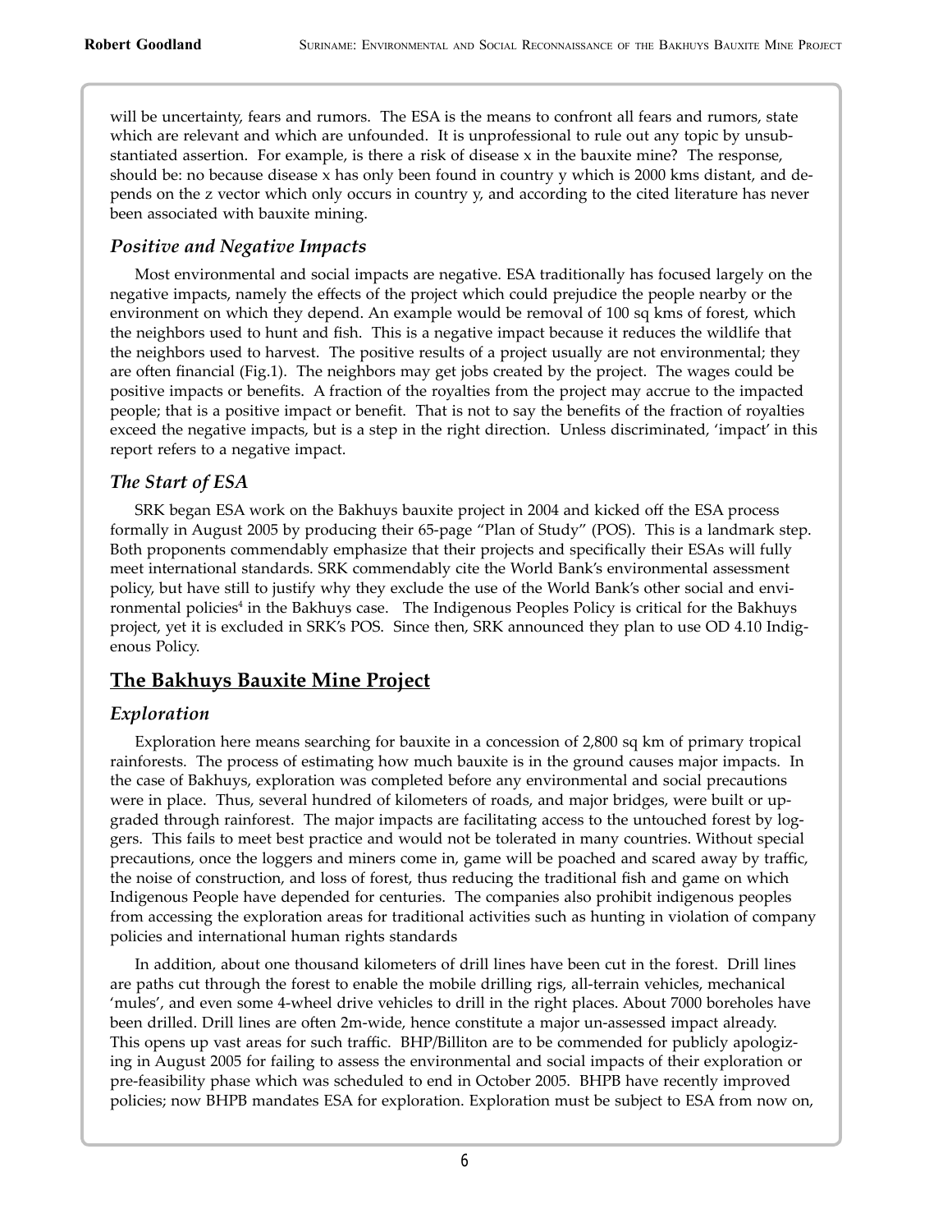will be uncertainty, fears and rumors. The ESA is the means to confront all fears and rumors, state which are relevant and which are unfounded. It is unprofessional to rule out any topic by unsubstantiated assertion. For example, is there a risk of disease x in the bauxite mine? The response, should be: no because disease x has only been found in country y which is 2000 kms distant, and depends on the z vector which only occurs in country y, and according to the cited literature has never been associated with bauxite mining.

### *Positive and Negative Impacts*

Most environmental and social impacts are negative. ESA traditionally has focused largely on the negative impacts, namely the effects of the project which could prejudice the people nearby or the environment on which they depend. An example would be removal of 100 sq kms of forest, which the neighbors used to hunt and fish. This is a negative impact because it reduces the wildlife that the neighbors used to harvest. The positive results of a project usually are not environmental; they are often financial (Fig.1). The neighbors may get jobs created by the project. The wages could be positive impacts or benefits. A fraction of the royalties from the project may accrue to the impacted people; that is a positive impact or benefit. That is not to say the benefits of the fraction of royalties exceed the negative impacts, but is a step in the right direction. Unless discriminated, 'impact' in this report refers to a negative impact.

### *The Start of ESA*

SRK began ESA work on the Bakhuys bauxite project in 2004 and kicked off the ESA process formally in August 2005 by producing their 65-page "Plan of Study" (POS). This is a landmark step. Both proponents commendably emphasize that their projects and specifically their ESAs will fully meet international standards. SRK commendably cite the World Bank's environmental assessment policy, but have still to justify why they exclude the use of the World Bank's other social and environmental policies[4] in the Bakhuys case. The Indigenous Peoples Policy is critical for the Bakhuys project, yet it is excluded in SRK's POS. Since then, SRK announced they plan to use OD 4.10 Indigenous Policy.

## The Bakhuys Bauxite Mine Project

### *Exploration*

Exploration here means searching for bauxite in a concession of 2,800 sq km of primary tropical rainforests. The process of estimating how much bauxite is in the ground causes major impacts. In the case of Bakhuys, exploration was completed before any environmental and social precautions were in place. Thus, several hundred of kilometers of roads, and major bridges, were built or upgraded through rainforest. The major impacts are facilitating access to the untouched forest by loggers. This fails to meet best practice and would not be tolerated in many countries. Without special precautions, once the loggers and miners come in, game will be poached and scared away by traffic, the noise of construction, and loss of forest, thus reducing the traditional fish and game on which Indigenous People have depended for centuries. The companies also prohibit indigenous peoples from accessing the exploration areas for traditional activities such as hunting in violation of company policies and international human rights standards

In addition, about one thousand kilometers of drill lines have been cut in the forest. Drill lines are paths cut through the forest to enable the mobile drilling rigs, all-terrain vehicles, mechanical 'mules', and even some 4-wheel drive vehicles to drill in the right places. About 7000 boreholes have been drilled. Drill lines are often 2m-wide, hence constitute a major un-assessed impact already. This opens up vast areas for such traffic. BHP/Billiton are to be commended for publicly apologizing in August 2005 for failing to assess the environmental and social impacts of their exploration or pre-feasibility phase which was scheduled to end in October 2005. BHPB have recently improved policies; now BHPB mandates ESA for exploration. Exploration must be subject to ESA from now on,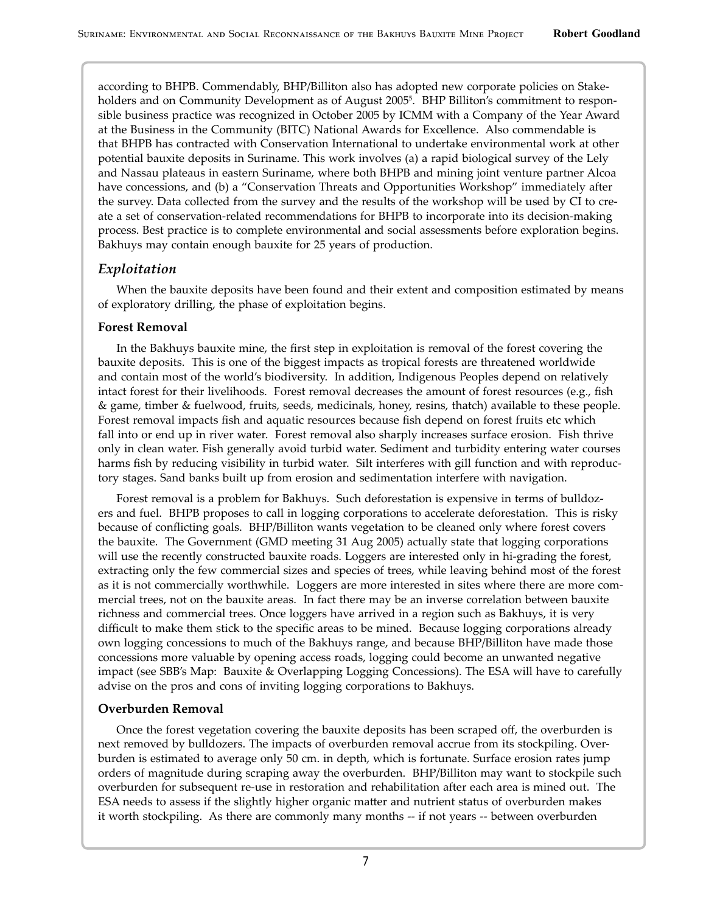according to BHPB. Commendably, BHP/Billiton also has adopted new corporate policies on Stakeholders and on Community Development as of August 2005[5]. BHP Billiton's commitment to responsible business practice was recognized in October 2005 by ICMM with a Company of the Year Award at the Business in the Community (BITC) National Awards for Excellence. Also commendable is that BHPB has contracted with Conservation International to undertake environmental work at other potential bauxite deposits in Suriname. This work involves (a) a rapid biological survey of the Lely and Nassau plateaus in eastern Suriname, where both BHPB and mining joint venture partner Alcoa have concessions, and (b) a "Conservation Threats and Opportunities Workshop" immediately after the survey. Data collected from the survey and the results of the workshop will be used by CI to create a set of conservation-related recommendations for BHPB to incorporate into its decision-making process. Best practice is to complete environmental and social assessments before exploration begins. Bakhuys may contain enough bauxite for 25 years of production.

## *Exploitation*

When the bauxite deposits have been found and their extent and composition estimated by means of exploratory drilling, the phase of exploitation begins.

### Forest Removal

In the Bakhuys bauxite mine, the first step in exploitation is removal of the forest covering the bauxite deposits. This is one of the biggest impacts as tropical forests are threatened worldwide and contain most of the world's biodiversity. In addition, Indigenous Peoples depend on relatively intact forest for their livelihoods. Forest removal decreases the amount of forest resources (e.g., fish & game, timber & fuelwood, fruits, seeds, medicinals, honey, resins, thatch) available to these people. Forest removal impacts fish and aquatic resources because fish depend on forest fruits etc which fall into or end up in river water. Forest removal also sharply increases surface erosion. Fish thrive only in clean water. Fish generally avoid turbid water. Sediment and turbidity entering water courses harms fish by reducing visibility in turbid water. Silt interferes with gill function and with reproductory stages. Sand banks built up from erosion and sedimentation interfere with navigation.

Forest removal is a problem for Bakhuys. Such deforestation is expensive in terms of bulldozers and fuel. BHPB proposes to call in logging corporations to accelerate deforestation. This is risky because of conflicting goals. BHP/Billiton wants vegetation to be cleaned only where forest covers the bauxite. The Government (GMD meeting 31 Aug 2005) actually state that logging corporations will use the recently constructed bauxite roads. Loggers are interested only in hi-grading the forest, extracting only the few commercial sizes and species of trees, while leaving behind most of the forest as it is not commercially worthwhile. Loggers are more interested in sites where there are more commercial trees, not on the bauxite areas. In fact there may be an inverse correlation between bauxite richness and commercial trees. Once loggers have arrived in a region such as Bakhuys, it is very difficult to make them stick to the specific areas to be mined. Because logging corporations already own logging concessions to much of the Bakhuys range, and because BHP/Billiton have made those concessions more valuable by opening access roads, logging could become an unwanted negative impact (see SBB's Map: Bauxite & Overlapping Logging Concessions). The ESA will have to carefully advise on the pros and cons of inviting logging corporations to Bakhuys.

### Overburden Removal

Once the forest vegetation covering the bauxite deposits has been scraped off, the overburden is next removed by bulldozers. The impacts of overburden removal accrue from its stockpiling. Overburden is estimated to average only 50 cm. in depth, which is fortunate. Surface erosion rates jump orders of magnitude during scraping away the overburden. BHP/Billiton may want to stockpile such overburden for subsequent re-use in restoration and rehabilitation after each area is mined out. The ESA needs to assess if the slightly higher organic matter and nutrient status of overburden makes it worth stockpiling. As there are commonly many months -- if not years -- between overburden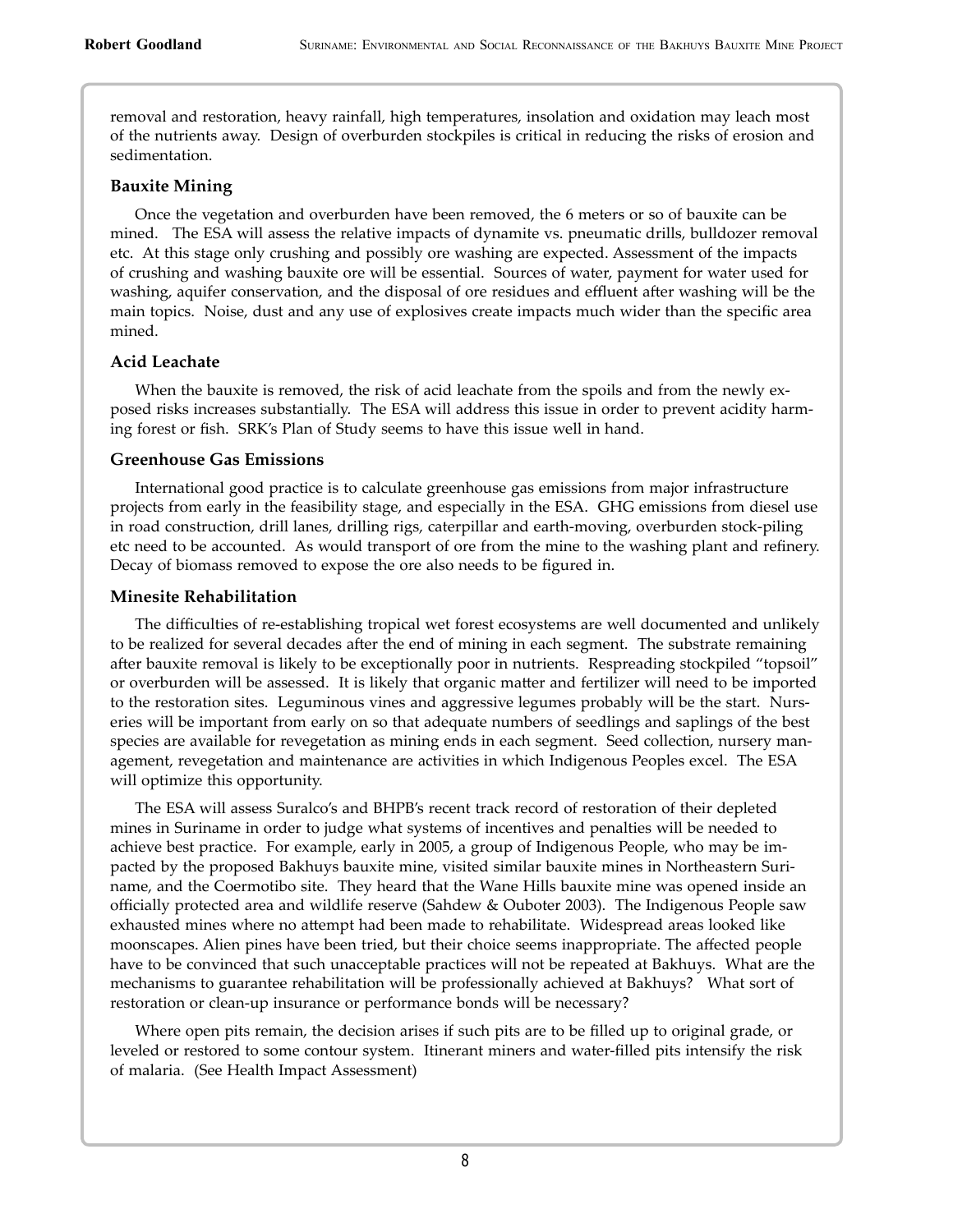removal and restoration, heavy rainfall, high temperatures, insolation and oxidation may leach most of the nutrients away. Design of overburden stockpiles is critical in reducing the risks of erosion and sedimentation.

### Bauxite Mining

Once the vegetation and overburden have been removed, the 6 meters or so of bauxite can be mined. The ESA will assess the relative impacts of dynamite vs. pneumatic drills, bulldozer removal etc. At this stage only crushing and possibly ore washing are expected. Assessment of the impacts of crushing and washing bauxite ore will be essential. Sources of water, payment for water used for washing, aquifer conservation, and the disposal of ore residues and effluent after washing will be the main topics. Noise, dust and any use of explosives create impacts much wider than the specific area mined.

### Acid Leachate

When the bauxite is removed, the risk of acid leachate from the spoils and from the newly exposed risks increases substantially. The ESA will address this issue in order to prevent acidity harming forest or fish. SRK's Plan of Study seems to have this issue well in hand.

### Greenhouse Gas Emissions

International good practice is to calculate greenhouse gas emissions from major infrastructure projects from early in the feasibility stage, and especially in the ESA. GHG emissions from diesel use in road construction, drill lanes, drilling rigs, caterpillar and earth-moving, overburden stock-piling etc need to be accounted. As would transport of ore from the mine to the washing plant and refinery. Decay of biomass removed to expose the ore also needs to be figured in.

### Minesite Rehabilitation

The difficulties of re-establishing tropical wet forest ecosystems are well documented and unlikely to be realized for several decades after the end of mining in each segment. The substrate remaining after bauxite removal is likely to be exceptionally poor in nutrients. Respreading stockpiled "topsoil" or overburden will be assessed. It is likely that organic matter and fertilizer will need to be imported to the restoration sites. Leguminous vines and aggressive legumes probably will be the start. Nurseries will be important from early on so that adequate numbers of seedlings and saplings of the best species are available for revegetation as mining ends in each segment. Seed collection, nursery management, revegetation and maintenance are activities in which Indigenous Peoples excel. The ESA will optimize this opportunity.

The ESA will assess Suralco's and BHPB's recent track record of restoration of their depleted mines in Suriname in order to judge what systems of incentives and penalties will be needed to achieve best practice. For example, early in 2005, a group of Indigenous People, who may be impacted by the proposed Bakhuys bauxite mine, visited similar bauxite mines in Northeastern Suriname, and the Coermotibo site. They heard that the Wane Hills bauxite mine was opened inside an officially protected area and wildlife reserve (Sahdew & Ouboter 2003). The Indigenous People saw exhausted mines where no attempt had been made to rehabilitate. Widespread areas looked like moonscapes. Alien pines have been tried, but their choice seems inappropriate. The affected people have to be convinced that such unacceptable practices will not be repeated at Bakhuys. What are the mechanisms to guarantee rehabilitation will be professionally achieved at Bakhuys? What sort of restoration or clean-up insurance or performance bonds will be necessary?

Where open pits remain, the decision arises if such pits are to be filled up to original grade, or leveled or restored to some contour system. Itinerant miners and water-filled pits intensify the risk of malaria. (See Health Impact Assessment)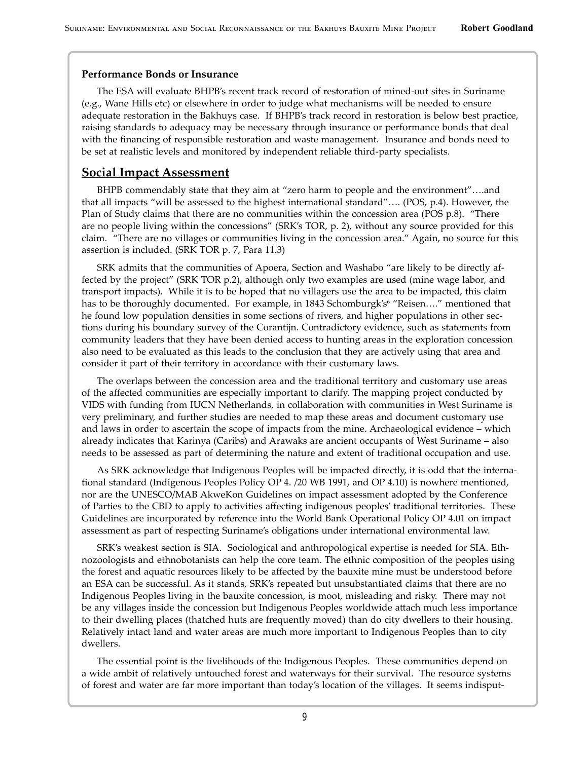**Performance Bonds or Insurance**

The ESA will evaluate BHPB's recent track record of restoration of mined-out sites in Suriname (e.g., Wane Hills etc) or elsewhere in order to judge what mechanisms will be needed to ensure adequate restoration in the Bakhuys case. If BHPB's track record in restoration is below best practice, raising standards to adequacy may be necessary through insurance or performance bonds that deal with the financing of responsible restoration and waste management. Insurance and bonds need to be set at realistic levels and monitored by independent reliable third-party specialists.

## Social Impact Assessment

BHPB commendably state that they aim at "zero harm to people and the environment"….and that all impacts "will be assessed to the highest international standard"…. (POS, p.4). However, the Plan of Study claims that there are no communities within the concession area (POS p.8). "There are no people living within the concessions" (SRK's TOR, p. 2), without any source provided for this claim. "There are no villages or communities living in the concession area." Again, no source for this assertion is included. (SRK TOR p. 7, Para 11.3)

SRK admits that the communities of Apoera, Section and Washabo "are likely to be directly affected by the project" (SRK TOR p.2), although only two examples are used (mine wage labor, and transport impacts). While it is to be hoped that no villagers use the area to be impacted, this claim has to be thoroughly documented. For example, in 1843 Schomburgk's[6] "Reisen…." mentioned that he found low population densities in some sections of rivers, and higher populations in other sections during his boundary survey of the Corantijn. Contradictory evidence, such as statements from community leaders that they have been denied access to hunting areas in the exploration concession also need to be evaluated as this leads to the conclusion that they are actively using that area and consider it part of their territory in accordance with their customary laws.

The overlaps between the concession area and the traditional territory and customary use areas of the affected communities are especially important to clarify. The mapping project conducted by VIDS with funding from IUCN Netherlands, in collaboration with communities in West Suriname is very preliminary, and further studies are needed to map these areas and document customary use and laws in order to ascertain the scope of impacts from the mine. Archaeological evidence – which already indicates that Karinya (Caribs) and Arawaks are ancient occupants of West Suriname – also needs to be assessed as part of determining the nature and extent of traditional occupation and use.

As SRK acknowledge that Indigenous Peoples will be impacted directly, it is odd that the international standard (Indigenous Peoples Policy OP 4. /20 WB 1991, and OP 4.10) is nowhere mentioned, nor are the UNESCO/MAB AkweKon Guidelines on impact assessment adopted by the Conference of Parties to the CBD to apply to activities affecting indigenous peoples' traditional territories. These Guidelines are incorporated by reference into the World Bank Operational Policy OP 4.01 on impact assessment as part of respecting Suriname's obligations under international environmental law.

SRK's weakest section is SIA. Sociological and anthropological expertise is needed for SIA. Ethnozoologists and ethnobotanists can help the core team. The ethnic composition of the peoples using the forest and aquatic resources likely to be affected by the bauxite mine must be understood before an ESA can be successful. As it stands, SRK's repeated but unsubstantiated claims that there are no Indigenous Peoples living in the bauxite concession, is moot, misleading and risky. There may not be any villages inside the concession but Indigenous Peoples worldwide attach much less importance to their dwelling places (thatched huts are frequently moved) than do city dwellers to their housing. Relatively intact land and water areas are much more important to Indigenous Peoples than to city dwellers.

The essential point is the livelihoods of the Indigenous Peoples. These communities depend on a wide ambit of relatively untouched forest and waterways for their survival. The resource systems of forest and water are far more important than today's location of the villages. It seems indisput-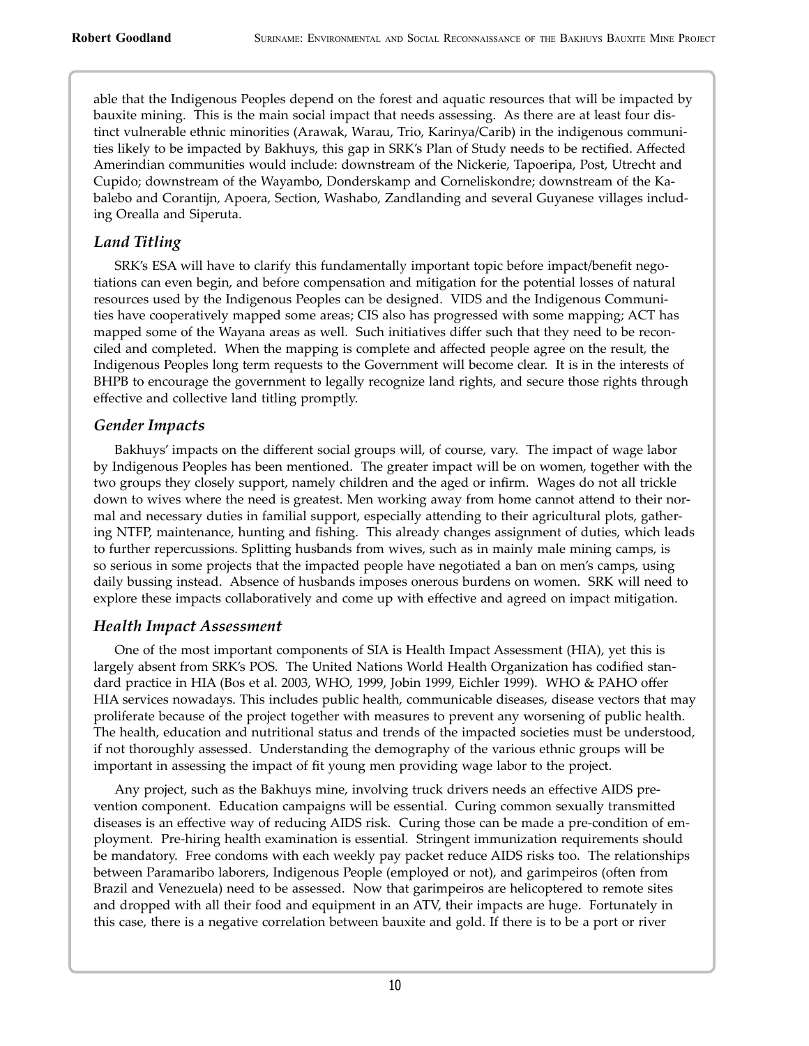able that the Indigenous Peoples depend on the forest and aquatic resources that will be impacted by bauxite mining. This is the main social impact that needs assessing. As there are at least four distinct vulnerable ethnic minorities (Arawak, Warau, Trio, Karinya/Carib) in the indigenous communities likely to be impacted by Bakhuys, this gap in SRK's Plan of Study needs to be rectified. Affected Amerindian communities would include: downstream of the Nickerie, Tapoeripa, Post, Utrecht and Cupido; downstream of the Wayambo, Donderskamp and Corneliskondre; downstream of the Kabalebo and Corantijn, Apoera, Section, Washabo, Zandlanding and several Guyanese villages including Orealla and Siperuta.

### *Land Titling*

SRK's ESA will have to clarify this fundamentally important topic before impact/benefit negotiations can even begin, and before compensation and mitigation for the potential losses of natural resources used by the Indigenous Peoples can be designed. VIDS and the Indigenous Communities have cooperatively mapped some areas; CIS also has progressed with some mapping; ACT has mapped some of the Wayana areas as well. Such initiatives differ such that they need to be reconciled and completed. When the mapping is complete and affected people agree on the result, the Indigenous Peoples long term requests to the Government will become clear. It is in the interests of BHPB to encourage the government to legally recognize land rights, and secure those rights through effective and collective land titling promptly.

### *Gender Impacts*

Bakhuys' impacts on the different social groups will, of course, vary. The impact of wage labor by Indigenous Peoples has been mentioned. The greater impact will be on women, together with the two groups they closely support, namely children and the aged or infirm. Wages do not all trickle down to wives where the need is greatest. Men working away from home cannot attend to their normal and necessary duties in familial support, especially attending to their agricultural plots, gathering NTFP, maintenance, hunting and fishing. This already changes assignment of duties, which leads to further repercussions. Splitting husbands from wives, such as in mainly male mining camps, is so serious in some projects that the impacted people have negotiated a ban on men's camps, using daily bussing instead. Absence of husbands imposes onerous burdens on women. SRK will need to explore these impacts collaboratively and come up with effective and agreed on impact mitigation.

### *Health Impact Assessment*

One of the most important components of SIA is Health Impact Assessment (HIA), yet this is largely absent from SRK's POS. The United Nations World Health Organization has codified standard practice in HIA (Bos et al. 2003, WHO, 1999, Jobin 1999, Eichler 1999). WHO & PAHO offer HIA services nowadays. This includes public health, communicable diseases, disease vectors that may proliferate because of the project together with measures to prevent any worsening of public health. The health, education and nutritional status and trends of the impacted societies must be understood, if not thoroughly assessed. Understanding the demography of the various ethnic groups will be important in assessing the impact of fit young men providing wage labor to the project.

Any project, such as the Bakhuys mine, involving truck drivers needs an effective AIDS prevention component. Education campaigns will be essential. Curing common sexually transmitted diseases is an effective way of reducing AIDS risk. Curing those can be made a pre-condition of employment. Pre-hiring health examination is essential. Stringent immunization requirements should be mandatory. Free condoms with each weekly pay packet reduce AIDS risks too. The relationships between Paramaribo laborers, Indigenous People (employed or not), and garimpeiros (often from Brazil and Venezuela) need to be assessed. Now that garimpeiros are helicoptered to remote sites and dropped with all their food and equipment in an ATV, their impacts are huge. Fortunately in this case, there is a negative correlation between bauxite and gold. If there is to be a port or river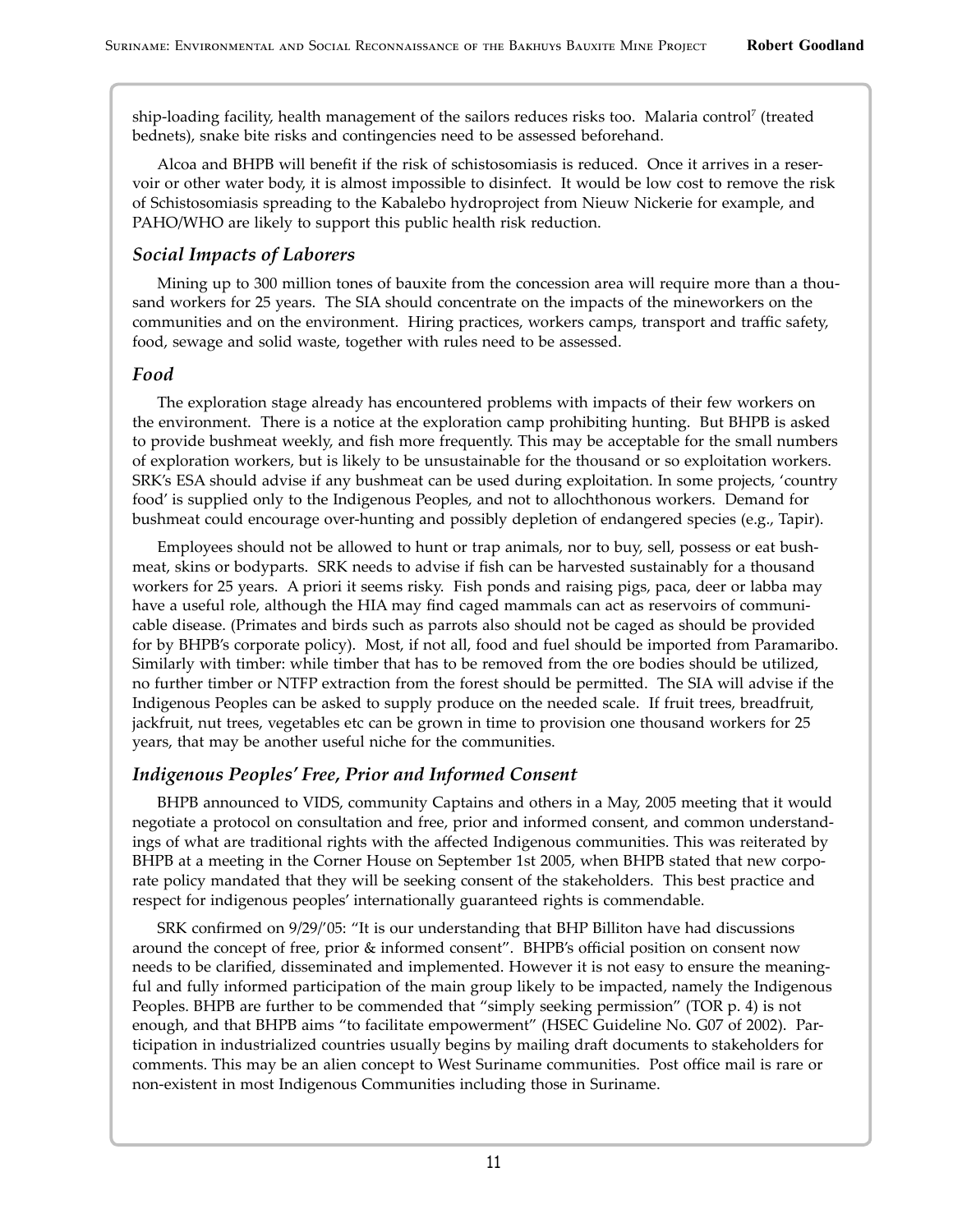ship-loading facility, health management of the sailors reduces risks too. Malaria control[7] (treated bednets), snake bite risks and contingencies need to be assessed beforehand.

Alcoa and BHPB will benefit if the risk of schistosomiasis is reduced. Once it arrives in a reservoir or other water body, it is almost impossible to disinfect. It would be low cost to remove the risk of Schistosomiasis spreading to the Kabalebo hydroproject from Nieuw Nickerie for example, and PAHO/WHO are likely to support this public health risk reduction.

### *Social Impacts of Laborers*

Mining up to 300 million tones of bauxite from the concession area will require more than a thousand workers for 25 years. The SIA should concentrate on the impacts of the mineworkers on the communities and on the environment. Hiring practices, workers camps, transport and traffic safety, food, sewage and solid waste, together with rules need to be assessed.

### *Food*

The exploration stage already has encountered problems with impacts of their few workers on the environment. There is a notice at the exploration camp prohibiting hunting. But BHPB is asked to provide bushmeat weekly, and fish more frequently. This may be acceptable for the small numbers of exploration workers, but is likely to be unsustainable for the thousand or so exploitation workers. SRK's ESA should advise if any bushmeat can be used during exploitation. In some projects, 'country food' is supplied only to the Indigenous Peoples, and not to allochthonous workers. Demand for bushmeat could encourage over-hunting and possibly depletion of endangered species (e.g., Tapir).

Employees should not be allowed to hunt or trap animals, nor to buy, sell, possess or eat bushmeat, skins or bodyparts. SRK needs to advise if fish can be harvested sustainably for a thousand workers for 25 years. A priori it seems risky. Fish ponds and raising pigs, paca, deer or labba may have a useful role, although the HIA may find caged mammals can act as reservoirs of communicable disease. (Primates and birds such as parrots also should not be caged as should be provided for by BHPB's corporate policy). Most, if not all, food and fuel should be imported from Paramaribo. Similarly with timber: while timber that has to be removed from the ore bodies should be utilized, no further timber or NTFP extraction from the forest should be permitted. The SIA will advise if the Indigenous Peoples can be asked to supply produce on the needed scale. If fruit trees, breadfruit, jackfruit, nut trees, vegetables etc can be grown in time to provision one thousand workers for 25 years, that may be another useful niche for the communities.

### *Indigenous Peoples' Free, Prior and Informed Consent*

BHPB announced to VIDS, community Captains and others in a May, 2005 meeting that it would negotiate a protocol on consultation and free, prior and informed consent, and common understandings of what are traditional rights with the affected Indigenous communities. This was reiterated by BHPB at a meeting in the Corner House on September 1st 2005, when BHPB stated that new corporate policy mandated that they will be seeking consent of the stakeholders. This best practice and respect for indigenous peoples' internationally guaranteed rights is commendable.

SRK confirmed on 9/29/'05: "It is our understanding that BHP Billiton have had discussions around the concept of free, prior & informed consent". BHPB's official position on consent now needs to be clarified, disseminated and implemented. However it is not easy to ensure the meaningful and fully informed participation of the main group likely to be impacted, namely the Indigenous Peoples. BHPB are further to be commended that "simply seeking permission" (TOR p. 4) is not enough, and that BHPB aims "to facilitate empowerment" (HSEC Guideline No. G07 of 2002). Participation in industrialized countries usually begins by mailing draft documents to stakeholders for comments. This may be an alien concept to West Suriname communities. Post office mail is rare or non-existent in most Indigenous Communities including those in Suriname.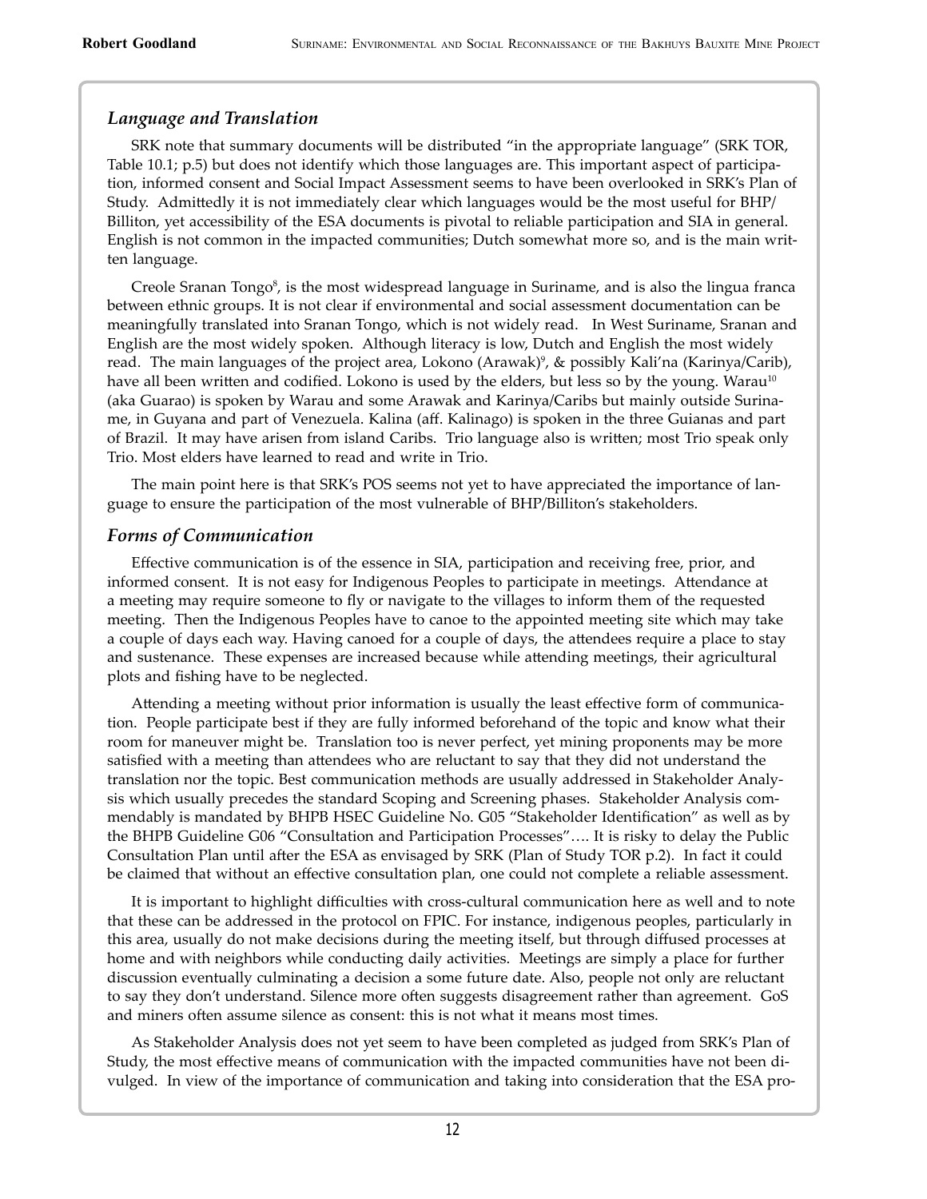### *Language and Translation*

SRK note that summary documents will be distributed "in the appropriate language" (SRK TOR, Table 10.1; p.5) but does not identify which those languages are. This important aspect of participation, informed consent and Social Impact Assessment seems to have been overlooked in SRK's Plan of Study. Admittedly it is not immediately clear which languages would be the most useful for BHP/Billiton, yet accessibility of the ESA documents is pivotal to reliable participation and SIA in general. English is not common in the impacted communities; Dutch somewhat more so, and is the main written language.

Creole Sranan Tongo[8], is the most widespread language in Suriname, and is also the lingua franca between ethnic groups. It is not clear if environmental and social assessment documentation can be meaningfully translated into Sranan Tongo, which is not widely read. In West Suriname, Sranan and English are the most widely spoken. Although literacy is low, Dutch and English the most widely read. The main languages of the project area, Lokono (Arawak)[9], & possibly Kali'na (Karinya/Carib), have all been written and codified. Lokono is used by the elders, but less so by the young. Warau[10] (aka Guarao) is spoken by Warau and some Arawak and Karinya/Caribs but mainly outside Suriname, in Guyana and part of Venezuela. Kalina (aff. Kalinago) is spoken in the three Guianas and part of Brazil. It may have arisen from island Caribs. Trio language also is written; most Trio speak only Trio. Most elders have learned to read and write in Trio.

The main point here is that SRK's POS seems not yet to have appreciated the importance of language to ensure the participation of the most vulnerable of BHP/Billiton's stakeholders.

### *Forms of Communication*

Effective communication is of the essence in SIA, participation and receiving free, prior, and informed consent. It is not easy for Indigenous Peoples to participate in meetings. Attendance at a meeting may require someone to fly or navigate to the villages to inform them of the requested meeting. Then the Indigenous Peoples have to canoe to the appointed meeting site which may take a couple of days each way. Having canoed for a couple of days, the attendees require a place to stay and sustenance. These expenses are increased because while attending meetings, their agricultural plots and fishing have to be neglected.

Attending a meeting without prior information is usually the least effective form of communication. People participate best if they are fully informed beforehand of the topic and know what their room for maneuver might be. Translation too is never perfect, yet mining proponents may be more satisfied with a meeting than attendees who are reluctant to say that they did not understand the translation nor the topic. Best communication methods are usually addressed in Stakeholder Analysis which usually precedes the standard Scoping and Screening phases. Stakeholder Analysis commendably is mandated by BHPB HSEC Guideline No. G05 "Stakeholder Identification" as well as by the BHPB Guideline G06 "Consultation and Participation Processes"…. It is risky to delay the Public Consultation Plan until after the ESA as envisaged by SRK (Plan of Study TOR p.2). In fact it could be claimed that without an effective consultation plan, one could not complete a reliable assessment.

It is important to highlight difficulties with cross-cultural communication here as well and to note that these can be addressed in the protocol on FPIC. For instance, indigenous peoples, particularly in this area, usually do not make decisions during the meeting itself, but through diffused processes at home and with neighbors while conducting daily activities. Meetings are simply a place for further discussion eventually culminating a decision a some future date. Also, people not only are reluctant to say they don't understand. Silence more often suggests disagreement rather than agreement. GoS and miners often assume silence as consent: this is not what it means most times.

As Stakeholder Analysis does not yet seem to have been completed as judged from SRK's Plan of Study, the most effective means of communication with the impacted communities have not been divulged. In view of the importance of communication and taking into consideration that the ESA pro-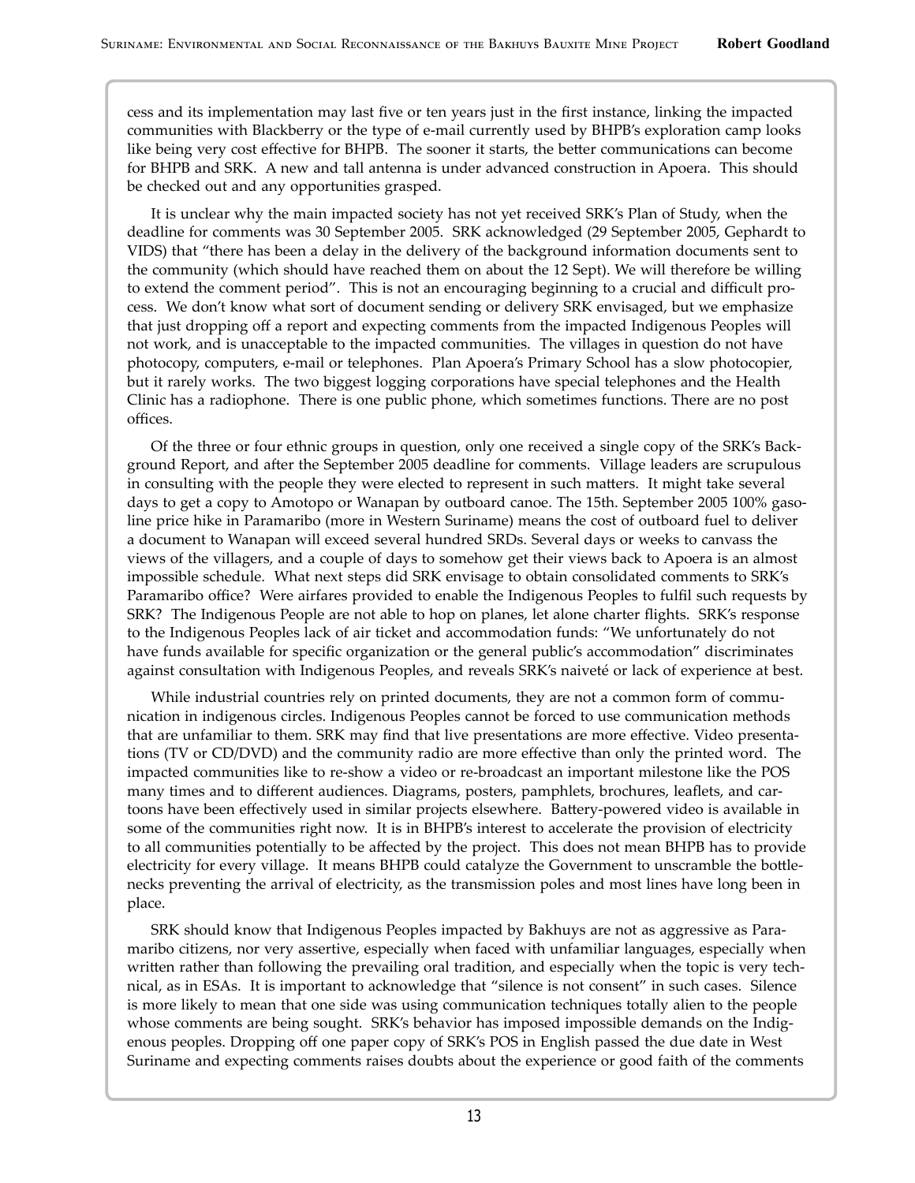cess and its implementation may last five or ten years just in the first instance, linking the impacted communities with Blackberry or the type of e-mail currently used by BHPB's exploration camp looks like being very cost effective for BHPB. The sooner it starts, the better communications can become for BHPB and SRK. A new and tall antenna is under advanced construction in Apoera. This should be checked out and any opportunities grasped.

It is unclear why the main impacted society has not yet received SRK's Plan of Study, when the deadline for comments was 30 September 2005. SRK acknowledged (29 September 2005, Gephardt to VIDS) that "there has been a delay in the delivery of the background information documents sent to the community (which should have reached them on about the 12 Sept). We will therefore be willing to extend the comment period". This is not an encouraging beginning to a crucial and difficult process. We don't know what sort of document sending or delivery SRK envisaged, but we emphasize that just dropping off a report and expecting comments from the impacted Indigenous Peoples will not work, and is unacceptable to the impacted communities. The villages in question do not have photocopy, computers, e-mail or telephones. Plan Apoera's Primary School has a slow photocopier, but it rarely works. The two biggest logging corporations have special telephones and the Health Clinic has a radiophone. There is one public phone, which sometimes functions. There are no post offices.

Of the three or four ethnic groups in question, only one received a single copy of the SRK's Background Report, and after the September 2005 deadline for comments. Village leaders are scrupulous in consulting with the people they were elected to represent in such matters. It might take several days to get a copy to Amotopo or Wanapan by outboard canoe. The 15th. September 2005 100% gasoline price hike in Paramaribo (more in Western Suriname) means the cost of outboard fuel to deliver a document to Wanapan will exceed several hundred SRDs. Several days or weeks to canvass the views of the villagers, and a couple of days to somehow get their views back to Apoera is an almost impossible schedule. What next steps did SRK envisage to obtain consolidated comments to SRK's Paramaribo office? Were airfares provided to enable the Indigenous Peoples to fulfil such requests by SRK? The Indigenous People are not able to hop on planes, let alone charter flights. SRK's response to the Indigenous Peoples lack of air ticket and accommodation funds: "We unfortunately do not have funds available for specific organization or the general public's accommodation" discriminates against consultation with Indigenous Peoples, and reveals SRK's naiveté or lack of experience at best.

While industrial countries rely on printed documents, they are not a common form of communication in indigenous circles. Indigenous Peoples cannot be forced to use communication methods that are unfamiliar to them. SRK may find that live presentations are more effective. Video presentations (TV or CD/DVD) and the community radio are more effective than only the printed word. The impacted communities like to re-show a video or re-broadcast an important milestone like the POS many times and to different audiences. Diagrams, posters, pamphlets, brochures, leaflets, and cartoons have been effectively used in similar projects elsewhere. Battery-powered video is available in some of the communities right now. It is in BHPB's interest to accelerate the provision of electricity to all communities potentially to be affected by the project. This does not mean BHPB has to provide electricity for every village. It means BHPB could catalyze the Government to unscramble the bottlenecks preventing the arrival of electricity, as the transmission poles and most lines have long been in place.

SRK should know that Indigenous Peoples impacted by Bakhuys are not as aggressive as Paramaribo citizens, nor very assertive, especially when faced with unfamiliar languages, especially when written rather than following the prevailing oral tradition, and especially when the topic is very technical, as in ESAs. It is important to acknowledge that "silence is not consent" in such cases. Silence is more likely to mean that one side was using communication techniques totally alien to the people whose comments are being sought. SRK's behavior has imposed impossible demands on the Indigenous peoples. Dropping off one paper copy of SRK's POS in English passed the due date in West Suriname and expecting comments raises doubts about the experience or good faith of the comments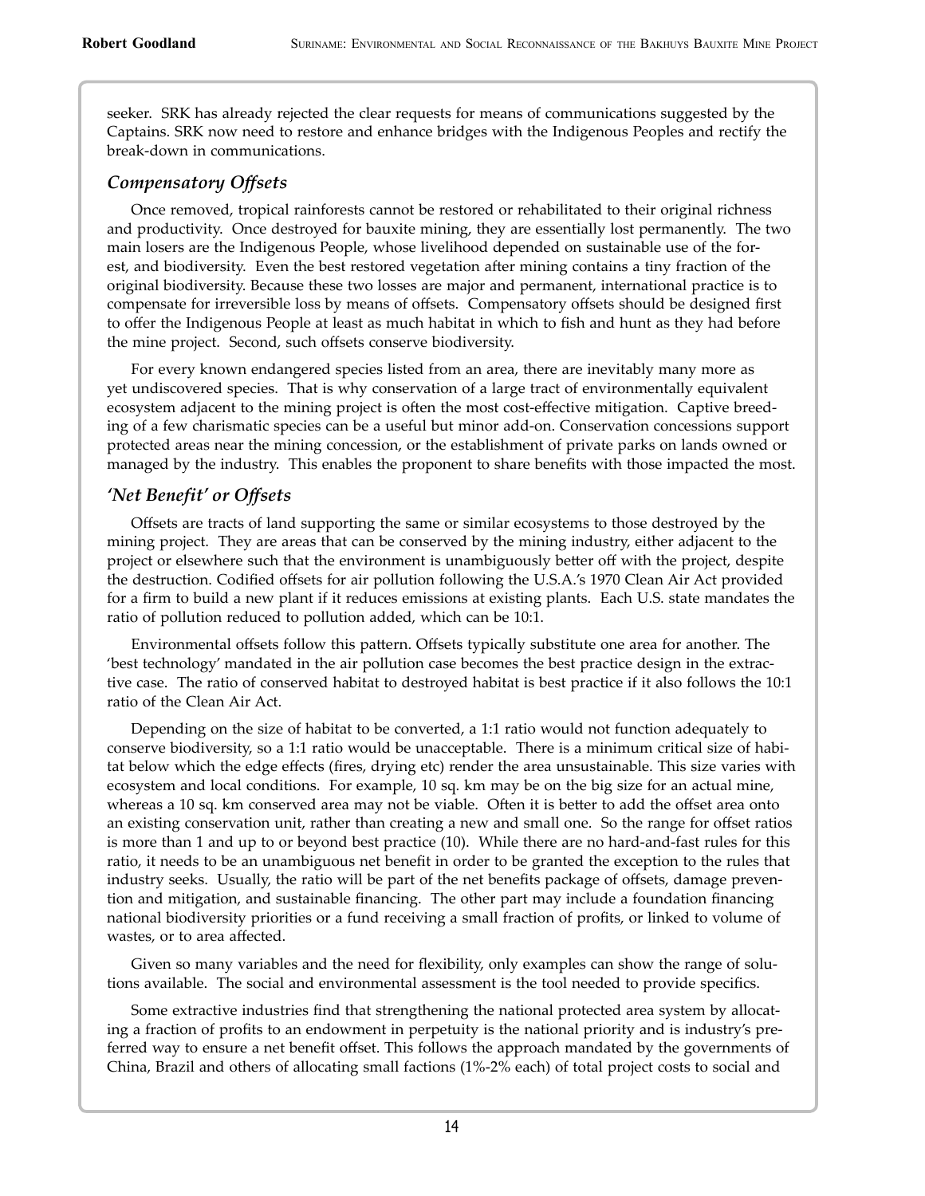seeker. SRK has already rejected the clear requests for means of communications suggested by the Captains. SRK now need to restore and enhance bridges with the Indigenous Peoples and rectify the break-down in communications.

### *Compensatory Offsets*

Once removed, tropical rainforests cannot be restored or rehabilitated to their original richness and productivity. Once destroyed for bauxite mining, they are essentially lost permanently. The two main losers are the Indigenous People, whose livelihood depended on sustainable use of the forest, and biodiversity. Even the best restored vegetation after mining contains a tiny fraction of the original biodiversity. Because these two losses are major and permanent, international practice is to compensate for irreversible loss by means of offsets. Compensatory offsets should be designed first to offer the Indigenous People at least as much habitat in which to fish and hunt as they had before the mine project. Second, such offsets conserve biodiversity.

For every known endangered species listed from an area, there are inevitably many more as yet undiscovered species. That is why conservation of a large tract of environmentally equivalent ecosystem adjacent to the mining project is often the most cost-effective mitigation. Captive breeding of a few charismatic species can be a useful but minor add-on. Conservation concessions support protected areas near the mining concession, or the establishment of private parks on lands owned or managed by the industry. This enables the proponent to share benefits with those impacted the most.

### *'Net Benefit' or Offsets*

Offsets are tracts of land supporting the same or similar ecosystems to those destroyed by the mining project. They are areas that can be conserved by the mining industry, either adjacent to the project or elsewhere such that the environment is unambiguously better off with the project, despite the destruction. Codified offsets for air pollution following the U.S.A.'s 1970 Clean Air Act provided for a firm to build a new plant if it reduces emissions at existing plants. Each U.S. state mandates the ratio of pollution reduced to pollution added, which can be 10:1.

Environmental offsets follow this pattern. Offsets typically substitute one area for another. The 'best technology' mandated in the air pollution case becomes the best practice design in the extractive case. The ratio of conserved habitat to destroyed habitat is best practice if it also follows the 10:1 ratio of the Clean Air Act.

Depending on the size of habitat to be converted, a 1:1 ratio would not function adequately to conserve biodiversity, so a 1:1 ratio would be unacceptable. There is a minimum critical size of habitat below which the edge effects (fires, drying etc) render the area unsustainable. This size varies with ecosystem and local conditions. For example, 10 sq. km may be on the big size for an actual mine, whereas a 10 sq. km conserved area may not be viable. Often it is better to add the offset area onto an existing conservation unit, rather than creating a new and small one. So the range for offset ratios is more than 1 and up to or beyond best practice (10). While there are no hard-and-fast rules for this ratio, it needs to be an unambiguous net benefit in order to be granted the exception to the rules that industry seeks. Usually, the ratio will be part of the net benefits package of offsets, damage prevention and mitigation, and sustainable financing. The other part may include a foundation financing national biodiversity priorities or a fund receiving a small fraction of profits, or linked to volume of wastes, or to area affected.

Given so many variables and the need for flexibility, only examples can show the range of solutions available. The social and environmental assessment is the tool needed to provide specifics.

Some extractive industries find that strengthening the national protected area system by allocating a fraction of profits to an endowment in perpetuity is the national priority and is industry's preferred way to ensure a net benefit offset. This follows the approach mandated by the governments of China, Brazil and others of allocating small factions (1%-2% each) of total project costs to social and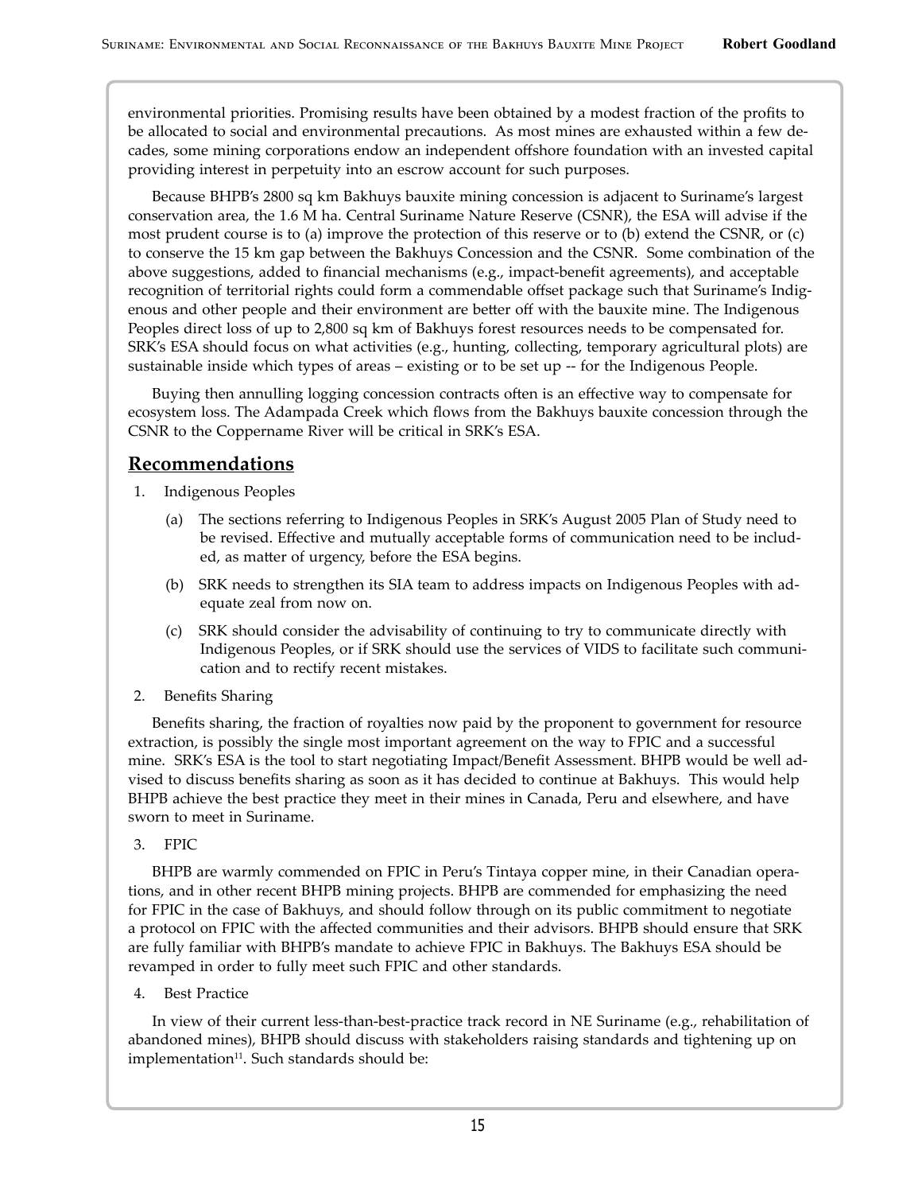environmental priorities. Promising results have been obtained by a modest fraction of the profits to be allocated to social and environmental precautions. As most mines are exhausted within a few decades, some mining corporations endow an independent offshore foundation with an invested capital providing interest in perpetuity into an escrow account for such purposes.

Because BHPB's 2800 sq km Bakhuys bauxite mining concession is adjacent to Suriname's largest conservation area, the 1.6 M ha. Central Suriname Nature Reserve (CSNR), the ESA will advise if the most prudent course is to (a) improve the protection of this reserve or to (b) extend the CSNR, or (c) to conserve the 15 km gap between the Bakhuys Concession and the CSNR. Some combination of the above suggestions, added to financial mechanisms (e.g., impact-benefit agreements), and acceptable recognition of territorial rights could form a commendable offset package such that Suriname's Indigenous and other people and their environment are better off with the bauxite mine. The Indigenous Peoples direct loss of up to 2,800 sq km of Bakhuys forest resources needs to be compensated for. SRK's ESA should focus on what activities (e.g., hunting, collecting, temporary agricultural plots) are sustainable inside which types of areas – existing or to be set up -- for the Indigenous People.

Buying then annulling logging concession contracts often is an effective way to compensate for ecosystem loss. The Adampada Creek which flows from the Bakhuys bauxite concession through the CSNR to the Coppername River will be critical in SRK's ESA.

## Recommendations

1. Indigenous Peoples

   (a) The sections referring to Indigenous Peoples in SRK's August 2005 Plan of Study need to be revised. Effective and mutually acceptable forms of communication need to be included, as matter of urgency, before the ESA begins.

   (b) SRK needs to strengthen its SIA team to address impacts on Indigenous Peoples with adequate zeal from now on.

   (c) SRK should consider the advisability of continuing to try to communicate directly with Indigenous Peoples, or if SRK should use the services of VIDS to facilitate such communication and to rectify recent mistakes.

2. Benefits Sharing

   Benefits sharing, the fraction of royalties now paid by the proponent to government for resource extraction, is possibly the single most important agreement on the way to FPIC and a successful mine. SRK's ESA is the tool to start negotiating Impact/Benefit Assessment. BHPB would be well advised to discuss benefits sharing as soon as it has decided to continue at Bakhuys. This would help BHPB achieve the best practice they meet in their mines in Canada, Peru and elsewhere, and have sworn to meet in Suriname.

3. FPIC

   BHPB are warmly commended on FPIC in Peru's Tintaya copper mine, in their Canadian operations, and in other recent BHPB mining projects. BHPB are commended for emphasizing the need for FPIC in the case of Bakhuys, and should follow through on its public commitment to negotiate a protocol on FPIC with the affected communities and their advisors. BHPB should ensure that SRK are fully familiar with BHPB's mandate to achieve FPIC in Bakhuys. The Bakhuys ESA should be revamped in order to fully meet such FPIC and other standards.

4. Best Practice

   In view of their current less-than-best-practice track record in NE Suriname (e.g., rehabilitation of abandoned mines), BHPB should discuss with stakeholders raising standards and tightening up on implementation[11]. Such standards should be: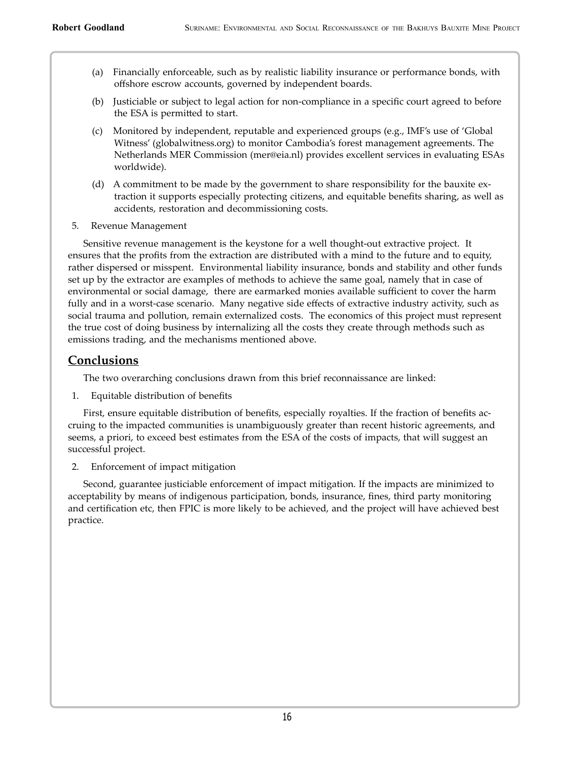(a) Financially enforceable, such as by realistic liability insurance or performance bonds, with offshore escrow accounts, governed by independent boards.

(b) Justiciable or subject to legal action for non-compliance in a specific court agreed to before the ESA is permitted to start.

(c) Monitored by independent, reputable and experienced groups (e.g., IMF's use of 'Global Witness' (globalwitness.org) to monitor Cambodia's forest management agreements. The Netherlands MER Commission (mer@eia.nl) provides excellent services in evaluating ESAs worldwide).

(d) A commitment to be made by the government to share responsibility for the bauxite extraction it supports especially protecting citizens, and equitable benefits sharing, as well as accidents, restoration and decommissioning costs.

5. Revenue Management

Sensitive revenue management is the keystone for a well thought-out extractive project. It ensures that the profits from the extraction are distributed with a mind to the future and to equity, rather dispersed or misspent. Environmental liability insurance, bonds and stability and other funds set up by the extractor are examples of methods to achieve the same goal, namely that in case of environmental or social damage, there are earmarked monies available sufficient to cover the harm fully and in a worst-case scenario. Many negative side effects of extractive industry activity, such as social trauma and pollution, remain externalized costs. The economics of this project must represent the true cost of doing business by internalizing all the costs they create through methods such as emissions trading, and the mechanisms mentioned above.

## Conclusions

The two overarching conclusions drawn from this brief reconnaissance are linked:

1. Equitable distribution of benefits

First, ensure equitable distribution of benefits, especially royalties. If the fraction of benefits accruing to the impacted communities is unambiguously greater than recent historic agreements, and seems, a priori, to exceed best estimates from the ESA of the costs of impacts, that will suggest an successful project.

2. Enforcement of impact mitigation

Second, guarantee justiciable enforcement of impact mitigation. If the impacts are minimized to acceptability by means of indigenous participation, bonds, insurance, fines, third party monitoring and certification etc, then FPIC is more likely to be achieved, and the project will have achieved best practice.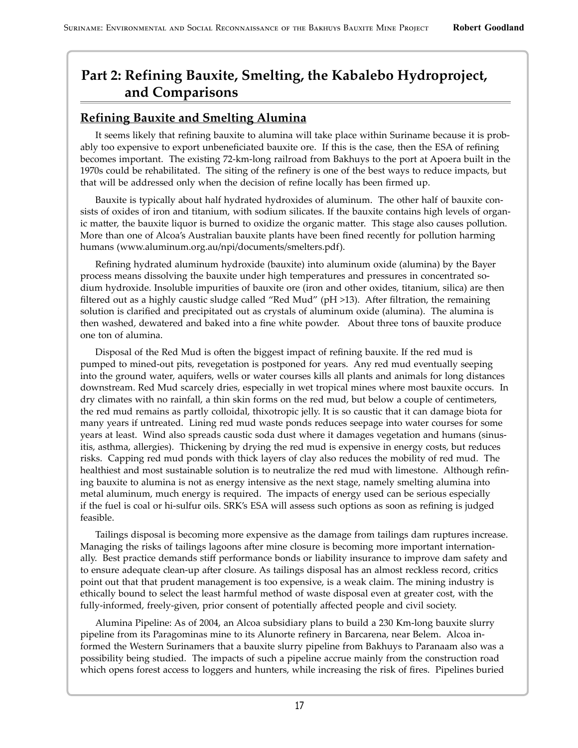# Part 2: Refining Bauxite, Smelting, the Kabalebo Hydroproject, and Comparisons

## Refining Bauxite and Smelting Alumina

It seems likely that refining bauxite to alumina will take place within Suriname because it is probably too expensive to export unbeneficiated bauxite ore. If this is the case, then the ESA of refining becomes important. The existing 72-km-long railroad from Bakhuys to the port at Apoera built in the 1970s could be rehabilitated. The siting of the refinery is one of the best ways to reduce impacts, but that will be addressed only when the decision of refine locally has been firmed up.

Bauxite is typically about half hydrated hydroxides of aluminum. The other half of bauxite consists of oxides of iron and titanium, with sodium silicates. If the bauxite contains high levels of organic matter, the bauxite liquor is burned to oxidize the organic matter. This stage also causes pollution. More than one of Alcoa's Australian bauxite plants have been fined recently for pollution harming humans (www.aluminum.org.au/npi/documents/smelters.pdf).

Refining hydrated aluminum hydroxide (bauxite) into aluminum oxide (alumina) by the Bayer process means dissolving the bauxite under high temperatures and pressures in concentrated sodium hydroxide. Insoluble impurities of bauxite ore (iron and other oxides, titanium, silica) are then filtered out as a highly caustic sludge called "Red Mud" (pH >13). After filtration, the remaining solution is clarified and precipitated out as crystals of aluminum oxide (alumina). The alumina is then washed, dewatered and baked into a fine white powder. About three tons of bauxite produce one ton of alumina.

Disposal of the Red Mud is often the biggest impact of refining bauxite. If the red mud is pumped to mined-out pits, revegetation is postponed for years. Any red mud eventually seeping into the ground water, aquifers, wells or water courses kills all plants and animals for long distances downstream. Red Mud scarcely dries, especially in wet tropical mines where most bauxite occurs. In dry climates with no rainfall, a thin skin forms on the red mud, but below a couple of centimeters, the red mud remains as partly colloidal, thixotropic jelly. It is so caustic that it can damage biota for many years if untreated. Lining red mud waste ponds reduces seepage into water courses for some years at least. Wind also spreads caustic soda dust where it damages vegetation and humans (sinusitis, asthma, allergies). Thickening by drying the red mud is expensive in energy costs, but reduces risks. Capping red mud ponds with thick layers of clay also reduces the mobility of red mud. The healthiest and most sustainable solution is to neutralize the red mud with limestone. Although refining bauxite to alumina is not as energy intensive as the next stage, namely smelting alumina into metal aluminum, much energy is required. The impacts of energy used can be serious especially if the fuel is coal or hi-sulfur oils. SRK's ESA will assess such options as soon as refining is judged feasible.

Tailings disposal is becoming more expensive as the damage from tailings dam ruptures increase. Managing the risks of tailings lagoons after mine closure is becoming more important internationally. Best practice demands stiff performance bonds or liability insurance to improve dam safety and to ensure adequate clean-up after closure. As tailings disposal has an almost reckless record, critics point out that that prudent management is too expensive, is a weak claim. The mining industry is ethically bound to select the least harmful method of waste disposal even at greater cost, with the fully-informed, freely-given, prior consent of potentially affected people and civil society.

Alumina Pipeline: As of 2004, an Alcoa subsidiary plans to build a 230 Km-long bauxite slurry pipeline from its Paragominas mine to its Alunorte refinery in Barcarena, near Belem. Alcoa informed the Western Surinamers that a bauxite slurry pipeline from Bakhuys to Paranaam also was a possibility being studied. The impacts of such a pipeline accrue mainly from the construction road which opens forest access to loggers and hunters, while increasing the risk of fires. Pipelines buried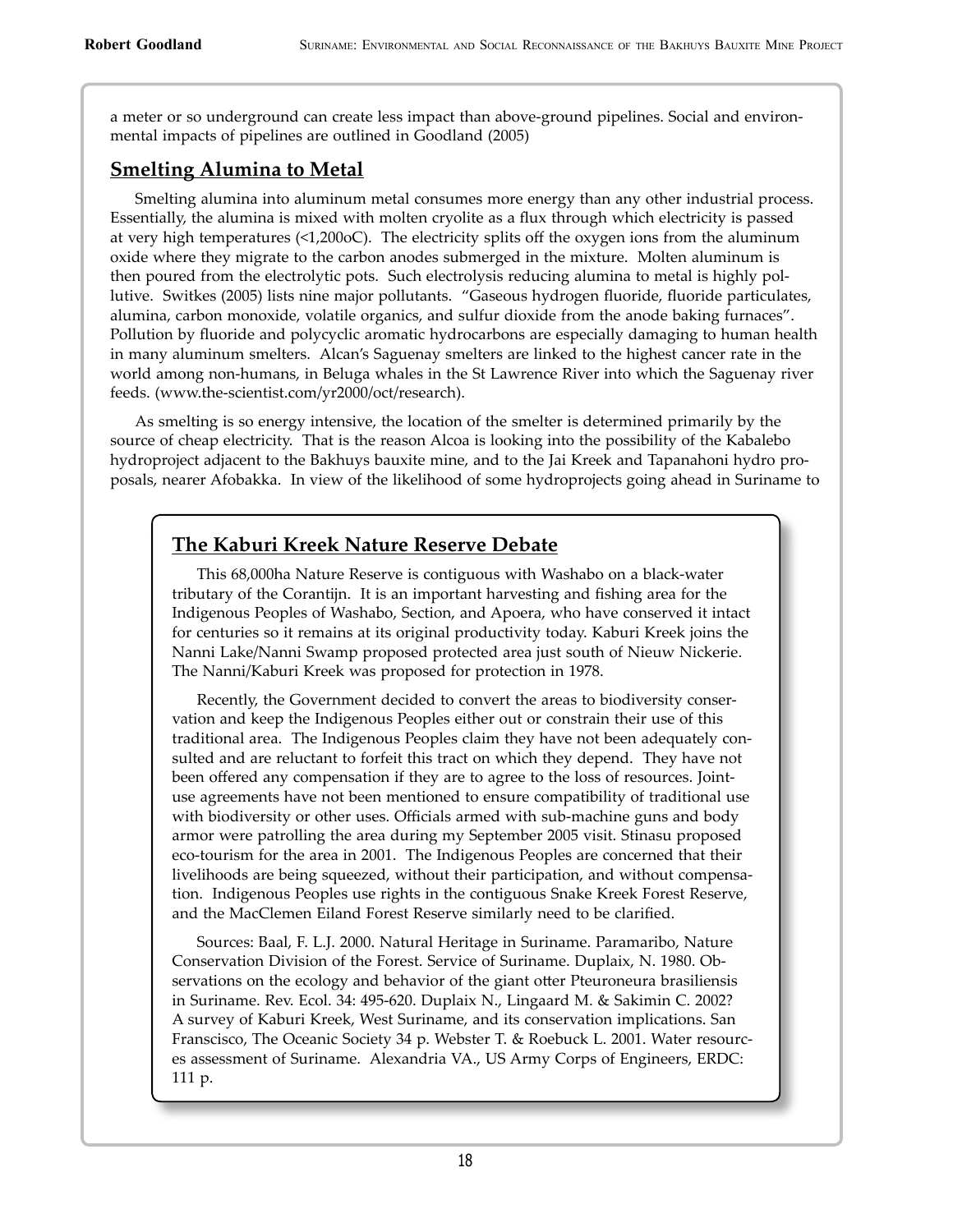a meter or so underground can create less impact than above-ground pipelines. Social and environmental impacts of pipelines are outlined in Goodland (2005)

## Smelting Alumina to Metal

Smelting alumina into aluminum metal consumes more energy than any other industrial process. Essentially, the alumina is mixed with molten cryolite as a flux through which electricity is passed at very high temperatures (<1,200oC). The electricity splits off the oxygen ions from the aluminum oxide where they migrate to the carbon anodes submerged in the mixture. Molten aluminum is then poured from the electrolytic pots. Such electrolysis reducing alumina to metal is highly pollutive. Switkes (2005) lists nine major pollutants. "Gaseous hydrogen fluoride, fluoride particulates, alumina, carbon monoxide, volatile organics, and sulfur dioxide from the anode baking furnaces". Pollution by fluoride and polycyclic aromatic hydrocarbons are especially damaging to human health in many aluminum smelters. Alcan's Saguenay smelters are linked to the highest cancer rate in the world among non-humans, in Beluga whales in the St Lawrence River into which the Saguenay river feeds. (www.the-scientist.com/yr2000/oct/research).

As smelting is so energy intensive, the location of the smelter is determined primarily by the source of cheap electricity. That is the reason Alcoa is looking into the possibility of the Kabalebo hydroproject adjacent to the Bakhuys bauxite mine, and to the Jai Kreek and Tapanahoni hydro proposals, nearer Afobakka. In view of the likelihood of some hydroprojects going ahead in Suriname to

### The Kaburi Kreek Nature Reserve Debate

This 68,000ha Nature Reserve is contiguous with Washabo on a black-water tributary of the Corantijn. It is an important harvesting and fishing area for the Indigenous Peoples of Washabo, Section, and Apoera, who have conserved it intact for centuries so it remains at its original productivity today. Kaburi Kreek joins the Nanni Lake/Nanni Swamp proposed protected area just south of Nieuw Nickerie. The Nanni/Kaburi Kreek was proposed for protection in 1978.

Recently, the Government decided to convert the areas to biodiversity conservation and keep the Indigenous Peoples either out or constrain their use of this traditional area. The Indigenous Peoples claim they have not been adequately consulted and are reluctant to forfeit this tract on which they depend. They have not been offered any compensation if they are to agree to the loss of resources. Joint-use agreements have not been mentioned to ensure compatibility of traditional use with biodiversity or other uses. Officials armed with sub-machine guns and body armor were patrolling the area during my September 2005 visit. Stinasu proposed eco-tourism for the area in 2001. The Indigenous Peoples are concerned that their livelihoods are being squeezed, without their participation, and without compensation. Indigenous Peoples use rights in the contiguous Snake Kreek Forest Reserve, and the MacClemen Eiland Forest Reserve similarly need to be clarified.

Sources: Baal, F. L.J. 2000. Natural Heritage in Suriname. Paramaribo, Nature Conservation Division of the Forest. Service of Suriname. Duplaix, N. 1980. Observations on the ecology and behavior of the giant otter Pteuroneura brasiliensis in Suriname. Rev. Ecol. 34: 495-620. Duplaix N., Lingaard M. & Sakimin C. 2002? A survey of Kaburi Kreek, West Suriname, and its conservation implications. San Franscisco, The Oceanic Society 34 p. Webster T. & Roebuck L. 2001. Water resources assessment of Suriname. Alexandria VA., US Army Corps of Engineers, ERDC: 111 p.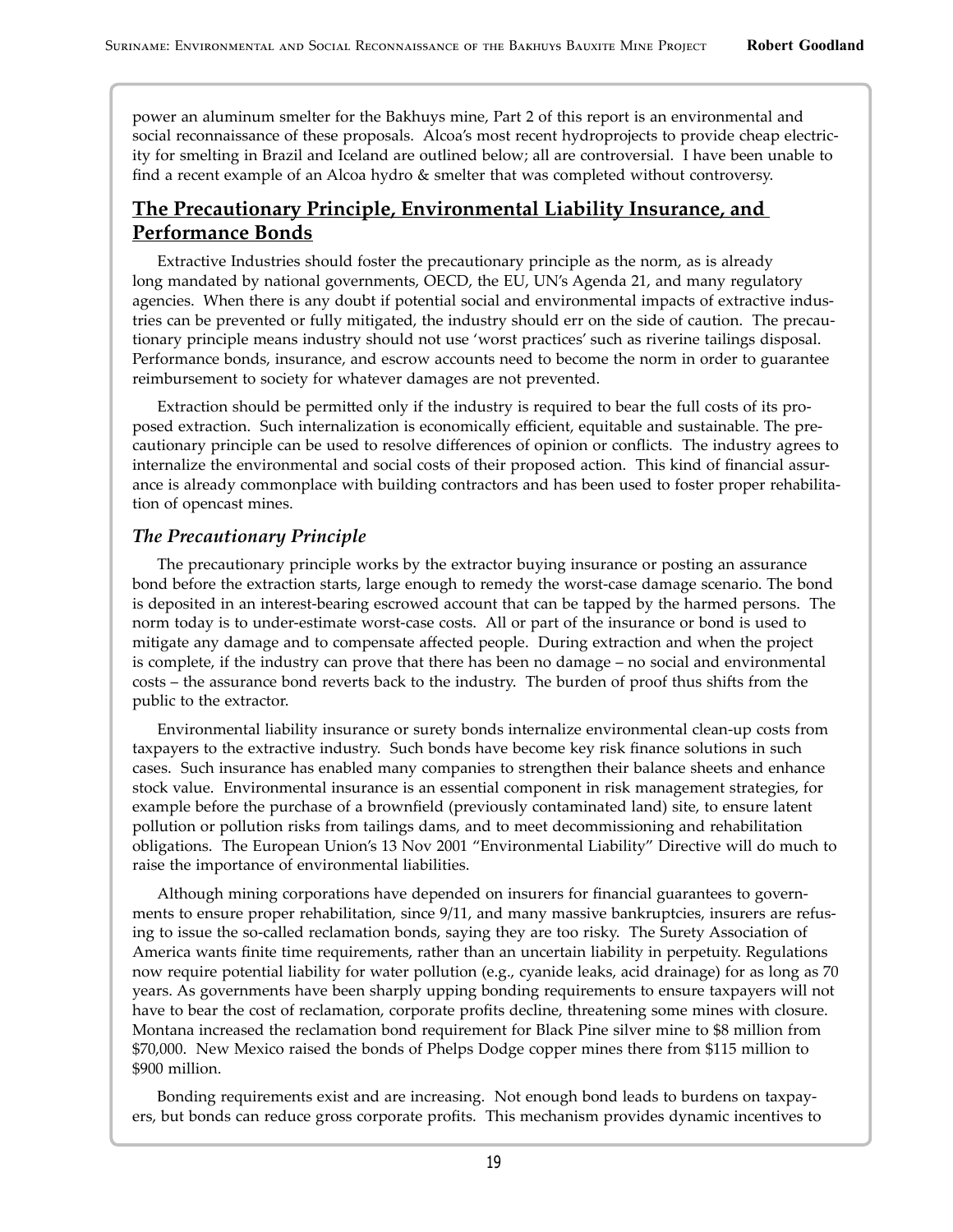power an aluminum smelter for the Bakhuys mine, Part 2 of this report is an environmental and social reconnaissance of these proposals. Alcoa's most recent hydroprojects to provide cheap electricity for smelting in Brazil and Iceland are outlined below; all are controversial. I have been unable to find a recent example of an Alcoa hydro & smelter that was completed without controversy.

## The Precautionary Principle, Environmental Liability Insurance, and Performance Bonds

Extractive Industries should foster the precautionary principle as the norm, as is already long mandated by national governments, OECD, the EU, UN's Agenda 21, and many regulatory agencies. When there is any doubt if potential social and environmental impacts of extractive industries can be prevented or fully mitigated, the industry should err on the side of caution. The precautionary principle means industry should not use 'worst practices' such as riverine tailings disposal. Performance bonds, insurance, and escrow accounts need to become the norm in order to guarantee reimbursement to society for whatever damages are not prevented.

Extraction should be permitted only if the industry is required to bear the full costs of its proposed extraction. Such internalization is economically efficient, equitable and sustainable. The precautionary principle can be used to resolve differences of opinion or conflicts. The industry agrees to internalize the environmental and social costs of their proposed action. This kind of financial assurance is already commonplace with building contractors and has been used to foster proper rehabilitation of opencast mines.

### *The Precautionary Principle*

The precautionary principle works by the extractor buying insurance or posting an assurance bond before the extraction starts, large enough to remedy the worst-case damage scenario. The bond is deposited in an interest-bearing escrowed account that can be tapped by the harmed persons. The norm today is to under-estimate worst-case costs. All or part of the insurance or bond is used to mitigate any damage and to compensate affected people. During extraction and when the project is complete, if the industry can prove that there has been no damage – no social and environmental costs – the assurance bond reverts back to the industry. The burden of proof thus shifts from the public to the extractor.

Environmental liability insurance or surety bonds internalize environmental clean-up costs from taxpayers to the extractive industry. Such bonds have become key risk finance solutions in such cases. Such insurance has enabled many companies to strengthen their balance sheets and enhance stock value. Environmental insurance is an essential component in risk management strategies, for example before the purchase of a brownfield (previously contaminated land) site, to ensure latent pollution or pollution risks from tailings dams, and to meet decommissioning and rehabilitation obligations. The European Union's 13 Nov 2001 "Environmental Liability" Directive will do much to raise the importance of environmental liabilities.

Although mining corporations have depended on insurers for financial guarantees to governments to ensure proper rehabilitation, since 9/11, and many massive bankruptcies, insurers are refusing to issue the so-called reclamation bonds, saying they are too risky. The Surety Association of America wants finite time requirements, rather than an uncertain liability in perpetuity. Regulations now require potential liability for water pollution (e.g., cyanide leaks, acid drainage) for as long as 70 years. As governments have been sharply upping bonding requirements to ensure taxpayers will not have to bear the cost of reclamation, corporate profits decline, threatening some mines with closure. Montana increased the reclamation bond requirement for Black Pine silver mine to $8 million from $70,000. New Mexico raised the bonds of Phelps Dodge copper mines there from $115 million to $900 million.

Bonding requirements exist and are increasing. Not enough bond leads to burdens on taxpayers, but bonds can reduce gross corporate profits. This mechanism provides dynamic incentives to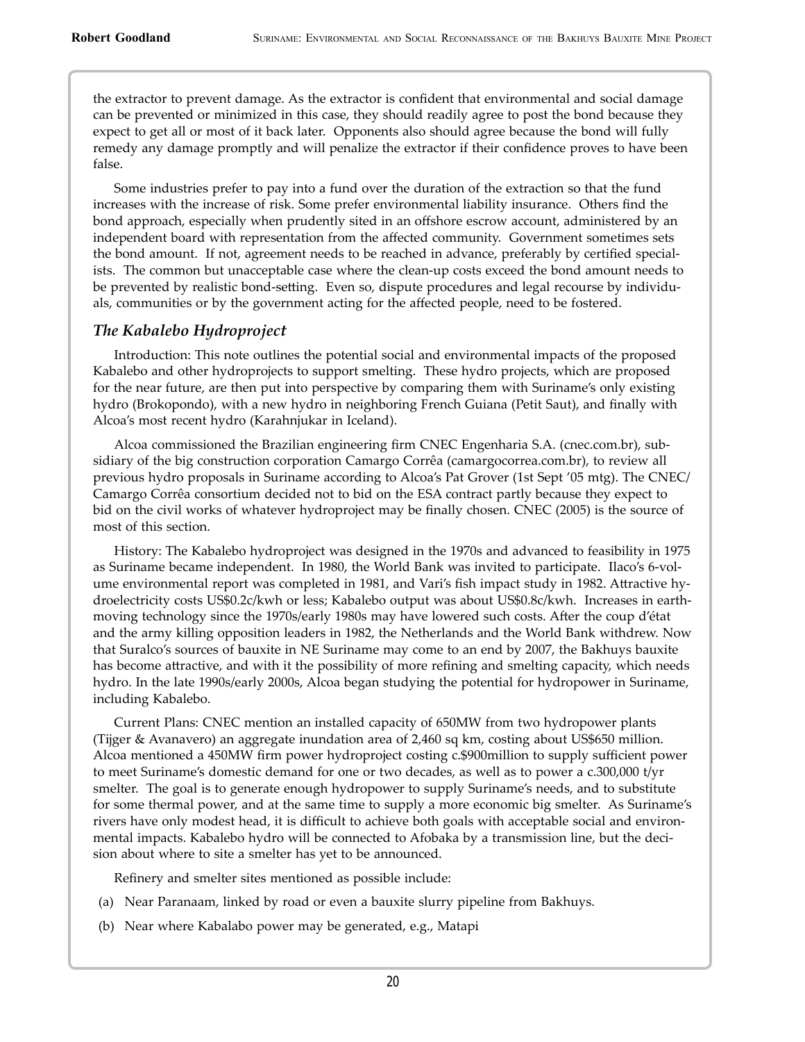the extractor to prevent damage. As the extractor is confident that environmental and social damage can be prevented or minimized in this case, they should readily agree to post the bond because they expect to get all or most of it back later. Opponents also should agree because the bond will fully remedy any damage promptly and will penalize the extractor if their confidence proves to have been false.

Some industries prefer to pay into a fund over the duration of the extraction so that the fund increases with the increase of risk. Some prefer environmental liability insurance. Others find the bond approach, especially when prudently sited in an offshore escrow account, administered by an independent board with representation from the affected community. Government sometimes sets the bond amount. If not, agreement needs to be reached in advance, preferably by certified specialists. The common but unacceptable case where the clean-up costs exceed the bond amount needs to be prevented by realistic bond-setting. Even so, dispute procedures and legal recourse by individuals, communities or by the government acting for the affected people, need to be fostered.

### *The Kabalebo Hydroproject*

Introduction: This note outlines the potential social and environmental impacts of the proposed Kabalebo and other hydroprojects to support smelting. These hydro projects, which are proposed for the near future, are then put into perspective by comparing them with Suriname's only existing hydro (Brokopondo), with a new hydro in neighboring French Guiana (Petit Saut), and finally with Alcoa's most recent hydro (Karahnjukar in Iceland).

Alcoa commissioned the Brazilian engineering firm CNEC Engenharia S.A. (cnec.com.br), subsidiary of the big construction corporation Camargo Corrêa (camargocorrea.com.br), to review all previous hydro proposals in Suriname according to Alcoa's Pat Grover (1st Sept '05 mtg). The CNEC/Camargo Corrêa consortium decided not to bid on the ESA contract partly because they expect to bid on the civil works of whatever hydroproject may be finally chosen. CNEC (2005) is the source of most of this section.

History: The Kabalebo hydroproject was designed in the 1970s and advanced to feasibility in 1975 as Suriname became independent. In 1980, the World Bank was invited to participate. Ilaco's 6-volume environmental report was completed in 1981, and Vari's fish impact study in 1982. Attractive hydroelectricity costs US$0.2c/kwh or less; Kabalebo output was about US$0.8c/kwh. Increases in earth-moving technology since the 1970s/early 1980s may have lowered such costs. After the coup d'état and the army killing opposition leaders in 1982, the Netherlands and the World Bank withdrew. Now that Suralco's sources of bauxite in NE Suriname may come to an end by 2007, the Bakhuys bauxite has become attractive, and with it the possibility of more refining and smelting capacity, which needs hydro. In the late 1990s/early 2000s, Alcoa began studying the potential for hydropower in Suriname, including Kabalebo.

Current Plans: CNEC mention an installed capacity of 650MW from two hydropower plants (Tijger & Avanavero) an aggregate inundation area of 2,460 sq km, costing about US$650 million. Alcoa mentioned a 450MW firm power hydroproject costing c.$900million to supply sufficient power to meet Suriname's domestic demand for one or two decades, as well as to power a c.300,000 t/yr smelter. The goal is to generate enough hydropower to supply Suriname's needs, and to substitute for some thermal power, and at the same time to supply a more economic big smelter. As Suriname's rivers have only modest head, it is difficult to achieve both goals with acceptable social and environmental impacts. Kabalebo hydro will be connected to Afobaka by a transmission line, but the decision about where to site a smelter has yet to be announced.

Refinery and smelter sites mentioned as possible include:

(a) Near Paranaam, linked by road or even a bauxite slurry pipeline from Bakhuys.

(b) Near where Kabalabo power may be generated, e.g., Matapi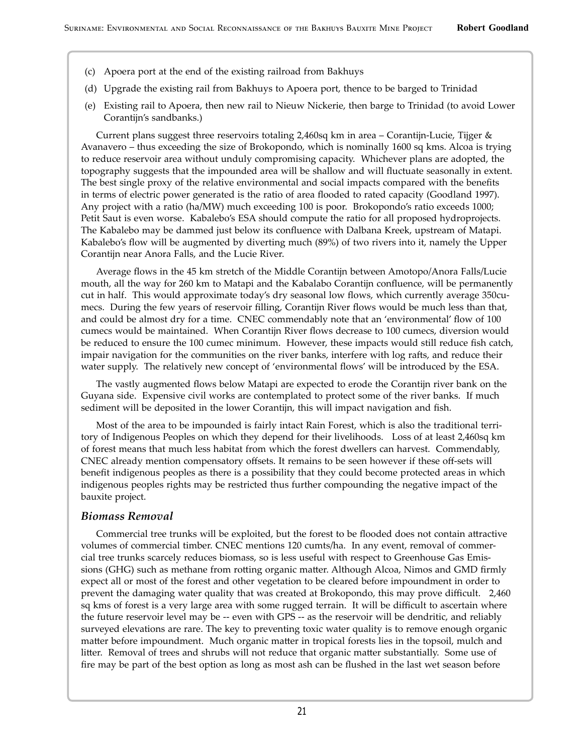(c) Apoera port at the end of the existing railroad from Bakhuys

(d) Upgrade the existing rail from Bakhuys to Apoera port, thence to be barged to Trinidad

(e) Existing rail to Apoera, then new rail to Nieuw Nickerie, then barge to Trinidad (to avoid Lower Corantijn's sandbanks.)

Current plans suggest three reservoirs totaling 2,460sq km in area – Corantijn-Lucie, Tijger & Avanavero – thus exceeding the size of Brokopondo, which is nominally 1600 sq kms. Alcoa is trying to reduce reservoir area without unduly compromising capacity. Whichever plans are adopted, the topography suggests that the impounded area will be shallow and will fluctuate seasonally in extent. The best single proxy of the relative environmental and social impacts compared with the benefits in terms of electric power generated is the ratio of area flooded to rated capacity (Goodland 1997). Any project with a ratio (ha/MW) much exceeding 100 is poor. Brokopondo's ratio exceeds 1000; Petit Saut is even worse. Kabalebo's ESA should compute the ratio for all proposed hydroprojects. The Kabalebo may be dammed just below its confluence with Dalbana Kreek, upstream of Matapi. Kabalebo's flow will be augmented by diverting much (89%) of two rivers into it, namely the Upper Corantijn near Anora Falls, and the Lucie River.

Average flows in the 45 km stretch of the Middle Corantijn between Amotopo/Anora Falls/Lucie mouth, all the way for 260 km to Matapi and the Kabalabo Corantijn confluence, will be permanently cut in half. This would approximate today's dry seasonal low flows, which currently average 350cumecs. During the few years of reservoir filling, Corantijn River flows would be much less than that, and could be almost dry for a time. CNEC commendably note that an 'environmental' flow of 100 cumecs would be maintained. When Corantijn River flows decrease to 100 cumecs, diversion would be reduced to ensure the 100 cumec minimum. However, these impacts would still reduce fish catch, impair navigation for the communities on the river banks, interfere with log rafts, and reduce their water supply. The relatively new concept of 'environmental flows' will be introduced by the ESA.

The vastly augmented flows below Matapi are expected to erode the Corantijn river bank on the Guyana side. Expensive civil works are contemplated to protect some of the river banks. If much sediment will be deposited in the lower Corantijn, this will impact navigation and fish.

Most of the area to be impounded is fairly intact Rain Forest, which is also the traditional territory of Indigenous Peoples on which they depend for their livelihoods. Loss of at least 2,460sq km of forest means that much less habitat from which the forest dwellers can harvest. Commendably, CNEC already mention compensatory offsets. It remains to be seen however if these off-sets will benefit indigenous peoples as there is a possibility that they could become protected areas in which indigenous peoples rights may be restricted thus further compounding the negative impact of the bauxite project.

### *Biomass Removal*

Commercial tree trunks will be exploited, but the forest to be flooded does not contain attractive volumes of commercial timber. CNEC mentions 120 cumts/ha. In any event, removal of commercial tree trunks scarcely reduces biomass, so is less useful with respect to Greenhouse Gas Emissions (GHG) such as methane from rotting organic matter. Although Alcoa, Nimos and GMD firmly expect all or most of the forest and other vegetation to be cleared before impoundment in order to prevent the damaging water quality that was created at Brokopondo, this may prove difficult. 2,460 sq kms of forest is a very large area with some rugged terrain. It will be difficult to ascertain where the future reservoir level may be -- even with GPS -- as the reservoir will be dendritic, and reliably surveyed elevations are rare. The key to preventing toxic water quality is to remove enough organic matter before impoundment. Much organic matter in tropical forests lies in the topsoil, mulch and litter. Removal of trees and shrubs will not reduce that organic matter substantially. Some use of fire may be part of the best option as long as most ash can be flushed in the last wet season before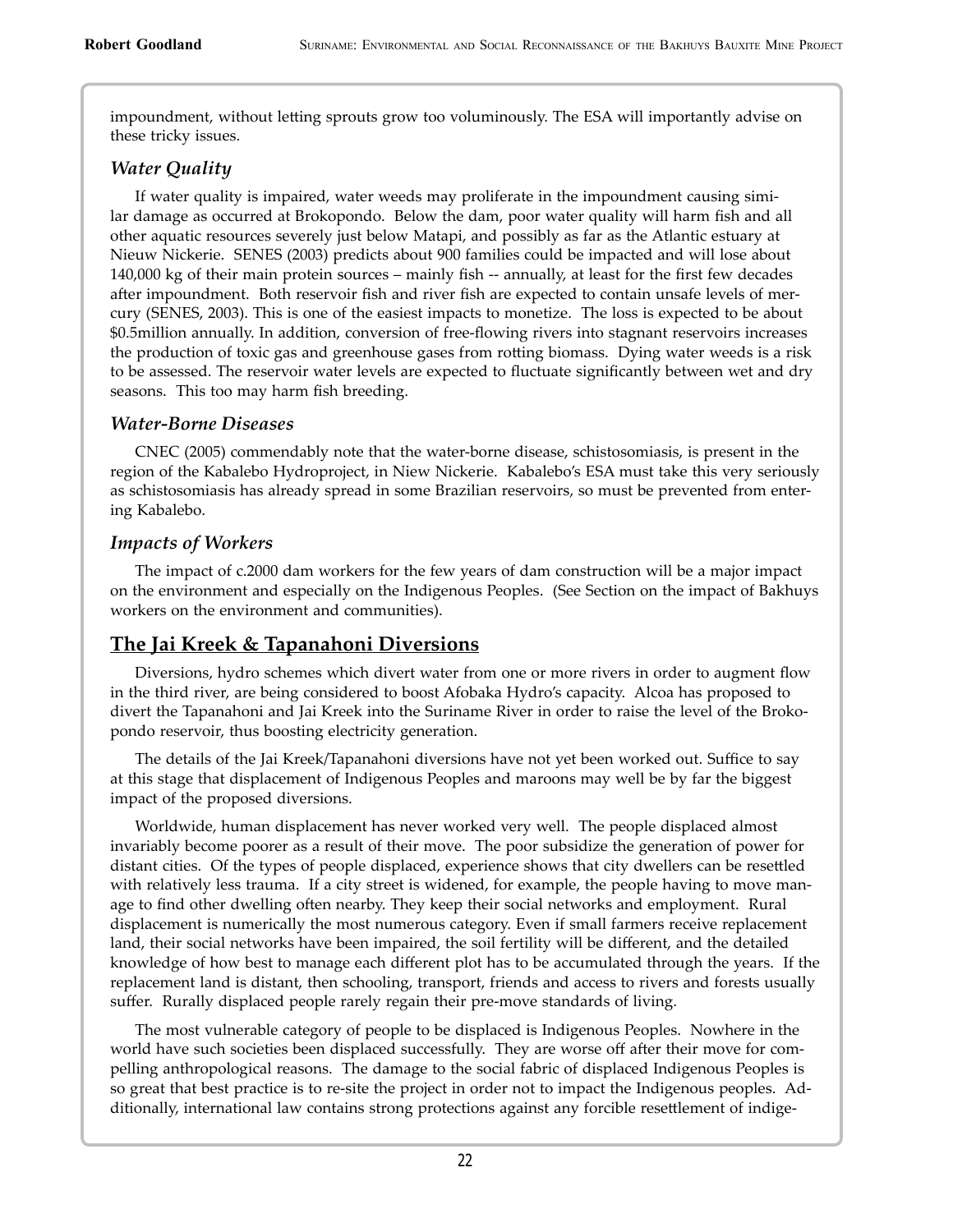impoundment, without letting sprouts grow too voluminously. The ESA will importantly advise on these tricky issues.

### *Water Quality*

If water quality is impaired, water weeds may proliferate in the impoundment causing similar damage as occurred at Brokopondo. Below the dam, poor water quality will harm fish and all other aquatic resources severely just below Matapi, and possibly as far as the Atlantic estuary at Nieuw Nickerie. SENES (2003) predicts about 900 families could be impacted and will lose about 140,000 kg of their main protein sources – mainly fish -- annually, at least for the first few decades after impoundment. Both reservoir fish and river fish are expected to contain unsafe levels of mercury (SENES, 2003). This is one of the easiest impacts to monetize. The loss is expected to be about \$0.5million annually. In addition, conversion of free-flowing rivers into stagnant reservoirs increases the production of toxic gas and greenhouse gases from rotting biomass. Dying water weeds is a risk to be assessed. The reservoir water levels are expected to fluctuate significantly between wet and dry seasons. This too may harm fish breeding.

### *Water-Borne Diseases*

CNEC (2005) commendably note that the water-borne disease, schistosomiasis, is present in the region of the Kabalebo Hydroproject, in Niew Nickerie. Kabalebo's ESA must take this very seriously as schistosomiasis has already spread in some Brazilian reservoirs, so must be prevented from entering Kabalebo.

### *Impacts of Workers*

The impact of c.2000 dam workers for the few years of dam construction will be a major impact on the environment and especially on the Indigenous Peoples. (See Section on the impact of Bakhuys workers on the environment and communities).

## The Jai Kreek & Tapanahoni Diversions

Diversions, hydro schemes which divert water from one or more rivers in order to augment flow in the third river, are being considered to boost Afobaka Hydro's capacity. Alcoa has proposed to divert the Tapanahoni and Jai Kreek into the Suriname River in order to raise the level of the Brokopondo reservoir, thus boosting electricity generation.

The details of the Jai Kreek/Tapanahoni diversions have not yet been worked out. Suffice to say at this stage that displacement of Indigenous Peoples and maroons may well be by far the biggest impact of the proposed diversions.

Worldwide, human displacement has never worked very well. The people displaced almost invariably become poorer as a result of their move. The poor subsidize the generation of power for distant cities. Of the types of people displaced, experience shows that city dwellers can be resettled with relatively less trauma. If a city street is widened, for example, the people having to move manage to find other dwelling often nearby. They keep their social networks and employment. Rural displacement is numerically the most numerous category. Even if small farmers receive replacement land, their social networks have been impaired, the soil fertility will be different, and the detailed knowledge of how best to manage each different plot has to be accumulated through the years. If the replacement land is distant, then schooling, transport, friends and access to rivers and forests usually suffer. Rurally displaced people rarely regain their pre-move standards of living.

The most vulnerable category of people to be displaced is Indigenous Peoples. Nowhere in the world have such societies been displaced successfully. They are worse off after their move for compelling anthropological reasons. The damage to the social fabric of displaced Indigenous Peoples is so great that best practice is to re-site the project in order not to impact the Indigenous peoples. Additionally, international law contains strong protections against any forcible resettlement of indige-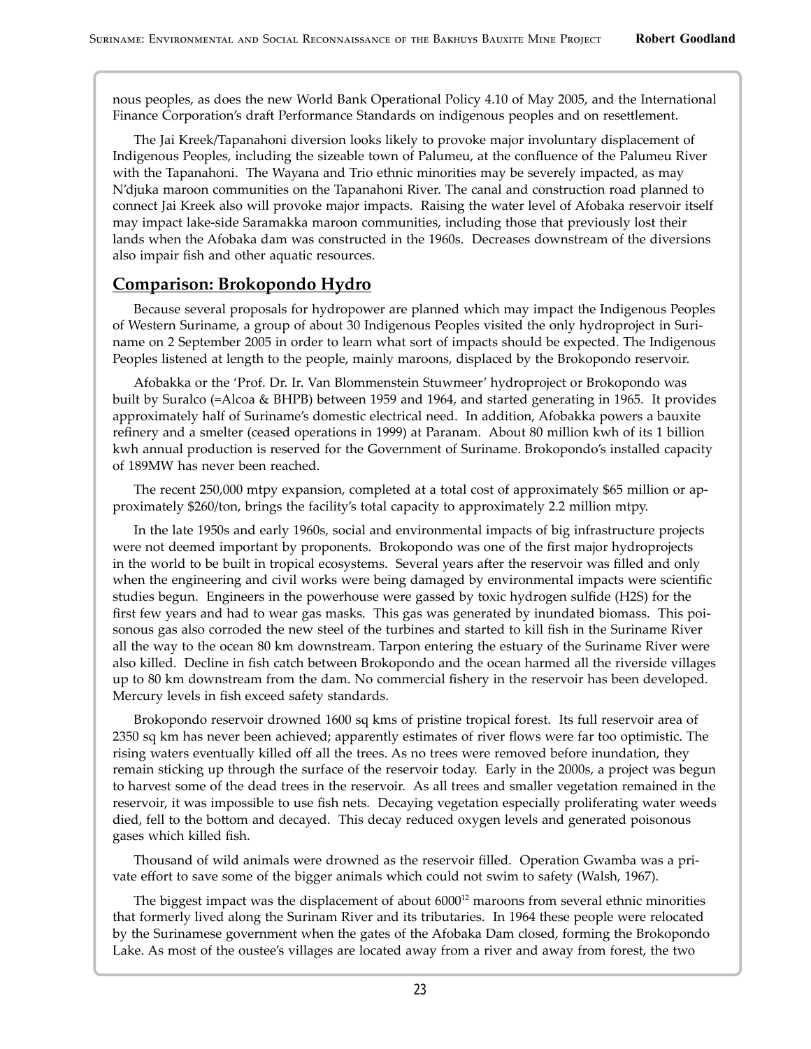nous peoples, as does the new World Bank Operational Policy 4.10 of May 2005, and the International Finance Corporation's draft Performance Standards on indigenous peoples and on resettlement.

The Jai Kreek/Tapanahoni diversion looks likely to provoke major involuntary displacement of Indigenous Peoples, including the sizeable town of Palumeu, at the confluence of the Palumeu River with the Tapanahoni. The Wayana and Trio ethnic minorities may be severely impacted, as may N'djuka maroon communities on the Tapanahoni River. The canal and construction road planned to connect Jai Kreek also will provoke major impacts. Raising the water level of Afobaka reservoir itself may impact lake-side Saramakka maroon communities, including those that previously lost their lands when the Afobaka dam was constructed in the 1960s. Decreases downstream of the diversions also impair fish and other aquatic resources.

## Comparison: Brokopondo Hydro

Because several proposals for hydropower are planned which may impact the Indigenous Peoples of Western Suriname, a group of about 30 Indigenous Peoples visited the only hydroproject in Suriname on 2 September 2005 in order to learn what sort of impacts should be expected. The Indigenous Peoples listened at length to the people, mainly maroons, displaced by the Brokopondo reservoir.

Afobakka or the 'Prof. Dr. Ir. Van Blommenstein Stuwmeer' hydroproject or Brokopondo was built by Suralco (=Alcoa & BHPB) between 1959 and 1964, and started generating in 1965. It provides approximately half of Suriname's domestic electrical need. In addition, Afobakka powers a bauxite refinery and a smelter (ceased operations in 1999) at Paranam. About 80 million kwh of its 1 billion kwh annual production is reserved for the Government of Suriname. Brokopondo's installed capacity of 189MW has never been reached.

The recent 250,000 mtpy expansion, completed at a total cost of approximately $65 million or approximately $260/ton, brings the facility's total capacity to approximately 2.2 million mtpy.

In the late 1950s and early 1960s, social and environmental impacts of big infrastructure projects were not deemed important by proponents. Brokopondo was one of the first major hydroprojects in the world to be built in tropical ecosystems. Several years after the reservoir was filled and only when the engineering and civil works were being damaged by environmental impacts were scientific studies begun. Engineers in the powerhouse were gassed by toxic hydrogen sulfide ($H_2S$) for the first few years and had to wear gas masks. This gas was generated by inundated biomass. This poisonous gas also corroded the new steel of the turbines and started to kill fish in the Suriname River all the way to the ocean 80 km downstream. Tarpon entering the estuary of the Suriname River were also killed. Decline in fish catch between Brokopondo and the ocean harmed all the riverside villages up to 80 km downstream from the dam. No commercial fishery in the reservoir has been developed. Mercury levels in fish exceed safety standards.

Brokopondo reservoir drowned 1600 sq kms of pristine tropical forest. Its full reservoir area of 2350 sq km has never been achieved; apparently estimates of river flows were far too optimistic. The rising waters eventually killed off all the trees. As no trees were removed before inundation, they remain sticking up through the surface of the reservoir today. Early in the 2000s, a project was begun to harvest some of the dead trees in the reservoir. As all trees and smaller vegetation remained in the reservoir, it was impossible to use fish nets. Decaying vegetation especially proliferating water weeds died, fell to the bottom and decayed. This decay reduced oxygen levels and generated poisonous gases which killed fish.

Thousand of wild animals were drowned as the reservoir filled. Operation Gwamba was a private effort to save some of the bigger animals which could not swim to safety (Walsh, 1967).

The biggest impact was the displacement of about 6000[12] maroons from several ethnic minorities that formerly lived along the Surinam River and its tributaries. In 1964 these people were relocated by the Surinamese government when the gates of the Afobaka Dam closed, forming the Brokopondo Lake. As most of the oustee's villages are located away from a river and away from forest, the two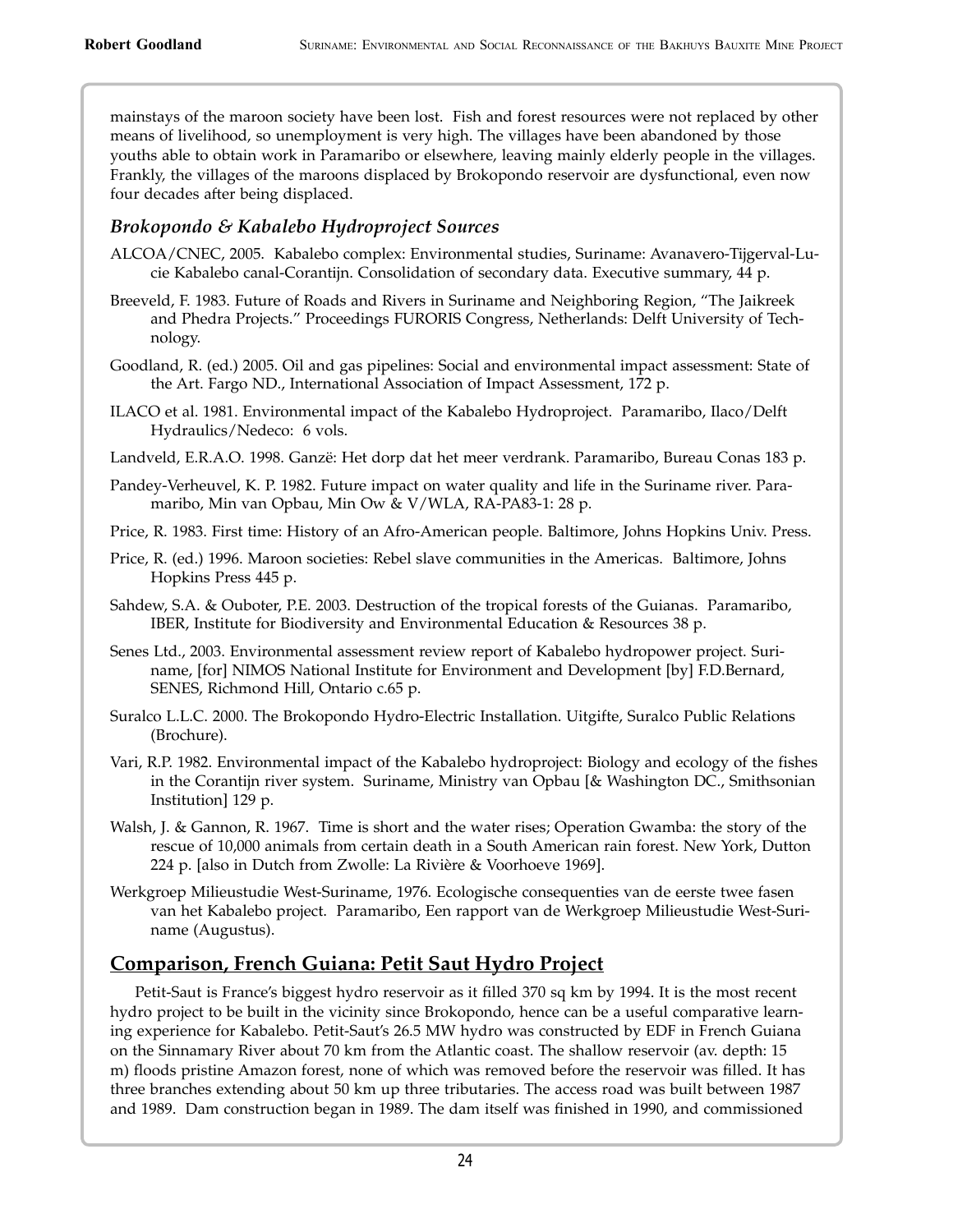mainstays of the maroon society have been lost. Fish and forest resources were not replaced by other means of livelihood, so unemployment is very high. The villages have been abandoned by those youths able to obtain work in Paramaribo or elsewhere, leaving mainly elderly people in the villages. Frankly, the villages of the maroons displaced by Brokopondo reservoir are dysfunctional, even now four decades after being displaced.

### *Brokopondo & Kabalebo Hydroproject Sources*

ALCOA/CNEC, 2005. Kabalebo complex: Environmental studies, Suriname: Avanavero-Tijgerval-Lucie Kabalebo canal-Corantijn. Consolidation of secondary data. Executive summary, 44 p.

Breeveld, F. 1983. Future of Roads and Rivers in Suriname and Neighboring Region, "The Jaikreek and Phedra Projects." Proceedings FURORIS Congress, Netherlands: Delft University of Technology.

Goodland, R. (ed.) 2005. Oil and gas pipelines: Social and environmental impact assessment: State of the Art. Fargo ND., International Association of Impact Assessment, 172 p.

ILACO et al. 1981. Environmental impact of the Kabalebo Hydroproject. Paramaribo, Ilaco/Delft Hydraulics/Nedeco: 6 vols.

Landveld, E.R.A.O. 1998. Ganzë: Het dorp dat het meer verdrank. Paramaribo, Bureau Conas 183 p.

Pandey-Verheuvel, K. P. 1982. Future impact on water quality and life in the Suriname river. Paramaribo, Min van Opbau, Min Ow & V/WLA, RA-PA83-1: 28 p.

Price, R. 1983. First time: History of an Afro-American people. Baltimore, Johns Hopkins Univ. Press.

Price, R. (ed.) 1996. Maroon societies: Rebel slave communities in the Americas. Baltimore, Johns Hopkins Press 445 p.

Sahdew, S.A. & Ouboter, P.E. 2003. Destruction of the tropical forests of the Guianas. Paramaribo, IBER, Institute for Biodiversity and Environmental Education & Resources 38 p.

Senes Ltd., 2003. Environmental assessment review report of Kabalebo hydropower project. Suriname, [for] NIMOS National Institute for Environment and Development [by] F.D.Bernard, SENES, Richmond Hill, Ontario c.65 p.

Suralco L.L.C. 2000. The Brokopondo Hydro-Electric Installation. Uitgifte, Suralco Public Relations (Brochure).

Vari, R.P. 1982. Environmental impact of the Kabalebo hydroproject: Biology and ecology of the fishes in the Corantijn river system. Suriname, Ministry van Opbau [& Washington DC., Smithsonian Institution] 129 p.

Walsh, J. & Gannon, R. 1967. Time is short and the water rises; Operation Gwamba: the story of the rescue of 10,000 animals from certain death in a South American rain forest. New York, Dutton 224 p. [also in Dutch from Zwolle: La Rivière & Voorhoeve 1969].

Werkgroep Milieustudie West-Suriname, 1976. Ecologische consequenties van de eerste twee fasen van het Kabalebo project. Paramaribo, Een rapport van de Werkgroep Milieustudie West-Suriname (Augustus).

## Comparison, French Guiana: Petit Saut Hydro Project

Petit-Saut is France's biggest hydro reservoir as it filled 370 sq km by 1994. It is the most recent hydro project to be built in the vicinity since Brokopondo, hence can be a useful comparative learning experience for Kabalebo. Petit-Saut's 26.5 MW hydro was constructed by EDF in French Guiana on the Sinnamary River about 70 km from the Atlantic coast. The shallow reservoir (av. depth: 15 m) floods pristine Amazon forest, none of which was removed before the reservoir was filled. It has three branches extending about 50 km up three tributaries. The access road was built between 1987 and 1989. Dam construction began in 1989. The dam itself was finished in 1990, and commissioned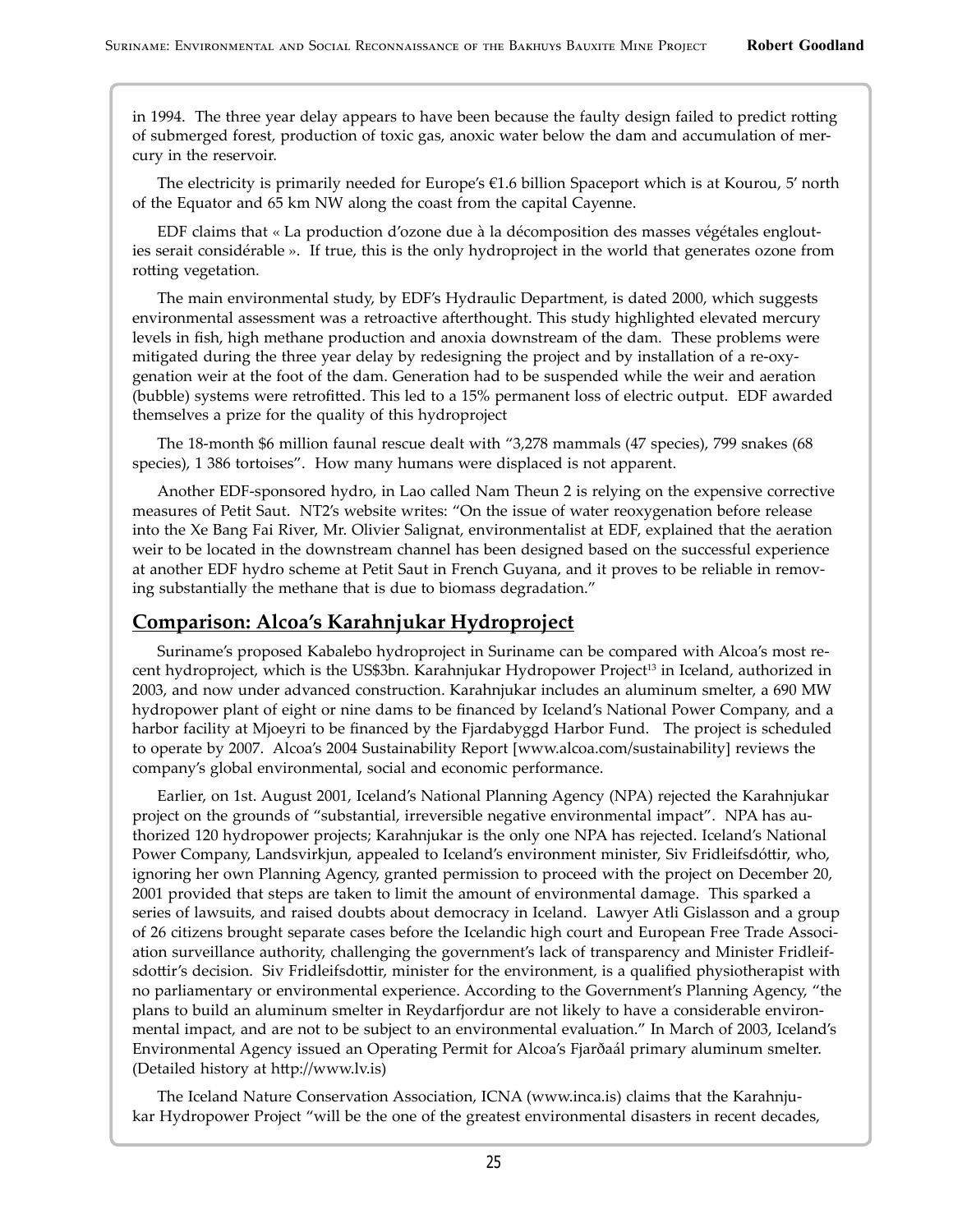in 1994. The three year delay appears to have been because the faulty design failed to predict rotting of submerged forest, production of toxic gas, anoxic water below the dam and accumulation of mercury in the reservoir.

The electricity is primarily needed for Europe's €1.6 billion Spaceport which is at Kourou, 5' north of the Equator and 65 km NW along the coast from the capital Cayenne.

EDF claims that « La production d'ozone due à la décomposition des masses végétales englouties serait considérable ». If true, this is the only hydroproject in the world that generates ozone from rotting vegetation.

The main environmental study, by EDF's Hydraulic Department, is dated 2000, which suggests environmental assessment was a retroactive afterthought. This study highlighted elevated mercury levels in fish, high methane production and anoxia downstream of the dam. These problems were mitigated during the three year delay by redesigning the project and by installation of a re-oxygenation weir at the foot of the dam. Generation had to be suspended while the weir and aeration (bubble) systems were retrofitted. This led to a 15% permanent loss of electric output. EDF awarded themselves a prize for the quality of this hydroproject

The 18-month \$6 million faunal rescue dealt with "3,278 mammals (47 species), 799 snakes (68 species), 1 386 tortoises". How many humans were displaced is not apparent.

Another EDF-sponsored hydro, in Lao called Nam Theun 2 is relying on the expensive corrective measures of Petit Saut. NT2's website writes: "On the issue of water reoxygenation before release into the Xe Bang Fai River, Mr. Olivier Salignat, environmentalist at EDF, explained that the aeration weir to be located in the downstream channel has been designed based on the successful experience at another EDF hydro scheme at Petit Saut in French Guyana, and it proves to be reliable in removing substantially the methane that is due to biomass degradation."

## Comparison: Alcoa's Karahnjukar Hydroproject

Suriname's proposed Kabalebo hydroproject in Suriname can be compared with Alcoa's most recent hydroproject, which is the US\$3bn. Karahnjukar Hydropower Project[13] in Iceland, authorized in 2003, and now under advanced construction. Karahnjukar includes an aluminum smelter, a 690 MW hydropower plant of eight or nine dams to be financed by Iceland's National Power Company, and a harbor facility at Mjoeyri to be financed by the Fjardabyggd Harbor Fund. The project is scheduled to operate by 2007. Alcoa's 2004 Sustainability Report [www.alcoa.com/sustainability] reviews the company's global environmental, social and economic performance.

Earlier, on 1st. August 2001, Iceland's National Planning Agency (NPA) rejected the Karahnjukar project on the grounds of "substantial, irreversible negative environmental impact". NPA has authorized 120 hydropower projects; Karahnjukar is the only one NPA has rejected. Iceland's National Power Company, Landsvirkjun, appealed to Iceland's environment minister, Siv Fridleifsdóttir, who, ignoring her own Planning Agency, granted permission to proceed with the project on December 20, 2001 provided that steps are taken to limit the amount of environmental damage. This sparked a series of lawsuits, and raised doubts about democracy in Iceland. Lawyer Atli Gislasson and a group of 26 citizens brought separate cases before the Icelandic high court and European Free Trade Association surveillance authority, challenging the government's lack of transparency and Minister Fridleifsdottir's decision. Siv Fridleifsdottir, minister for the environment, is a qualified physiotherapist with no parliamentary or environmental experience. According to the Government's Planning Agency, "the plans to build an aluminum smelter in Reydarfjordur are not likely to have a considerable environmental impact, and are not to be subject to an environmental evaluation." In March of 2003, Iceland's Environmental Agency issued an Operating Permit for Alcoa's Fjarðaál primary aluminum smelter. (Detailed history at http://www.lv.is)

The Iceland Nature Conservation Association, ICNA (www.inca.is) claims that the Karahnjukar Hydropower Project "will be the one of the greatest environmental disasters in recent decades,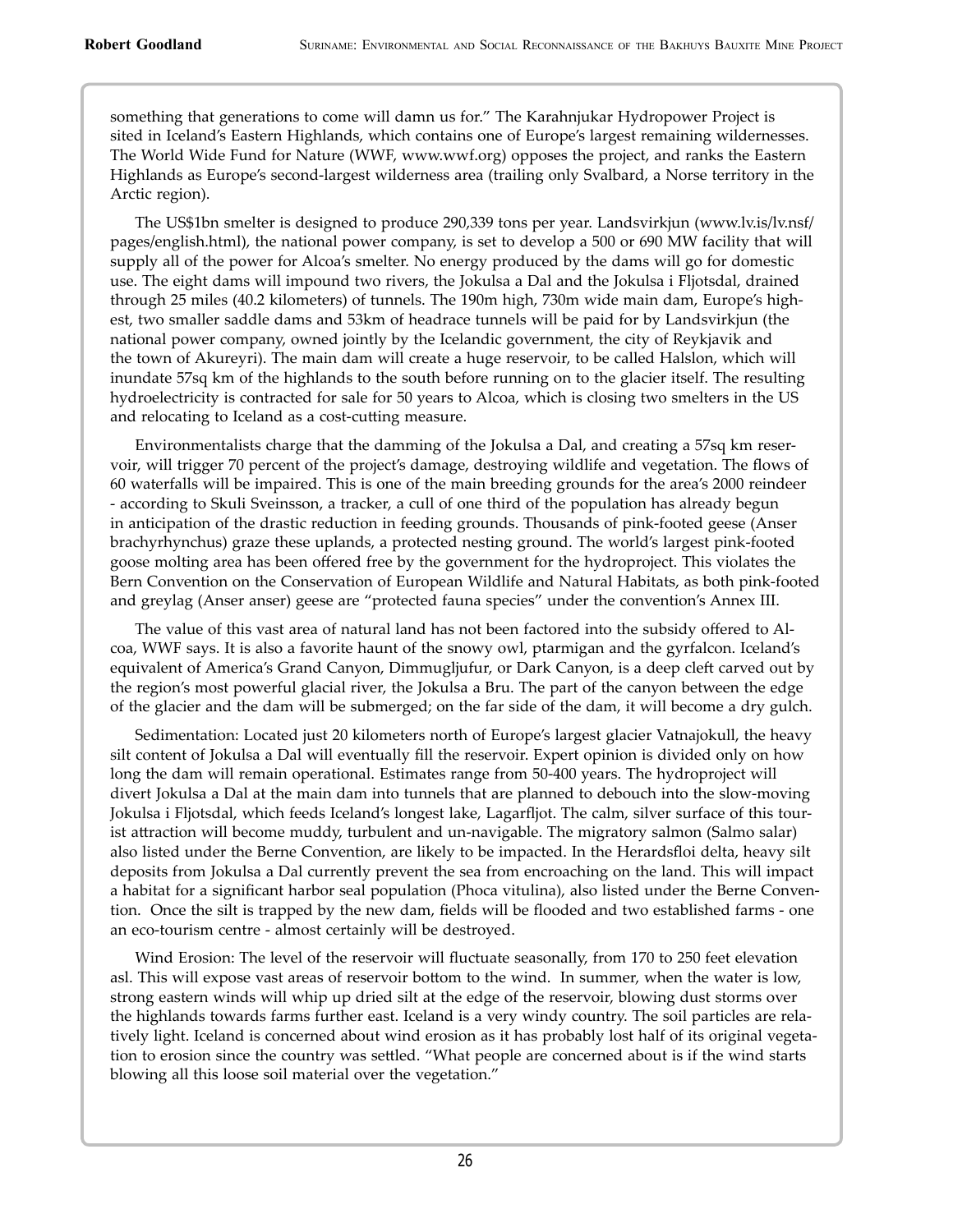something that generations to come will damn us for." The Karahnjukar Hydropower Project is sited in Iceland's Eastern Highlands, which contains one of Europe's largest remaining wildernesses. The World Wide Fund for Nature (WWF, www.wwf.org) opposes the project, and ranks the Eastern Highlands as Europe's second-largest wilderness area (trailing only Svalbard, a Norse territory in the Arctic region).

The US$1bn smelter is designed to produce 290,339 tons per year. Landsvirkjun (www.lv.is/lv.nsf/pages/english.html), the national power company, is set to develop a 500 or 690 MW facility that will supply all of the power for Alcoa's smelter. No energy produced by the dams will go for domestic use. The eight dams will impound two rivers, the Jokulsa a Dal and the Jokulsa i Fljotsdal, drained through 25 miles (40.2 kilometers) of tunnels. The 190m high, 730m wide main dam, Europe's highest, two smaller saddle dams and 53km of headrace tunnels will be paid for by Landsvirkjun (the national power company, owned jointly by the Icelandic government, the city of Reykjavik and the town of Akureyri). The main dam will create a huge reservoir, to be called Halslon, which will inundate 57sq km of the highlands to the south before running on to the glacier itself. The resulting hydroelectricity is contracted for sale for 50 years to Alcoa, which is closing two smelters in the US and relocating to Iceland as a cost-cutting measure.

Environmentalists charge that the damming of the Jokulsa a Dal, and creating a 57sq km reservoir, will trigger 70 percent of the project's damage, destroying wildlife and vegetation. The flows of 60 waterfalls will be impaired. This is one of the main breeding grounds for the area's 2000 reindeer - according to Skuli Sveinsson, a tracker, a cull of one third of the population has already begun in anticipation of the drastic reduction in feeding grounds. Thousands of pink-footed geese (Anser brachyrhynchus) graze these uplands, a protected nesting ground. The world's largest pink-footed goose molting area has been offered free by the government for the hydroproject. This violates the Bern Convention on the Conservation of European Wildlife and Natural Habitats, as both pink-footed and greylag (Anser anser) geese are "protected fauna species" under the convention's Annex III.

The value of this vast area of natural land has not been factored into the subsidy offered to Alcoa, WWF says. It is also a favorite haunt of the snowy owl, ptarmigan and the gyrfalcon. Iceland's equivalent of America's Grand Canyon, Dimmugljufur, or Dark Canyon, is a deep cleft carved out by the region's most powerful glacial river, the Jokulsa a Bru. The part of the canyon between the edge of the glacier and the dam will be submerged; on the far side of the dam, it will become a dry gulch.

Sedimentation: Located just 20 kilometers north of Europe's largest glacier Vatnajokull, the heavy silt content of Jokulsa a Dal will eventually fill the reservoir. Expert opinion is divided only on how long the dam will remain operational. Estimates range from 50-400 years. The hydroproject will divert Jokulsa a Dal at the main dam into tunnels that are planned to debouch into the slow-moving Jokulsa i Fljotsdal, which feeds Iceland's longest lake, Lagarfljot. The calm, silver surface of this tourist attraction will become muddy, turbulent and un-navigable. The migratory salmon (Salmo salar) also listed under the Berne Convention, are likely to be impacted. In the Herardsfloi delta, heavy silt deposits from Jokulsa a Dal currently prevent the sea from encroaching on the land. This will impact a habitat for a significant harbor seal population (Phoca vitulina), also listed under the Berne Convention. Once the silt is trapped by the new dam, fields will be flooded and two established farms - one an eco-tourism centre - almost certainly will be destroyed.

Wind Erosion: The level of the reservoir will fluctuate seasonally, from 170 to 250 feet elevation asl. This will expose vast areas of reservoir bottom to the wind. In summer, when the water is low, strong eastern winds will whip up dried silt at the edge of the reservoir, blowing dust storms over the highlands towards farms further east. Iceland is a very windy country. The soil particles are relatively light. Iceland is concerned about wind erosion as it has probably lost half of its original vegetation to erosion since the country was settled. "What people are concerned about is if the wind starts blowing all this loose soil material over the vegetation."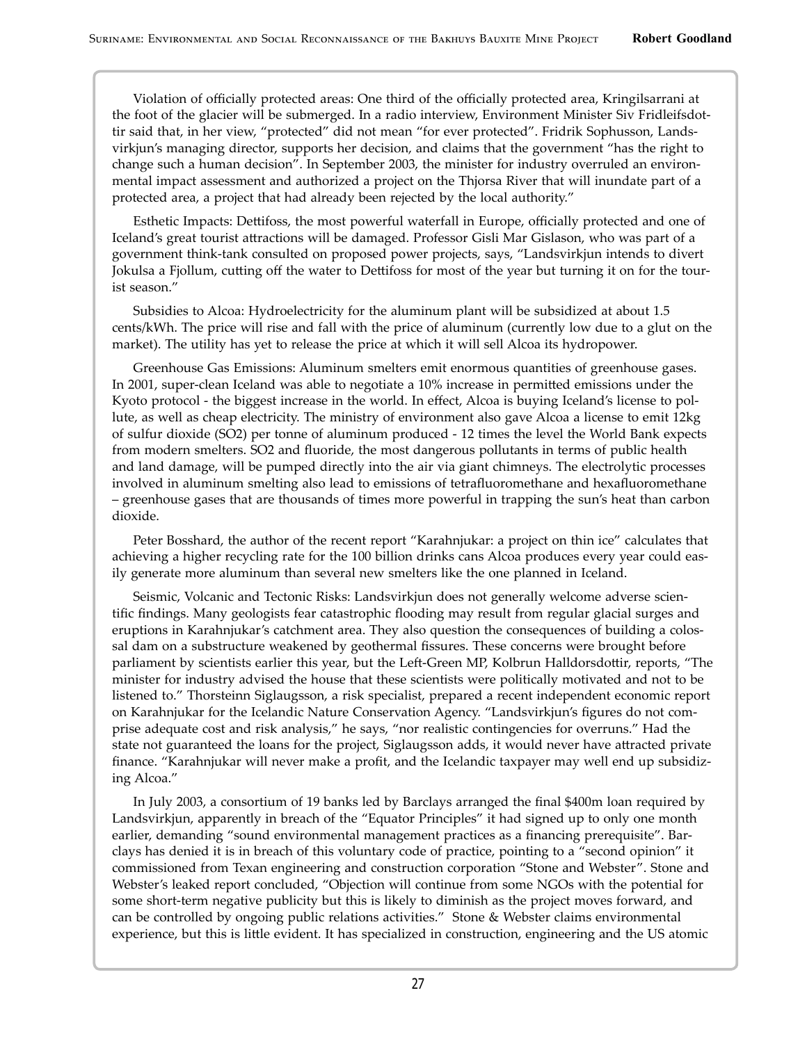Violation of officially protected areas: One third of the officially protected area, Kringilsarrani at the foot of the glacier will be submerged. In a radio interview, Environment Minister Siv Fridleifsdottir said that, in her view, "protected" did not mean "for ever protected". Fridrik Sophusson, Landsvirkjun's managing director, supports her decision, and claims that the government "has the right to change such a human decision". In September 2003, the minister for industry overruled an environmental impact assessment and authorized a project on the Thjorsa River that will inundate part of a protected area, a project that had already been rejected by the local authority."

Esthetic Impacts: Dettifoss, the most powerful waterfall in Europe, officially protected and one of Iceland's great tourist attractions will be damaged. Professor Gisli Mar Gislason, who was part of a government think-tank consulted on proposed power projects, says, "Landsvirkjun intends to divert Jokulsa a Fjollum, cutting off the water to Dettifoss for most of the year but turning it on for the tourist season."

Subsidies to Alcoa: Hydroelectricity for the aluminum plant will be subsidized at about 1.5 cents/kWh. The price will rise and fall with the price of aluminum (currently low due to a glut on the market). The utility has yet to release the price at which it will sell Alcoa its hydropower.

Greenhouse Gas Emissions: Aluminum smelters emit enormous quantities of greenhouse gases. In 2001, super-clean Iceland was able to negotiate a 10% increase in permitted emissions under the Kyoto protocol - the biggest increase in the world. In effect, Alcoa is buying Iceland's license to pollute, as well as cheap electricity. The ministry of environment also gave Alcoa a license to emit 12kg of sulfur dioxide ($SO_2$) per tonne of aluminum produced - 12 times the level the World Bank expects from modern smelters. $SO_2$ and fluoride, the most dangerous pollutants in terms of public health and land damage, will be pumped directly into the air via giant chimneys. The electrolytic processes involved in aluminum smelting also lead to emissions of tetrafluoromethane and hexafluoromethane – greenhouse gases that are thousands of times more powerful in trapping the sun's heat than carbon dioxide.

Peter Bosshard, the author of the recent report "Karahnjukar: a project on thin ice" calculates that achieving a higher recycling rate for the 100 billion drinks cans Alcoa produces every year could easily generate more aluminum than several new smelters like the one planned in Iceland.

Seismic, Volcanic and Tectonic Risks: Landsvirkjun does not generally welcome adverse scientific findings. Many geologists fear catastrophic flooding may result from regular glacial surges and eruptions in Karahnjukar's catchment area. They also question the consequences of building a colossal dam on a substructure weakened by geothermal fissures. These concerns were brought before parliament by scientists earlier this year, but the Left-Green MP, Kolbrun Halldorsdottir, reports, "The minister for industry advised the house that these scientists were politically motivated and not to be listened to." Thorsteinn Siglaugsson, a risk specialist, prepared a recent independent economic report on Karahnjukar for the Icelandic Nature Conservation Agency. "Landsvirkjun's figures do not comprise adequate cost and risk analysis," he says, "nor realistic contingencies for overruns." Had the state not guaranteed the loans for the project, Siglaugsson adds, it would never have attracted private finance. "Karahnjukar will never make a profit, and the Icelandic taxpayer may well end up subsidizing Alcoa."

In July 2003, a consortium of 19 banks led by Barclays arranged the final \$400m loan required by Landsvirkjun, apparently in breach of the "Equator Principles" it had signed up to only one month earlier, demanding "sound environmental management practices as a financing prerequisite". Barclays has denied it is in breach of this voluntary code of practice, pointing to a "second opinion" it commissioned from Texan engineering and construction corporation "Stone and Webster". Stone and Webster's leaked report concluded, "Objection will continue from some NGOs with the potential for some short-term negative publicity but this is likely to diminish as the project moves forward, and can be controlled by ongoing public relations activities." Stone & Webster claims environmental experience, but this is little evident. It has specialized in construction, engineering and the US atomic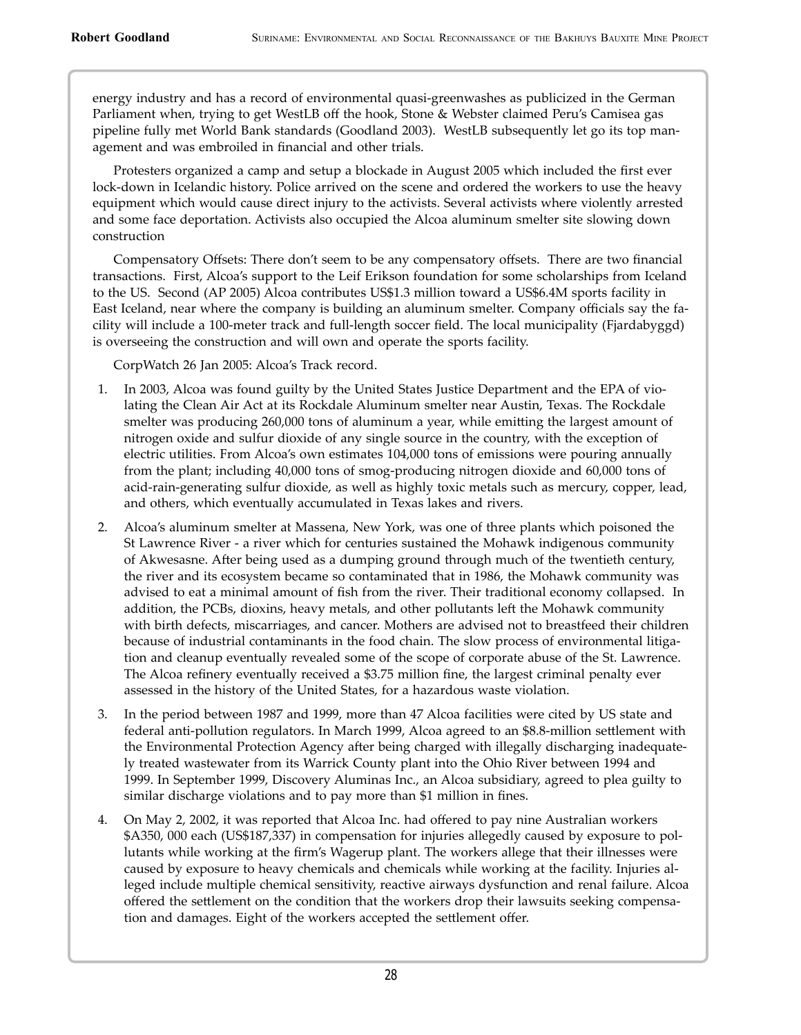energy industry and has a record of environmental quasi-greenwashes as publicized in the German Parliament when, trying to get WestLB off the hook, Stone & Webster claimed Peru's Camisea gas pipeline fully met World Bank standards (Goodland 2003). WestLB subsequently let go its top management and was embroiled in financial and other trials.

Protesters organized a camp and setup a blockade in August 2005 which included the first ever lock-down in Icelandic history. Police arrived on the scene and ordered the workers to use the heavy equipment which would cause direct injury to the activists. Several activists where violently arrested and some face deportation. Activists also occupied the Alcoa aluminum smelter site slowing down construction

Compensatory Offsets: There don't seem to be any compensatory offsets. There are two financial transactions. First, Alcoa's support to the Leif Erikson foundation for some scholarships from Iceland to the US. Second (AP 2005) Alcoa contributes US$1.3 million toward a US$6.4M sports facility in East Iceland, near where the company is building an aluminum smelter. Company officials say the facility will include a 100-meter track and full-length soccer field. The local municipality (Fjardabyggd) is overseeing the construction and will own and operate the sports facility.

CorpWatch 26 Jan 2005: Alcoa's Track record.

1. In 2003, Alcoa was found guilty by the United States Justice Department and the EPA of violating the Clean Air Act at its Rockdale Aluminum smelter near Austin, Texas. The Rockdale smelter was producing 260,000 tons of aluminum a year, while emitting the largest amount of nitrogen oxide and sulfur dioxide of any single source in the country, with the exception of electric utilities. From Alcoa's own estimates 104,000 tons of emissions were pouring annually from the plant; including 40,000 tons of smog-producing nitrogen dioxide and 60,000 tons of acid-rain-generating sulfur dioxide, as well as highly toxic metals such as mercury, copper, lead, and others, which eventually accumulated in Texas lakes and rivers.

2. Alcoa's aluminum smelter at Massena, New York, was one of three plants which poisoned the St Lawrence River - a river which for centuries sustained the Mohawk indigenous community of Akwesasne. After being used as a dumping ground through much of the twentieth century, the river and its ecosystem became so contaminated that in 1986, the Mohawk community was advised to eat a minimal amount of fish from the river. Their traditional economy collapsed. In addition, the PCBs, dioxins, heavy metals, and other pollutants left the Mohawk community with birth defects, miscarriages, and cancer. Mothers are advised not to breastfeed their children because of industrial contaminants in the food chain. The slow process of environmental litigation and cleanup eventually revealed some of the scope of corporate abuse of the St. Lawrence. The Alcoa refinery eventually received a $3.75 million fine, the largest criminal penalty ever assessed in the history of the United States, for a hazardous waste violation.

3. In the period between 1987 and 1999, more than 47 Alcoa facilities were cited by US state and federal anti-pollution regulators. In March 1999, Alcoa agreed to an $8.8-million settlement with the Environmental Protection Agency after being charged with illegally discharging inadequately treated wastewater from its Warrick County plant into the Ohio River between 1994 and 1999. In September 1999, Discovery Aluminas Inc., an Alcoa subsidiary, agreed to plea guilty to similar discharge violations and to pay more than $1 million in fines.

4. On May 2, 2002, it was reported that Alcoa Inc. had offered to pay nine Australian workers $A350, 000 each (US$187,337) in compensation for injuries allegedly caused by exposure to pollutants while working at the firm's Wagerup plant. The workers allege that their illnesses were caused by exposure to heavy chemicals and chemicals while working at the facility. Injuries alleged include multiple chemical sensitivity, reactive airways dysfunction and renal failure. Alcoa offered the settlement on the condition that the workers drop their lawsuits seeking compensation and damages. Eight of the workers accepted the settlement offer.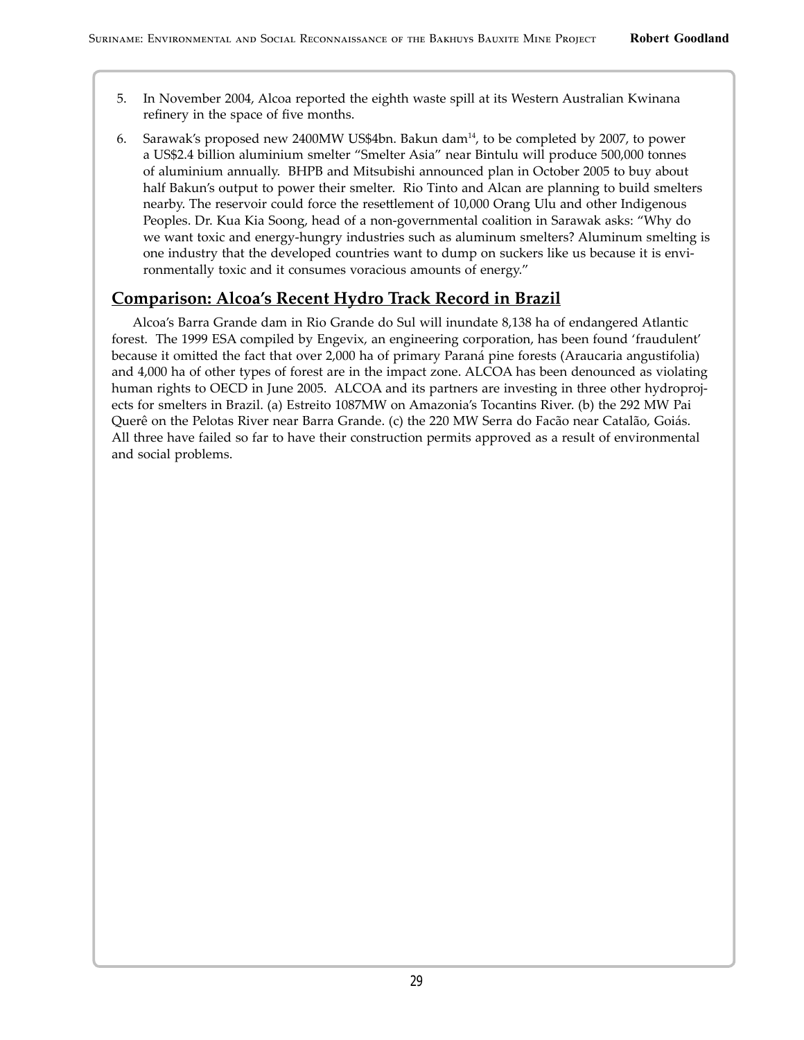5. In November 2004, Alcoa reported the eighth waste spill at its Western Australian Kwinana refinery in the space of five months.

6. Sarawak's proposed new 2400MW US$4bn. Bakun dam[14], to be completed by 2007, to power a US$2.4 billion aluminium smelter "Smelter Asia" near Bintulu will produce 500,000 tonnes of aluminium annually. BHPB and Mitsubishi announced plan in October 2005 to buy about half Bakun's output to power their smelter. Rio Tinto and Alcan are planning to build smelters nearby. The reservoir could force the resettlement of 10,000 Orang Ulu and other Indigenous Peoples. Dr. Kua Kia Soong, head of a non-governmental coalition in Sarawak asks: "Why do we want toxic and energy-hungry industries such as aluminum smelters? Aluminum smelting is one industry that the developed countries want to dump on suckers like us because it is environmentally toxic and it consumes voracious amounts of energy."

## Comparison: Alcoa's Recent Hydro Track Record in Brazil

Alcoa's Barra Grande dam in Rio Grande do Sul will inundate 8,138 ha of endangered Atlantic forest. The 1999 ESA compiled by Engevix, an engineering corporation, has been found 'fraudulent' because it omitted the fact that over 2,000 ha of primary Paraná pine forests (Araucaria angustifolia) and 4,000 ha of other types of forest are in the impact zone. ALCOA has been denounced as violating human rights to OECD in June 2005. ALCOA and its partners are investing in three other hydroprojects for smelters in Brazil. (a) Estreito 1087MW on Amazonia's Tocantins River. (b) the 292 MW Pai Querê on the Pelotas River near Barra Grande. (c) the 220 MW Serra do Facão near Catalão, Goiás. All three have failed so far to have their construction permits approved as a result of environmental and social problems.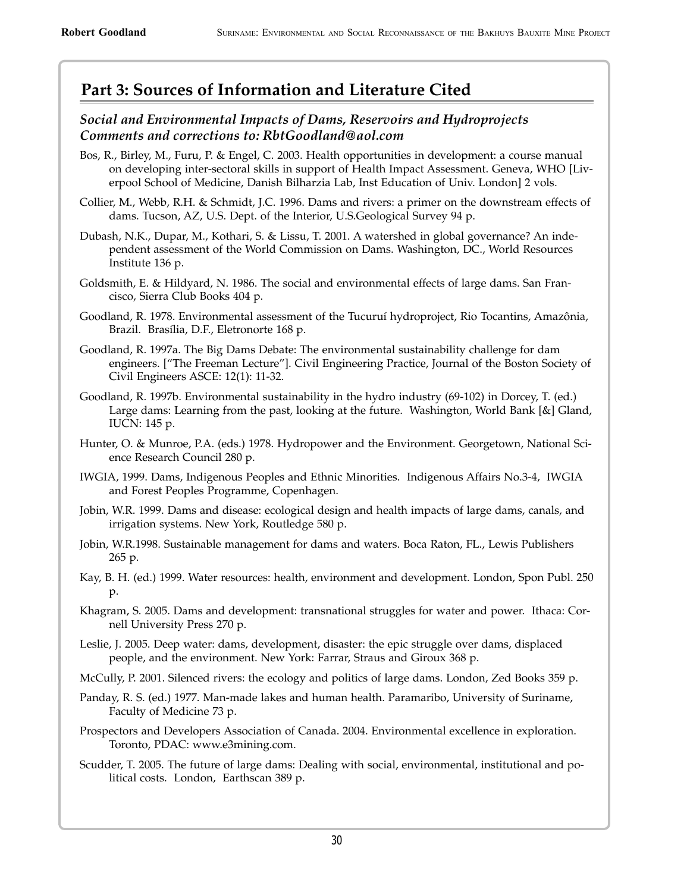## Part 3: Sources of Information and Literature Cited

### *Social and Environmental Impacts of Dams, Reservoirs and Hydroprojects Comments and corrections to: RbtGoodland@aol.com*

Bos, R., Birley, M., Furu, P. & Engel, C. 2003. Health opportunities in development: a course manual on developing inter-sectoral skills in support of Health Impact Assessment. Geneva, WHO [Liverpool School of Medicine, Danish Bilharzia Lab, Inst Education of Univ. London] 2 vols.

Collier, M., Webb, R.H. & Schmidt, J.C. 1996. Dams and rivers: a primer on the downstream effects of dams. Tucson, AZ, U.S. Dept. of the Interior, U.S.Geological Survey 94 p.

Dubash, N.K., Dupar, M., Kothari, S. & Lissu, T. 2001. A watershed in global governance? An independent assessment of the World Commission on Dams. Washington, DC., World Resources Institute 136 p.

Goldsmith, E. & Hildyard, N. 1986. The social and environmental effects of large dams. San Francisco, Sierra Club Books 404 p.

Goodland, R. 1978. Environmental assessment of the Tucuruí hydroproject, Rio Tocantins, Amazônia, Brazil. Brasília, D.F., Eletronorte 168 p.

Goodland, R. 1997a. The Big Dams Debate: The environmental sustainability challenge for dam engineers. ["The Freeman Lecture"]. Civil Engineering Practice, Journal of the Boston Society of Civil Engineers ASCE: 12(1): 11-32.

Goodland, R. 1997b. Environmental sustainability in the hydro industry (69-102) in Dorcey, T. (ed.) Large dams: Learning from the past, looking at the future. Washington, World Bank [&] Gland, IUCN: 145 p.

Hunter, O. & Munroe, P.A. (eds.) 1978. Hydropower and the Environment. Georgetown, National Science Research Council 280 p.

IWGIA, 1999. Dams, Indigenous Peoples and Ethnic Minorities. Indigenous Affairs No.3-4, IWGIA and Forest Peoples Programme, Copenhagen.

Jobin, W.R. 1999. Dams and disease: ecological design and health impacts of large dams, canals, and irrigation systems. New York, Routledge 580 p.

Jobin, W.R.1998. Sustainable management for dams and waters. Boca Raton, FL., Lewis Publishers 265 p.

Kay, B. H. (ed.) 1999. Water resources: health, environment and development. London, Spon Publ. 250 p.

Khagram, S. 2005. Dams and development: transnational struggles for water and power. Ithaca: Cornell University Press 270 p.

Leslie, J. 2005. Deep water: dams, development, disaster: the epic struggle over dams, displaced people, and the environment. New York: Farrar, Straus and Giroux 368 p.

McCully, P. 2001. Silenced rivers: the ecology and politics of large dams. London, Zed Books 359 p.

Panday, R. S. (ed.) 1977. Man-made lakes and human health. Paramaribo, University of Suriname, Faculty of Medicine 73 p.

Prospectors and Developers Association of Canada. 2004. Environmental excellence in exploration. Toronto, PDAC: www.e3mining.com.

Scudder, T. 2005. The future of large dams: Dealing with social, environmental, institutional and political costs. London, Earthscan 389 p.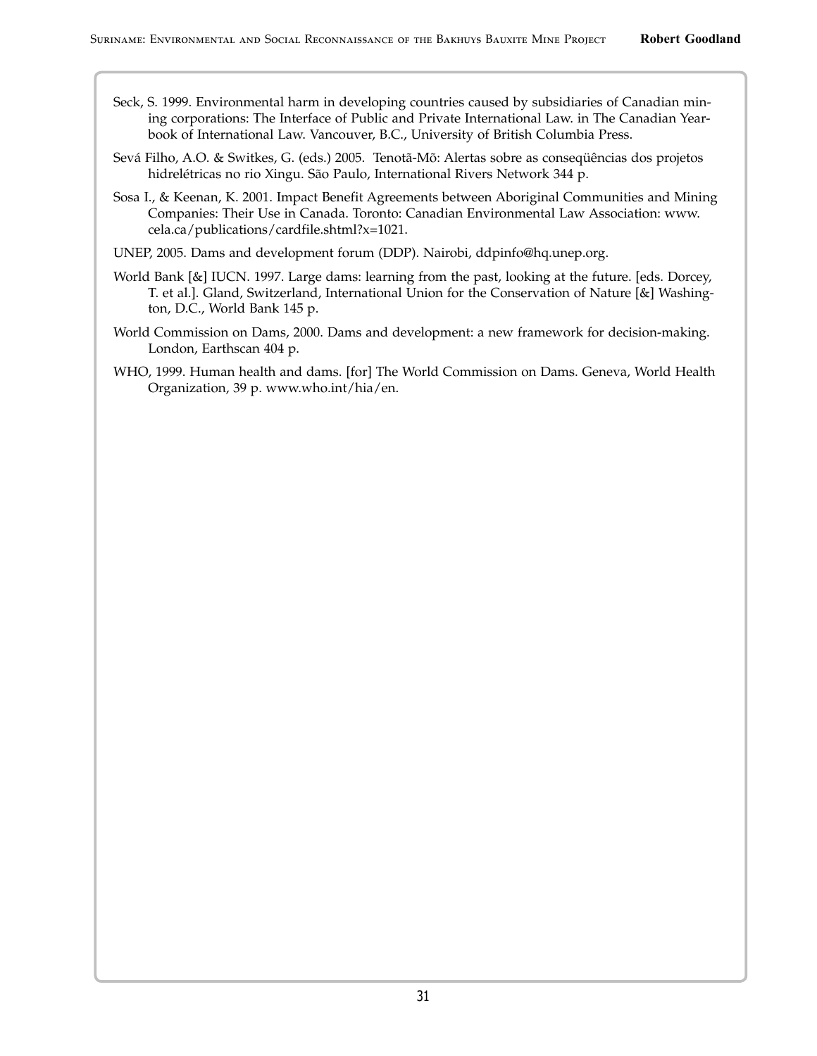Seck, S. 1999. Environmental harm in developing countries caused by subsidiaries of Canadian mining corporations: The Interface of Public and Private International Law. in The Canadian Yearbook of International Law. Vancouver, B.C., University of British Columbia Press.

Sevá Filho, A.O. & Switkes, G. (eds.) 2005. Tenotã-Mõ: Alertas sobre as conseqüências dos projetos hidrelétricas no rio Xingu. São Paulo, International Rivers Network 344 p.

Sosa I., & Keenan, K. 2001. Impact Benefit Agreements between Aboriginal Communities and Mining Companies: Their Use in Canada. Toronto: Canadian Environmental Law Association: www.cela.ca/publications/cardfile.shtml?x=1021.

UNEP, 2005. Dams and development forum (DDP). Nairobi, ddpinfo@hq.unep.org.

World Bank [&] IUCN. 1997. Large dams: learning from the past, looking at the future. [eds. Dorcey, T. et al.]. Gland, Switzerland, International Union for the Conservation of Nature [&] Washington, D.C., World Bank 145 p.

World Commission on Dams, 2000. Dams and development: a new framework for decision-making. London, Earthscan 404 p.

WHO, 1999. Human health and dams. [for] The World Commission on Dams. Geneva, World Health Organization, 39 p. www.who.int/hia/en.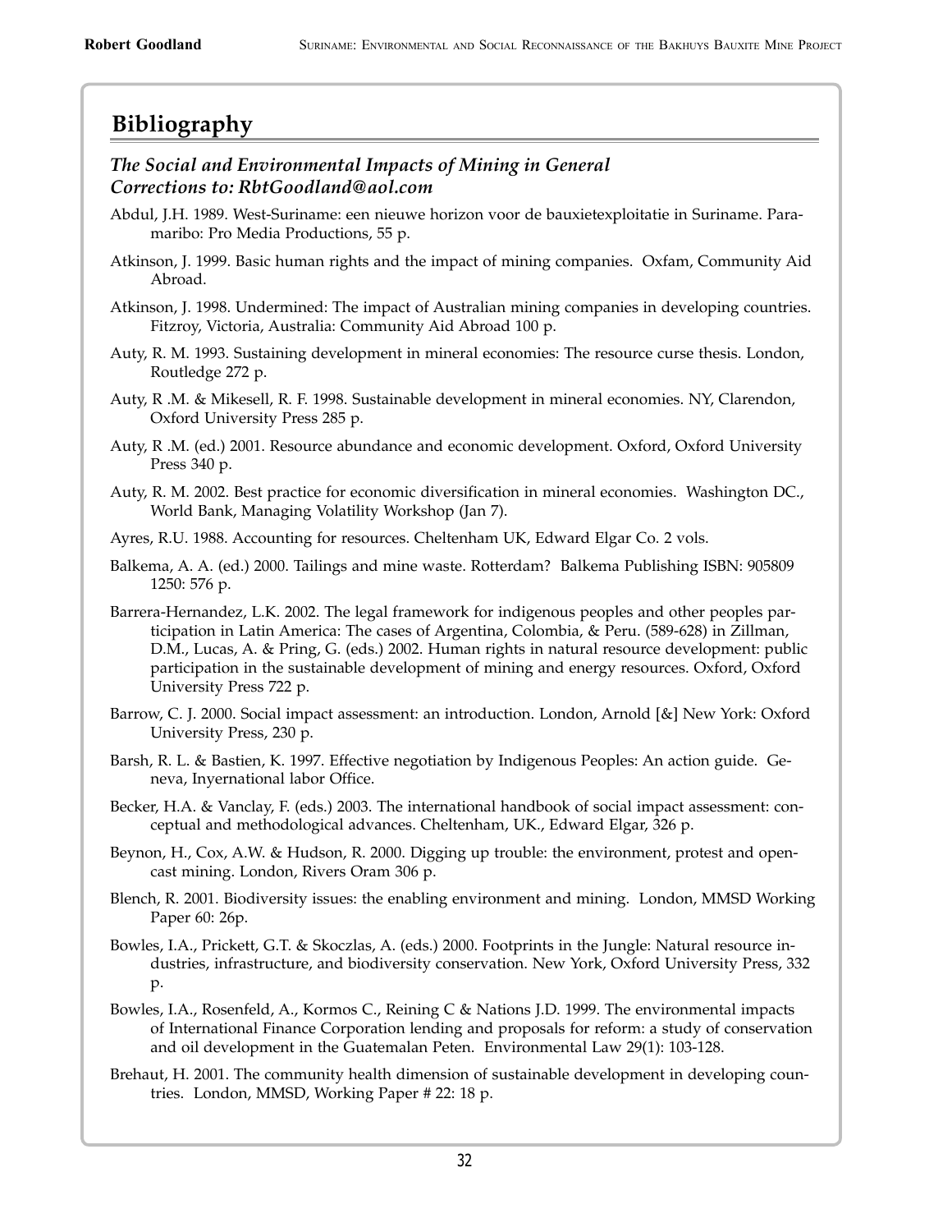## Bibliography

### *The Social and Environmental Impacts of Mining in General*
### *Corrections to: RbtGoodland@aol.com*

Abdul, J.H. 1989. West-Suriname: een nieuwe horizon voor de bauxietexploitatie in Suriname. Paramaribo: Pro Media Productions, 55 p.

Atkinson, J. 1999. Basic human rights and the impact of mining companies. Oxfam, Community Aid Abroad.

Atkinson, J. 1998. Undermined: The impact of Australian mining companies in developing countries. Fitzroy, Victoria, Australia: Community Aid Abroad 100 p.

Auty, R. M. 1993. Sustaining development in mineral economies: The resource curse thesis. London, Routledge 272 p.

Auty, R .M. & Mikesell, R. F. 1998. Sustainable development in mineral economies. NY, Clarendon, Oxford University Press 285 p.

Auty, R .M. (ed.) 2001. Resource abundance and economic development. Oxford, Oxford University Press 340 p.

Auty, R. M. 2002. Best practice for economic diversification in mineral economies. Washington DC., World Bank, Managing Volatility Workshop (Jan 7).

Ayres, R.U. 1988. Accounting for resources. Cheltenham UK, Edward Elgar Co. 2 vols.

Balkema, A. A. (ed.) 2000. Tailings and mine waste. Rotterdam? Balkema Publishing ISBN: 905809 1250: 576 p.

Barrera-Hernandez, L.K. 2002. The legal framework for indigenous peoples and other peoples participation in Latin America: The cases of Argentina, Colombia, & Peru. (589-628) in Zillman, D.M., Lucas, A. & Pring, G. (eds.) 2002. Human rights in natural resource development: public participation in the sustainable development of mining and energy resources. Oxford, Oxford University Press 722 p.

Barrow, C. J. 2000. Social impact assessment: an introduction. London, Arnold [&] New York: Oxford University Press, 230 p.

Barsh, R. L. & Bastien, K. 1997. Effective negotiation by Indigenous Peoples: An action guide. Geneva, Inyernational labor Office.

Becker, H.A. & Vanclay, F. (eds.) 2003. The international handbook of social impact assessment: conceptual and methodological advances. Cheltenham, UK., Edward Elgar, 326 p.

Beynon, H., Cox, A.W. & Hudson, R. 2000. Digging up trouble: the environment, protest and opencast mining. London, Rivers Oram 306 p.

Blench, R. 2001. Biodiversity issues: the enabling environment and mining. London, MMSD Working Paper 60: 26p.

Bowles, I.A., Prickett, G.T. & Skoczlas, A. (eds.) 2000. Footprints in the Jungle: Natural resource industries, infrastructure, and biodiversity conservation. New York, Oxford University Press, 332 p.

Bowles, I.A., Rosenfeld, A., Kormos C., Reining C & Nations J.D. 1999. The environmental impacts of International Finance Corporation lending and proposals for reform: a study of conservation and oil development in the Guatemalan Peten. Environmental Law 29(1): 103-128.

Brehaut, H. 2001. The community health dimension of sustainable development in developing countries. London, MMSD, Working Paper # 22: 18 p.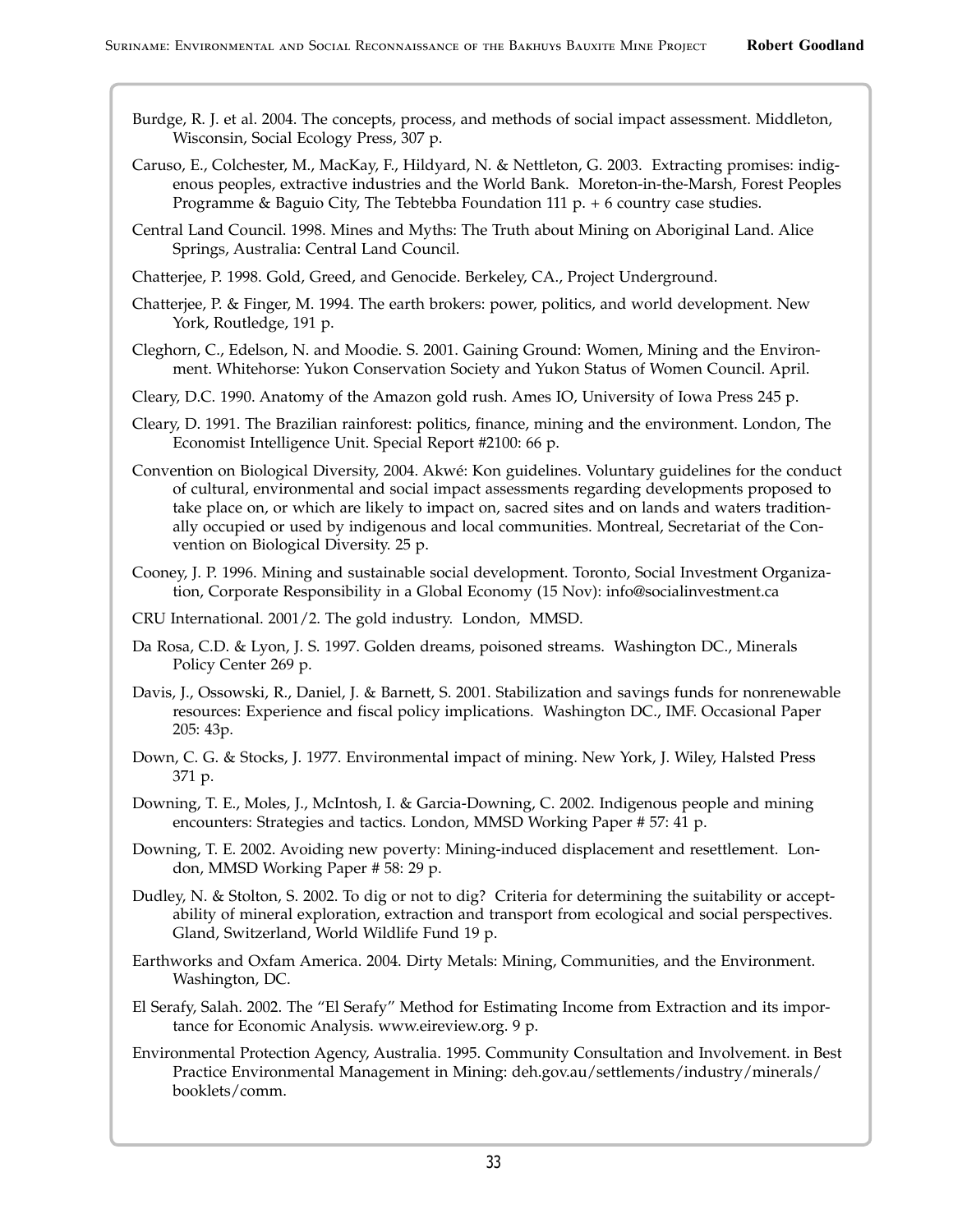Burdge, R. J. et al. 2004. The concepts, process, and methods of social impact assessment. Middleton, Wisconsin, Social Ecology Press, 307 p.

Caruso, E., Colchester, M., MacKay, F., Hildyard, N. & Nettleton, G. 2003. Extracting promises: indigenous peoples, extractive industries and the World Bank. Moreton-in-the-Marsh, Forest Peoples Programme & Baguio City, The Tebtebba Foundation 111 p. + 6 country case studies.

Central Land Council. 1998. Mines and Myths: The Truth about Mining on Aboriginal Land. Alice Springs, Australia: Central Land Council.

Chatterjee, P. 1998. Gold, Greed, and Genocide. Berkeley, CA., Project Underground.

Chatterjee, P. & Finger, M. 1994. The earth brokers: power, politics, and world development. New York, Routledge, 191 p.

Cleghorn, C., Edelson, N. and Moodie. S. 2001. Gaining Ground: Women, Mining and the Environment. Whitehorse: Yukon Conservation Society and Yukon Status of Women Council. April.

Cleary, D.C. 1990. Anatomy of the Amazon gold rush. Ames IO, University of Iowa Press 245 p.

Cleary, D. 1991. The Brazilian rainforest: politics, finance, mining and the environment. London, The Economist Intelligence Unit. Special Report #2100: 66 p.

Convention on Biological Diversity, 2004. Akwé: Kon guidelines. Voluntary guidelines for the conduct of cultural, environmental and social impact assessments regarding developments proposed to take place on, or which are likely to impact on, sacred sites and on lands and waters traditionally occupied or used by indigenous and local communities. Montreal, Secretariat of the Convention on Biological Diversity. 25 p.

Cooney, J. P. 1996. Mining and sustainable social development. Toronto, Social Investment Organization, Corporate Responsibility in a Global Economy (15 Nov): info@socialinvestment.ca

CRU International. 2001/2. The gold industry. London, MMSD.

Da Rosa, C.D. & Lyon, J. S. 1997. Golden dreams, poisoned streams. Washington DC., Minerals Policy Center 269 p.

Davis, J., Ossowski, R., Daniel, J. & Barnett, S. 2001. Stabilization and savings funds for nonrenewable resources: Experience and fiscal policy implications. Washington DC., IMF. Occasional Paper 205: 43p.

Down, C. G. & Stocks, J. 1977. Environmental impact of mining. New York, J. Wiley, Halsted Press 371 p.

Downing, T. E., Moles, J., McIntosh, I. & Garcia-Downing, C. 2002. Indigenous people and mining encounters: Strategies and tactics. London, MMSD Working Paper # 57: 41 p.

Downing, T. E. 2002. Avoiding new poverty: Mining-induced displacement and resettlement. London, MMSD Working Paper # 58: 29 p.

Dudley, N. & Stolton, S. 2002. To dig or not to dig? Criteria for determining the suitability or acceptability of mineral exploration, extraction and transport from ecological and social perspectives. Gland, Switzerland, World Wildlife Fund 19 p.

Earthworks and Oxfam America. 2004. Dirty Metals: Mining, Communities, and the Environment. Washington, DC.

El Serafy, Salah. 2002. The "El Serafy" Method for Estimating Income from Extraction and its importance for Economic Analysis. www.eireview.org. 9 p.

Environmental Protection Agency, Australia. 1995. Community Consultation and Involvement. in Best Practice Environmental Management in Mining: deh.gov.au/settlements/industry/minerals/booklets/comm.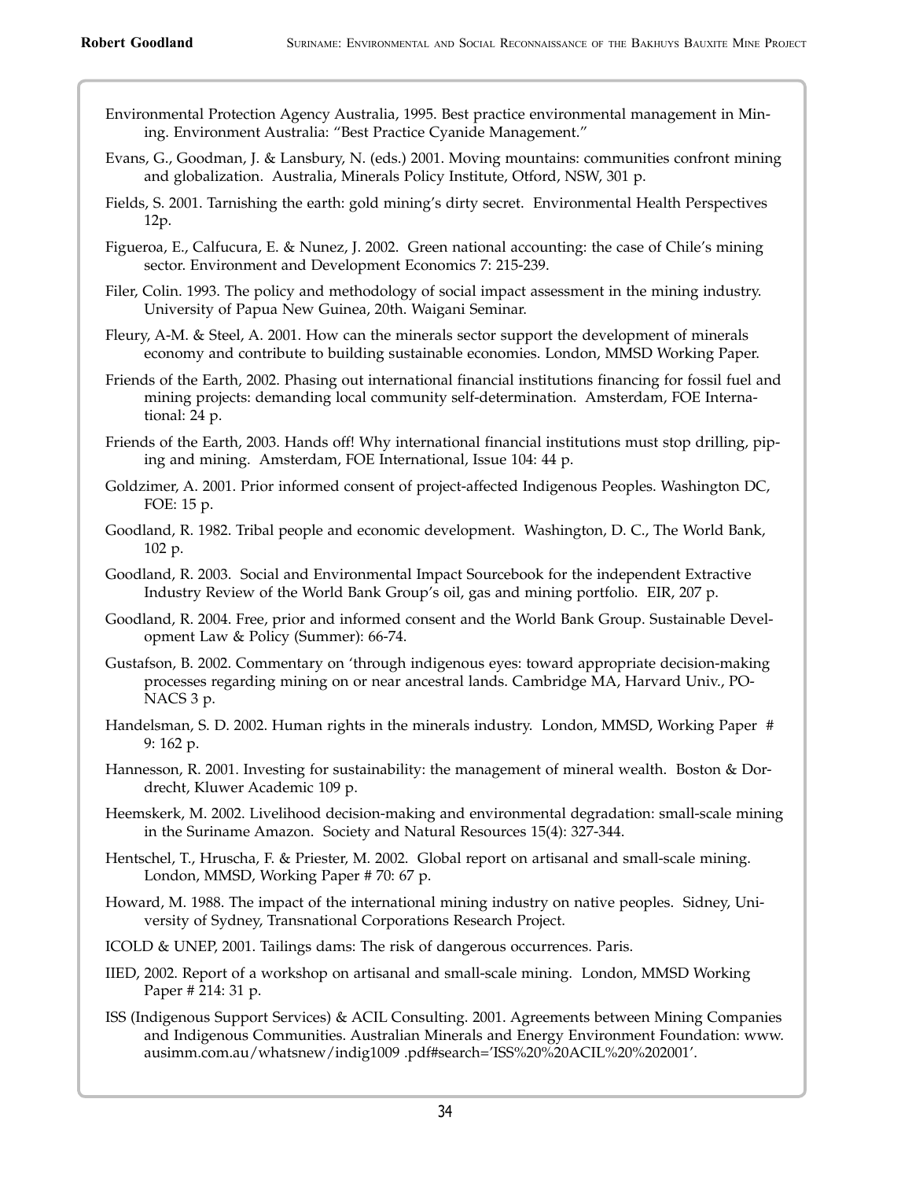Environmental Protection Agency Australia, 1995. Best practice environmental management in Mining. Environment Australia: "Best Practice Cyanide Management."

Evans, G., Goodman, J. & Lansbury, N. (eds.) 2001. Moving mountains: communities confront mining and globalization. Australia, Minerals Policy Institute, Otford, NSW, 301 p.

Fields, S. 2001. Tarnishing the earth: gold mining's dirty secret. Environmental Health Perspectives 12p.

Figueroa, E., Calfucura, E. & Nunez, J. 2002. Green national accounting: the case of Chile's mining sector. Environment and Development Economics 7: 215-239.

Filer, Colin. 1993. The policy and methodology of social impact assessment in the mining industry. University of Papua New Guinea, 20th. Waigani Seminar.

Fleury, A-M. & Steel, A. 2001. How can the minerals sector support the development of minerals economy and contribute to building sustainable economies. London, MMSD Working Paper.

Friends of the Earth, 2002. Phasing out international financial institutions financing for fossil fuel and mining projects: demanding local community self-determination. Amsterdam, FOE International: 24 p.

Friends of the Earth, 2003. Hands off! Why international financial institutions must stop drilling, piping and mining. Amsterdam, FOE International, Issue 104: 44 p.

Goldzimer, A. 2001. Prior informed consent of project-affected Indigenous Peoples. Washington DC, FOE: 15 p.

Goodland, R. 1982. Tribal people and economic development. Washington, D. C., The World Bank, 102 p.

Goodland, R. 2003. Social and Environmental Impact Sourcebook for the independent Extractive Industry Review of the World Bank Group's oil, gas and mining portfolio. EIR, 207 p.

Goodland, R. 2004. Free, prior and informed consent and the World Bank Group. Sustainable Development Law & Policy (Summer): 66-74.

Gustafson, B. 2002. Commentary on 'through indigenous eyes: toward appropriate decision-making processes regarding mining on or near ancestral lands. Cambridge MA, Harvard Univ., PONACS 3 p.

Handelsman, S. D. 2002. Human rights in the minerals industry. London, MMSD, Working Paper # 9: 162 p.

Hannesson, R. 2001. Investing for sustainability: the management of mineral wealth. Boston & Dordrecht, Kluwer Academic 109 p.

Heemskerk, M. 2002. Livelihood decision-making and environmental degradation: small-scale mining in the Suriname Amazon. Society and Natural Resources 15(4): 327-344.

Hentschel, T., Hruscha, F. & Priester, M. 2002. Global report on artisanal and small-scale mining. London, MMSD, Working Paper # 70: 67 p.

Howard, M. 1988. The impact of the international mining industry on native peoples. Sidney, University of Sydney, Transnational Corporations Research Project.

ICOLD & UNEP, 2001. Tailings dams: The risk of dangerous occurrences. Paris.

IIED, 2002. Report of a workshop on artisanal and small-scale mining. London, MMSD Working Paper # 214: 31 p.

ISS (Indigenous Support Services) & ACIL Consulting. 2001. Agreements between Mining Companies and Indigenous Communities. Australian Minerals and Energy Environment Foundation: www.ausimm.com.au/whatsnew/indig1009 .pdf#search='ISS%20%20ACIL%20%202001'.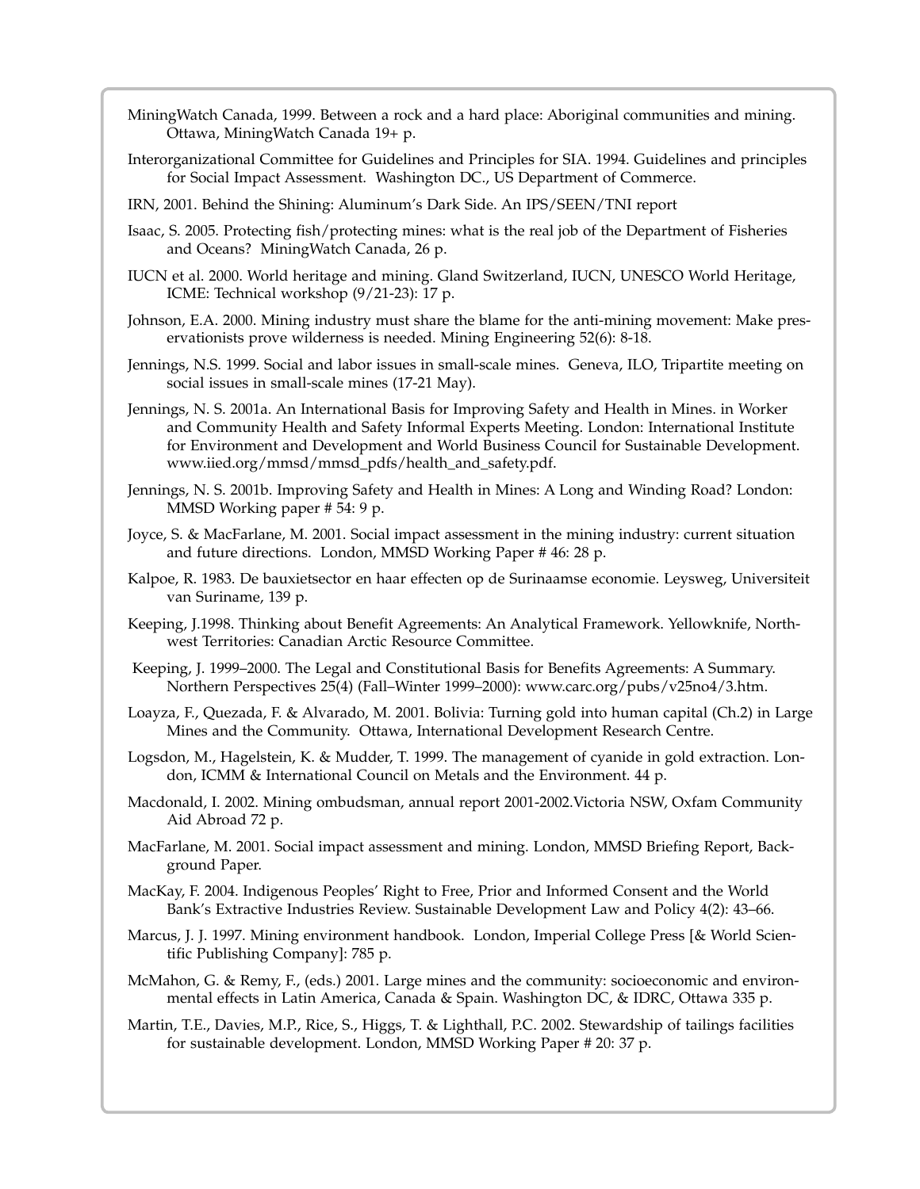MiningWatch Canada, 1999. Between a rock and a hard place: Aboriginal communities and mining. Ottawa, MiningWatch Canada 19+ p.

Interorganizational Committee for Guidelines and Principles for SIA. 1994. Guidelines and principles for Social Impact Assessment. Washington DC., US Department of Commerce.

IRN, 2001. Behind the Shining: Aluminum's Dark Side. An IPS/SEEN/TNI report

Isaac, S. 2005. Protecting fish/protecting mines: what is the real job of the Department of Fisheries and Oceans? MiningWatch Canada, 26 p.

IUCN et al. 2000. World heritage and mining. Gland Switzerland, IUCN, UNESCO World Heritage, ICME: Technical workshop (9/21-23): 17 p.

Johnson, E.A. 2000. Mining industry must share the blame for the anti-mining movement: Make preservationists prove wilderness is needed. Mining Engineering 52(6): 8-18.

Jennings, N.S. 1999. Social and labor issues in small-scale mines. Geneva, ILO, Tripartite meeting on social issues in small-scale mines (17-21 May).

Jennings, N. S. 2001a. An International Basis for Improving Safety and Health in Mines. in Worker and Community Health and Safety Informal Experts Meeting. London: International Institute for Environment and Development and World Business Council for Sustainable Development. www.iied.org/mmsd/mmsd_pdfs/health_and_safety.pdf.

Jennings, N. S. 2001b. Improving Safety and Health in Mines: A Long and Winding Road? London: MMSD Working paper # 54: 9 p.

Joyce, S. & MacFarlane, M. 2001. Social impact assessment in the mining industry: current situation and future directions. London, MMSD Working Paper # 46: 28 p.

Kalpoe, R. 1983. De bauxietsector en haar effecten op de Surinaamse economie. Leysweg, Universiteit van Suriname, 139 p.

Keeping, J.1998. Thinking about Benefit Agreements: An Analytical Framework. Yellowknife, Northwest Territories: Canadian Arctic Resource Committee.

Keeping, J. 1999–2000. The Legal and Constitutional Basis for Benefits Agreements: A Summary. Northern Perspectives 25(4) (Fall–Winter 1999–2000): www.carc.org/pubs/v25no4/3.htm.

Loayza, F., Quezada, F. & Alvarado, M. 2001. Bolivia: Turning gold into human capital (Ch.2) in Large Mines and the Community. Ottawa, International Development Research Centre.

Logsdon, M., Hagelstein, K. & Mudder, T. 1999. The management of cyanide in gold extraction. London, ICMM & International Council on Metals and the Environment. 44 p.

Macdonald, I. 2002. Mining ombudsman, annual report 2001-2002.Victoria NSW, Oxfam Community Aid Abroad 72 p.

MacFarlane, M. 2001. Social impact assessment and mining. London, MMSD Briefing Report, Background Paper.

MacKay, F. 2004. Indigenous Peoples' Right to Free, Prior and Informed Consent and the World Bank's Extractive Industries Review. Sustainable Development Law and Policy 4(2): 43–66.

Marcus, J. J. 1997. Mining environment handbook. London, Imperial College Press [& World Scientific Publishing Company]: 785 p.

McMahon, G. & Remy, F., (eds.) 2001. Large mines and the community: socioeconomic and environmental effects in Latin America, Canada & Spain. Washington DC, & IDRC, Ottawa 335 p.

Martin, T.E., Davies, M.P., Rice, S., Higgs, T. & Lighthall, P.C. 2002. Stewardship of tailings facilities for sustainable development. London, MMSD Working Paper # 20: 37 p.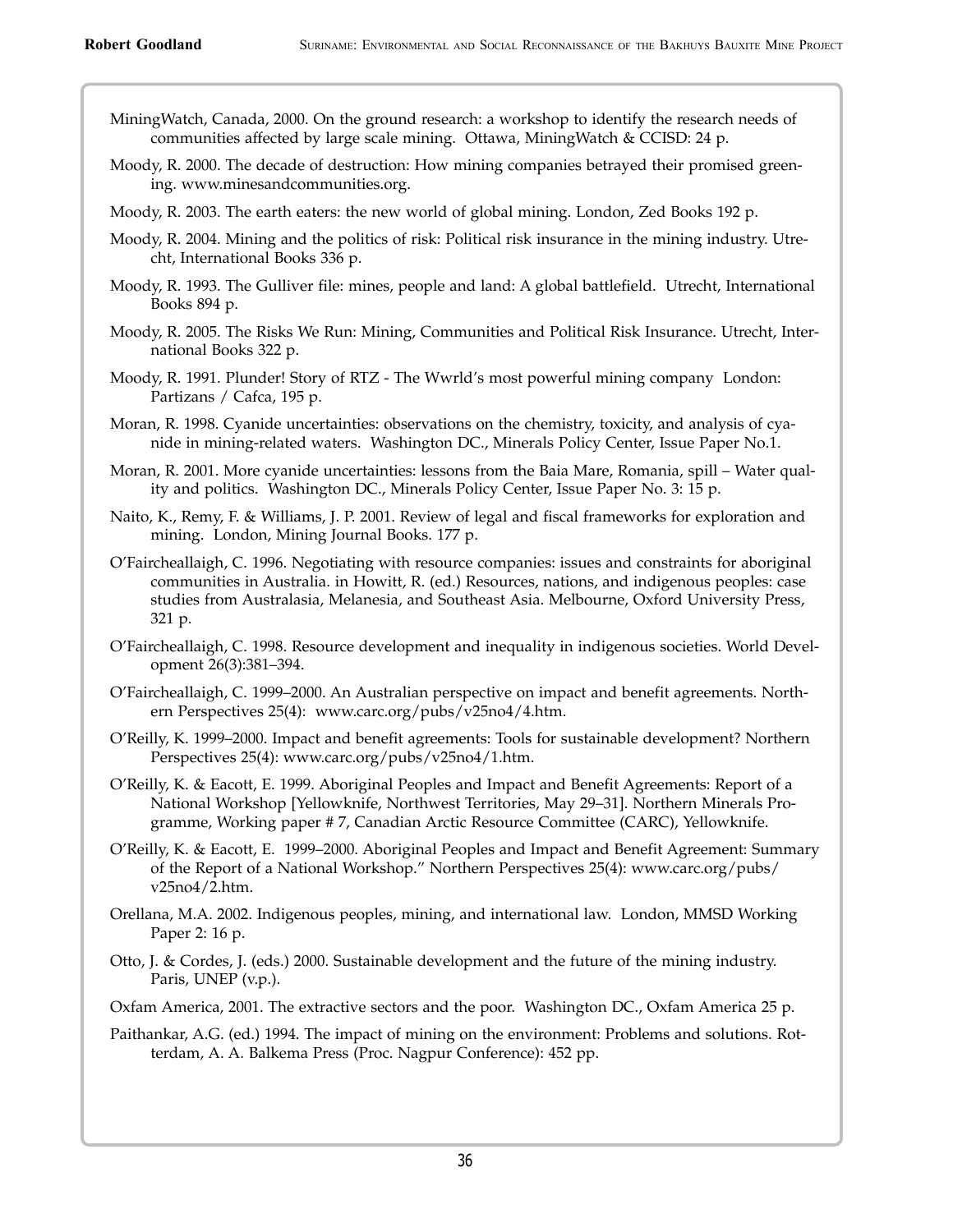MiningWatch, Canada, 2000. On the ground research: a workshop to identify the research needs of communities affected by large scale mining. Ottawa, MiningWatch & CCISD: 24 p.

Moody, R. 2000. The decade of destruction: How mining companies betrayed their promised greening. www.minesandcommunities.org.

Moody, R. 2003. The earth eaters: the new world of global mining. London, Zed Books 192 p.

Moody, R. 2004. Mining and the politics of risk: Political risk insurance in the mining industry. Utrecht, International Books 336 p.

Moody, R. 1993. The Gulliver file: mines, people and land: A global battlefield. Utrecht, International Books 894 p.

Moody, R. 2005. The Risks We Run: Mining, Communities and Political Risk Insurance. Utrecht, International Books 322 p.

Moody, R. 1991. Plunder! Story of RTZ - The Wwrld's most powerful mining company London: Partizans / Cafca, 195 p.

Moran, R. 1998. Cyanide uncertainties: observations on the chemistry, toxicity, and analysis of cyanide in mining-related waters. Washington DC., Minerals Policy Center, Issue Paper No.1.

Moran, R. 2001. More cyanide uncertainties: lessons from the Baia Mare, Romania, spill – Water quality and politics. Washington DC., Minerals Policy Center, Issue Paper No. 3: 15 p.

Naito, K., Remy, F. & Williams, J. P. 2001. Review of legal and fiscal frameworks for exploration and mining. London, Mining Journal Books. 177 p.

O'Faircheallaigh, C. 1996. Negotiating with resource companies: issues and constraints for aboriginal communities in Australia. in Howitt, R. (ed.) Resources, nations, and indigenous peoples: case studies from Australasia, Melanesia, and Southeast Asia. Melbourne, Oxford University Press, 321 p.

O'Faircheallaigh, C. 1998. Resource development and inequality in indigenous societies. World Development 26(3):381–394.

O'Faircheallaigh, C. 1999–2000. An Australian perspective on impact and benefit agreements. Northern Perspectives 25(4): www.carc.org/pubs/v25no4/4.htm.

O'Reilly, K. 1999–2000. Impact and benefit agreements: Tools for sustainable development? Northern Perspectives 25(4): www.carc.org/pubs/v25no4/1.htm.

O'Reilly, K. & Eacott, E. 1999. Aboriginal Peoples and Impact and Benefit Agreements: Report of a National Workshop [Yellowknife, Northwest Territories, May 29–31]. Northern Minerals Programme, Working paper # 7, Canadian Arctic Resource Committee (CARC), Yellowknife.

O'Reilly, K. & Eacott, E. 1999–2000. Aboriginal Peoples and Impact and Benefit Agreement: Summary of the Report of a National Workshop." Northern Perspectives 25(4): www.carc.org/pubs/v25no4/2.htm.

Orellana, M.A. 2002. Indigenous peoples, mining, and international law. London, MMSD Working Paper 2: 16 p.

Otto, J. & Cordes, J. (eds.) 2000. Sustainable development and the future of the mining industry. Paris, UNEP (v.p.).

Oxfam America, 2001. The extractive sectors and the poor. Washington DC., Oxfam America 25 p.

Paithankar, A.G. (ed.) 1994. The impact of mining on the environment: Problems and solutions. Rotterdam, A. A. Balkema Press (Proc. Nagpur Conference): 452 pp.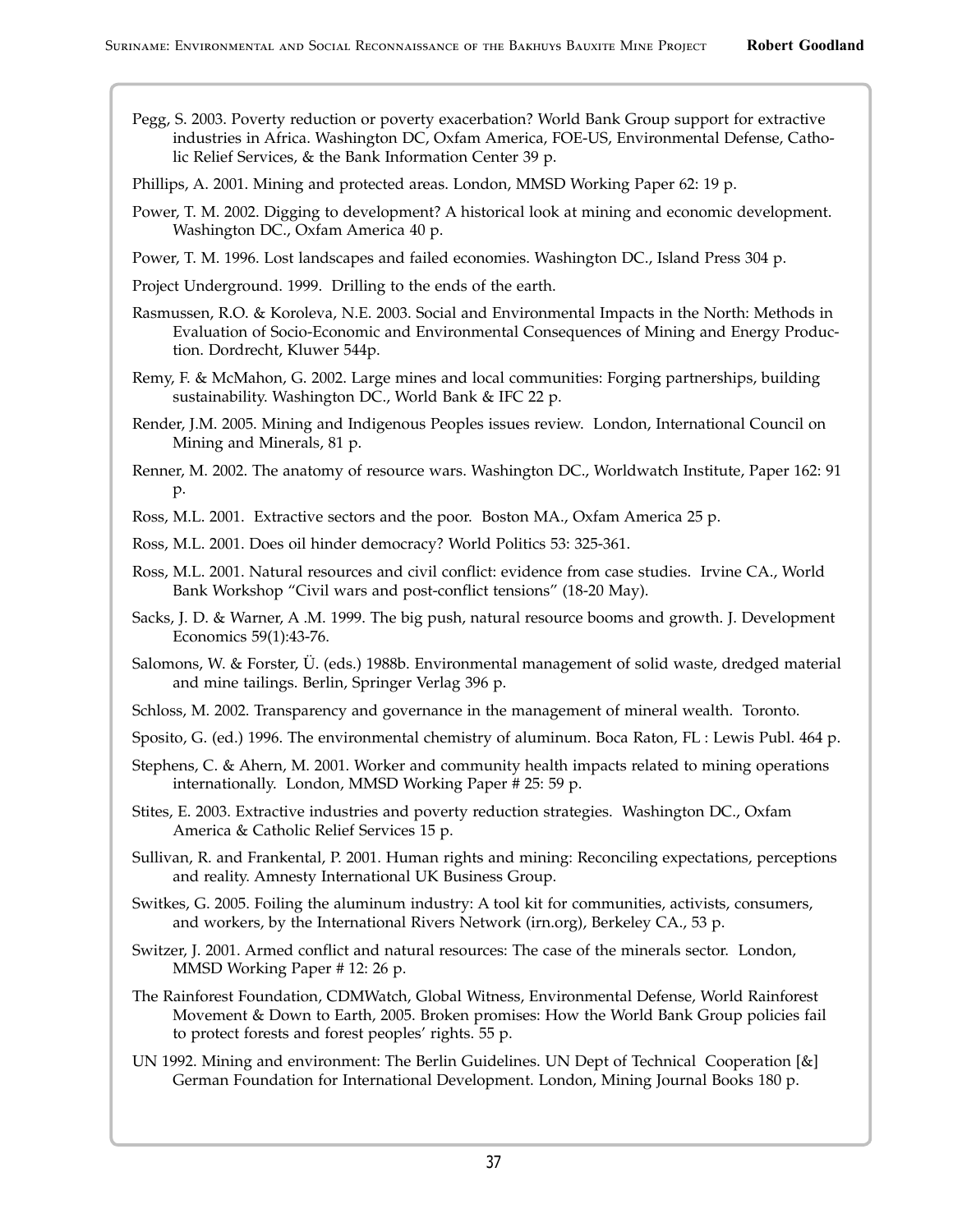Pegg, S. 2003. Poverty reduction or poverty exacerbation? World Bank Group support for extractive industries in Africa. Washington DC, Oxfam America, FOE-US, Environmental Defense, Catholic Relief Services, & the Bank Information Center 39 p.

Phillips, A. 2001. Mining and protected areas. London, MMSD Working Paper 62: 19 p.

Power, T. M. 2002. Digging to development? A historical look at mining and economic development. Washington DC., Oxfam America 40 p.

Power, T. M. 1996. Lost landscapes and failed economies. Washington DC., Island Press 304 p.

Project Underground. 1999. Drilling to the ends of the earth.

Rasmussen, R.O. & Koroleva, N.E. 2003. Social and Environmental Impacts in the North: Methods in Evaluation of Socio-Economic and Environmental Consequences of Mining and Energy Production. Dordrecht, Kluwer 544p.

Remy, F. & McMahon, G. 2002. Large mines and local communities: Forging partnerships, building sustainability. Washington DC., World Bank & IFC 22 p.

Render, J.M. 2005. Mining and Indigenous Peoples issues review. London, International Council on Mining and Minerals, 81 p.

Renner, M. 2002. The anatomy of resource wars. Washington DC., Worldwatch Institute, Paper 162: 91 p.

Ross, M.L. 2001. Extractive sectors and the poor. Boston MA., Oxfam America 25 p.

Ross, M.L. 2001. Does oil hinder democracy? World Politics 53: 325-361.

Ross, M.L. 2001. Natural resources and civil conflict: evidence from case studies. Irvine CA., World Bank Workshop "Civil wars and post-conflict tensions" (18-20 May).

Sacks, J. D. & Warner, A .M. 1999. The big push, natural resource booms and growth. J. Development Economics 59(1):43-76.

Salomons, W. & Forster, Ü. (eds.) 1988b. Environmental management of solid waste, dredged material and mine tailings. Berlin, Springer Verlag 396 p.

Schloss, M. 2002. Transparency and governance in the management of mineral wealth. Toronto.

Sposito, G. (ed.) 1996. The environmental chemistry of aluminum. Boca Raton, FL : Lewis Publ. 464 p.

Stephens, C. & Ahern, M. 2001. Worker and community health impacts related to mining operations internationally. London, MMSD Working Paper # 25: 59 p.

Stites, E. 2003. Extractive industries and poverty reduction strategies. Washington DC., Oxfam America & Catholic Relief Services 15 p.

Sullivan, R. and Frankental, P. 2001. Human rights and mining: Reconciling expectations, perceptions and reality. Amnesty International UK Business Group.

Switkes, G. 2005. Foiling the aluminum industry: A tool kit for communities, activists, consumers, and workers, by the International Rivers Network (irn.org), Berkeley CA., 53 p.

Switzer, J. 2001. Armed conflict and natural resources: The case of the minerals sector. London, MMSD Working Paper # 12: 26 p.

The Rainforest Foundation, CDMWatch, Global Witness, Environmental Defense, World Rainforest Movement & Down to Earth, 2005. Broken promises: How the World Bank Group policies fail to protect forests and forest peoples' rights. 55 p.

UN 1992. Mining and environment: The Berlin Guidelines. UN Dept of Technical Cooperation [&] German Foundation for International Development. London, Mining Journal Books 180 p.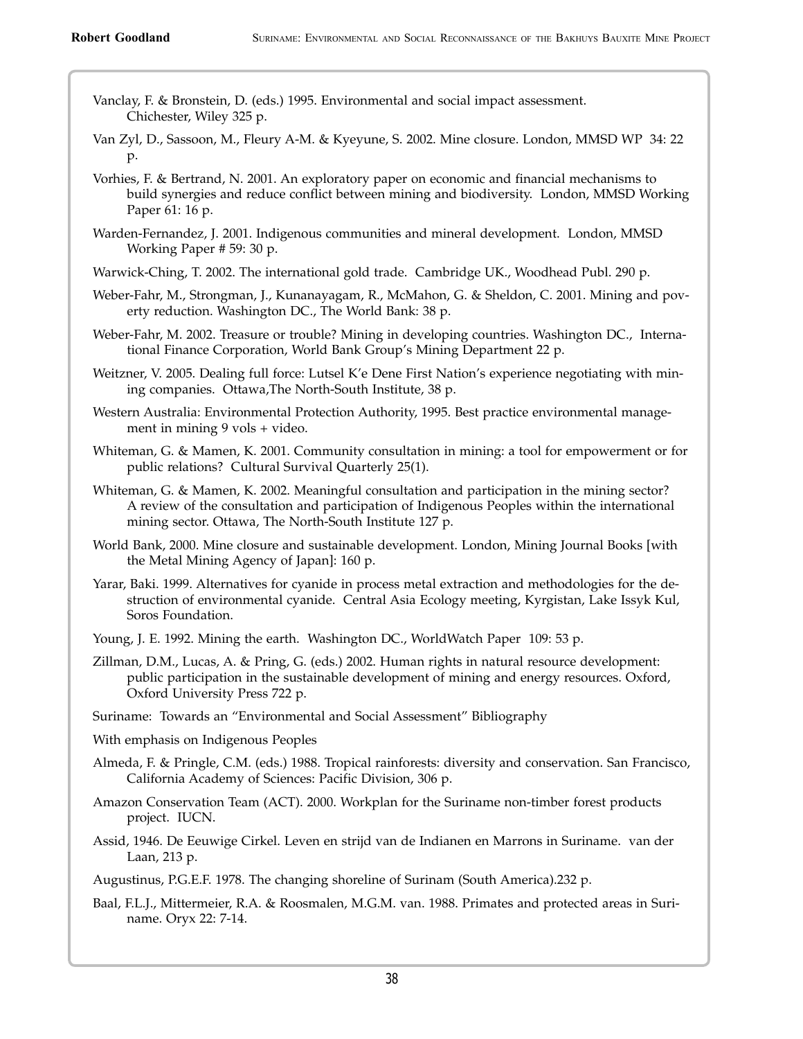Vanclay, F. & Bronstein, D. (eds.) 1995. Environmental and social impact assessment. Chichester, Wiley 325 p.

Van Zyl, D., Sassoon, M., Fleury A-M. & Kyeyune, S. 2002. Mine closure. London, MMSD WP 34: 22 p.

Vorhies, F. & Bertrand, N. 2001. An exploratory paper on economic and financial mechanisms to build synergies and reduce conflict between mining and biodiversity. London, MMSD Working Paper 61: 16 p.

Warden-Fernandez, J. 2001. Indigenous communities and mineral development. London, MMSD Working Paper # 59: 30 p.

Warwick-Ching, T. 2002. The international gold trade. Cambridge UK., Woodhead Publ. 290 p.

Weber-Fahr, M., Strongman, J., Kunanayagam, R., McMahon, G. & Sheldon, C. 2001. Mining and poverty reduction. Washington DC., The World Bank: 38 p.

Weber-Fahr, M. 2002. Treasure or trouble? Mining in developing countries. Washington DC., International Finance Corporation, World Bank Group's Mining Department 22 p.

Weitzner, V. 2005. Dealing full force: Lutsel K'e Dene First Nation's experience negotiating with mining companies. Ottawa,The North-South Institute, 38 p.

Western Australia: Environmental Protection Authority, 1995. Best practice environmental management in mining 9 vols + video.

Whiteman, G. & Mamen, K. 2001. Community consultation in mining: a tool for empowerment or for public relations? Cultural Survival Quarterly 25(1).

Whiteman, G. & Mamen, K. 2002. Meaningful consultation and participation in the mining sector? A review of the consultation and participation of Indigenous Peoples within the international mining sector. Ottawa, The North-South Institute 127 p.

World Bank, 2000. Mine closure and sustainable development. London, Mining Journal Books [with the Metal Mining Agency of Japan]: 160 p.

Yarar, Baki. 1999. Alternatives for cyanide in process metal extraction and methodologies for the destruction of environmental cyanide. Central Asia Ecology meeting, Kyrgistan, Lake Issyk Kul, Soros Foundation.

Young, J. E. 1992. Mining the earth. Washington DC., WorldWatch Paper 109: 53 p.

Zillman, D.M., Lucas, A. & Pring, G. (eds.) 2002. Human rights in natural resource development: public participation in the sustainable development of mining and energy resources. Oxford, Oxford University Press 722 p.

Suriname: Towards an "Environmental and Social Assessment" Bibliography

With emphasis on Indigenous Peoples

Almeda, F. & Pringle, C.M. (eds.) 1988. Tropical rainforests: diversity and conservation. San Francisco, California Academy of Sciences: Pacific Division, 306 p.

Amazon Conservation Team (ACT). 2000. Workplan for the Suriname non-timber forest products project. IUCN.

Assid, 1946. De Eeuwige Cirkel. Leven en strijd van de Indianen en Marrons in Suriname. van der Laan, 213 p.

Augustinus, P.G.E.F. 1978. The changing shoreline of Surinam (South America).232 p.

Baal, F.L.J., Mittermeier, R.A. & Roosmalen, M.G.M. van. 1988. Primates and protected areas in Suriname. Oryx 22: 7-14.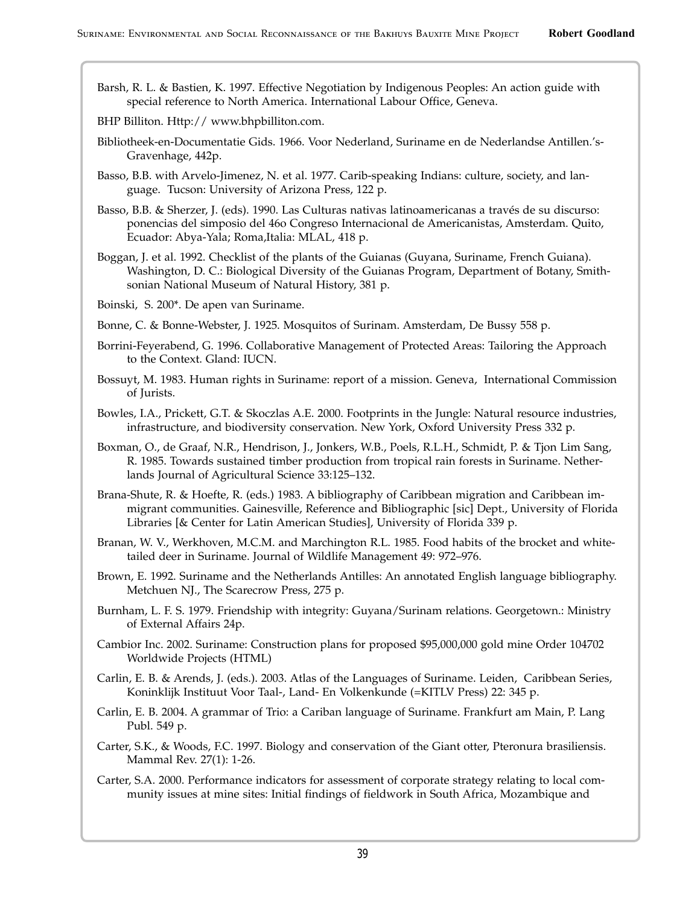Barsh, R. L. & Bastien, K. 1997. Effective Negotiation by Indigenous Peoples: An action guide with special reference to North America. International Labour Office, Geneva.

BHP Billiton. Http:// www.bhpbilliton.com.

Bibliotheek-en-Documentatie Gids. 1966. Voor Nederland, Suriname en de Nederlandse Antillen.'s-Gravenhage, 442p.

Basso, B.B. with Arvelo-Jimenez, N. et al. 1977. Carib-speaking Indians: culture, society, and language. Tucson: University of Arizona Press, 122 p.

Basso, B.B. & Sherzer, J. (eds). 1990. Las Culturas nativas latinoamericanas a través de su discurso: ponencias del simposio del 46o Congreso Internacional de Americanistas, Amsterdam. Quito, Ecuador: Abya-Yala; Roma,Italia: MLAL, 418 p.

Boggan, J. et al. 1992. Checklist of the plants of the Guianas (Guyana, Suriname, French Guiana). Washington, D. C.: Biological Diversity of the Guianas Program, Department of Botany, Smithsonian National Museum of Natural History, 381 p.

Boinski, S. 200*. De apen van Suriname.

Bonne, C. & Bonne-Webster, J. 1925. Mosquitos of Surinam. Amsterdam, De Bussy 558 p.

Borrini-Feyerabend, G. 1996. Collaborative Management of Protected Areas: Tailoring the Approach to the Context. Gland: IUCN.

Bossuyt, M. 1983. Human rights in Suriname: report of a mission. Geneva, International Commission of Jurists.

Bowles, I.A., Prickett, G.T. & Skoczlas A.E. 2000. Footprints in the Jungle: Natural resource industries, infrastructure, and biodiversity conservation. New York, Oxford University Press 332 p.

Boxman, O., de Graaf, N.R., Hendrison, J., Jonkers, W.B., Poels, R.L.H., Schmidt, P. & Tjon Lim Sang, R. 1985. Towards sustained timber production from tropical rain forests in Suriname. Netherlands Journal of Agricultural Science 33:125–132.

Brana-Shute, R. & Hoefte, R. (eds.) 1983. A bibliography of Caribbean migration and Caribbean immigrant communities. Gainesville, Reference and Bibliographic [sic] Dept., University of Florida Libraries [& Center for Latin American Studies], University of Florida 339 p.

Branan, W. V., Werkhoven, M.C.M. and Marchington R.L. 1985. Food habits of the brocket and white-tailed deer in Suriname. Journal of Wildlife Management 49: 972–976.

Brown, E. 1992. Suriname and the Netherlands Antilles: An annotated English language bibliography. Metchuen NJ., The Scarecrow Press, 275 p.

Burnham, L. F. S. 1979. Friendship with integrity: Guyana/Surinam relations. Georgetown.: Ministry of External Affairs 24p.

Cambior Inc. 2002. Suriname: Construction plans for proposed $95,000,000 gold mine Order 104702 Worldwide Projects (HTML)

Carlin, E. B. & Arends, J. (eds.). 2003. Atlas of the Languages of Suriname. Leiden, Caribbean Series, Koninklijk Instituut Voor Taal-, Land- En Volkenkunde (=KITLV Press) 22: 345 p.

Carlin, E. B. 2004. A grammar of Trio: a Cariban language of Suriname. Frankfurt am Main, P. Lang Publ. 549 p.

Carter, S.K., & Woods, F.C. 1997. Biology and conservation of the Giant otter, Pteronura brasiliensis. Mammal Rev. 27(1): 1-26.

Carter, S.A. 2000. Performance indicators for assessment of corporate strategy relating to local community issues at mine sites: Initial findings of fieldwork in South Africa, Mozambique and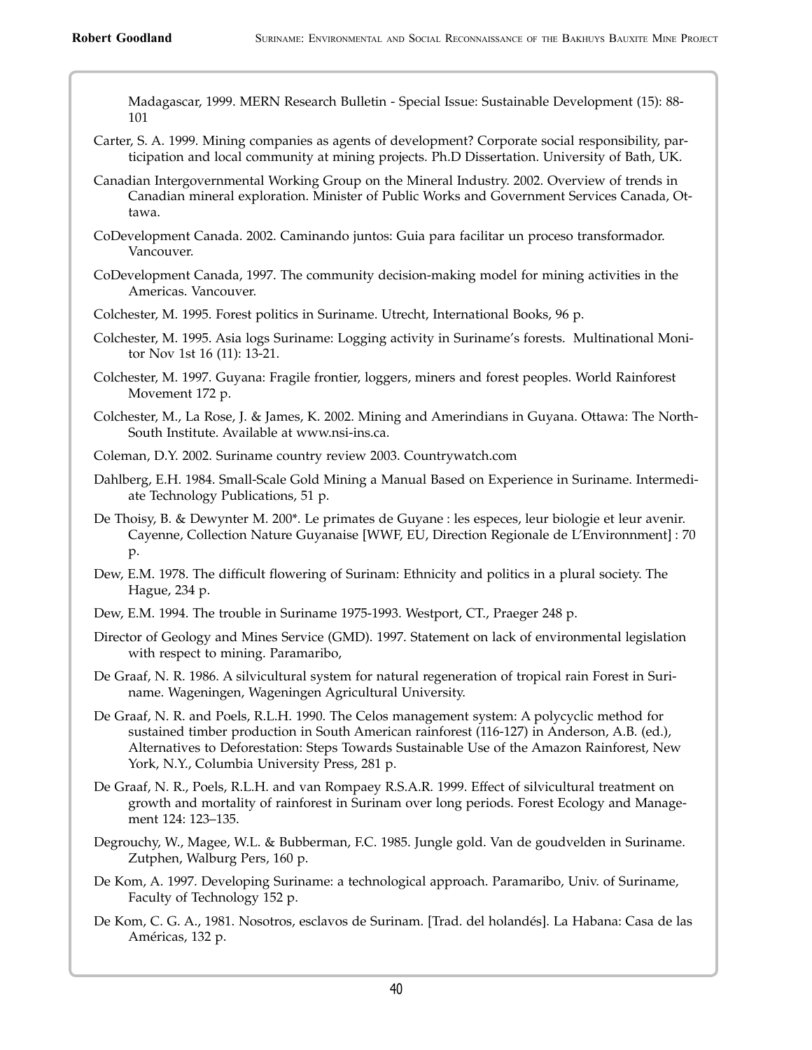Madagascar, 1999. MERN Research Bulletin - Special Issue: Sustainable Development (15): 88-101

Carter, S. A. 1999. Mining companies as agents of development? Corporate social responsibility, participation and local community at mining projects. Ph.D Dissertation. University of Bath, UK.

Canadian Intergovernmental Working Group on the Mineral Industry. 2002. Overview of trends in Canadian mineral exploration. Minister of Public Works and Government Services Canada, Ottawa.

CoDevelopment Canada. 2002. Caminando juntos: Guia para facilitar un proceso transformador. Vancouver.

CoDevelopment Canada, 1997. The community decision-making model for mining activities in the Americas. Vancouver.

Colchester, M. 1995. Forest politics in Suriname. Utrecht, International Books, 96 p.

Colchester, M. 1995. Asia logs Suriname: Logging activity in Suriname's forests. Multinational Monitor Nov 1st 16 (11): 13-21.

Colchester, M. 1997. Guyana: Fragile frontier, loggers, miners and forest peoples. World Rainforest Movement 172 p.

Colchester, M., La Rose, J. & James, K. 2002. Mining and Amerindians in Guyana. Ottawa: The North-South Institute. Available at www.nsi-ins.ca.

Coleman, D.Y. 2002. Suriname country review 2003. Countrywatch.com

Dahlberg, E.H. 1984. Small-Scale Gold Mining a Manual Based on Experience in Suriname. Intermediate Technology Publications, 51 p.

De Thoisy, B. & Dewynter M. 200*. Le primates de Guyane : les especes, leur biologie et leur avenir. Cayenne, Collection Nature Guyanaise [WWF, EU, Direction Regionale de L'Environnment] : 70 p.

Dew, E.M. 1978. The difficult flowering of Surinam: Ethnicity and politics in a plural society. The Hague, 234 p.

Dew, E.M. 1994. The trouble in Suriname 1975-1993. Westport, CT., Praeger 248 p.

Director of Geology and Mines Service (GMD). 1997. Statement on lack of environmental legislation with respect to mining. Paramaribo,

De Graaf, N. R. 1986. A silvicultural system for natural regeneration of tropical rain Forest in Suriname. Wageningen, Wageningen Agricultural University.

De Graaf, N. R. and Poels, R.L.H. 1990. The Celos management system: A polycyclic method for sustained timber production in South American rainforest (116-127) in Anderson, A.B. (ed.), Alternatives to Deforestation: Steps Towards Sustainable Use of the Amazon Rainforest, New York, N.Y., Columbia University Press, 281 p.

De Graaf, N. R., Poels, R.L.H. and van Rompaey R.S.A.R. 1999. Effect of silvicultural treatment on growth and mortality of rainforest in Surinam over long periods. Forest Ecology and Management 124: 123–135.

Degrouchy, W., Magee, W.L. & Bubberman, F.C. 1985. Jungle gold. Van de goudvelden in Suriname. Zutphen, Walburg Pers, 160 p.

De Kom, A. 1997. Developing Suriname: a technological approach. Paramaribo, Univ. of Suriname, Faculty of Technology 152 p.

De Kom, C. G. A., 1981. Nosotros, esclavos de Surinam. [Trad. del holandés]. La Habana: Casa de las Américas, 132 p.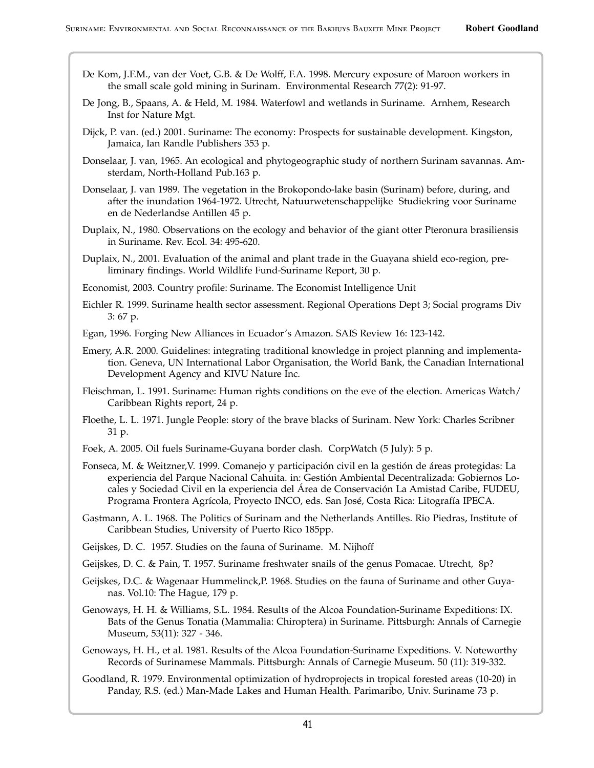De Kom, J.F.M., van der Voet, G.B. & De Wolff, F.A. 1998. Mercury exposure of Maroon workers in the small scale gold mining in Surinam. Environmental Research 77(2): 91-97.

De Jong, B., Spaans, A. & Held, M. 1984. Waterfowl and wetlands in Suriname. Arnhem, Research Inst for Nature Mgt.

Dijck, P. van. (ed.) 2001. Suriname: The economy: Prospects for sustainable development. Kingston, Jamaica, Ian Randle Publishers 353 p.

Donselaar, J. van, 1965. An ecological and phytogeographic study of northern Surinam savannas. Amsterdam, North-Holland Pub.163 p.

Donselaar, J. van 1989. The vegetation in the Brokopondo-lake basin (Surinam) before, during, and after the inundation 1964-1972. Utrecht, Natuurwetenschappelijke Studiekring voor Suriname en de Nederlandse Antillen 45 p.

Duplaix, N., 1980. Observations on the ecology and behavior of the giant otter Pteronura brasiliensis in Suriname. Rev. Ecol. 34: 495-620.

Duplaix, N., 2001. Evaluation of the animal and plant trade in the Guayana shield eco-region, preliminary findings. World Wildlife Fund-Suriname Report, 30 p.

Economist, 2003. Country profile: Suriname. The Economist Intelligence Unit

Eichler R. 1999. Suriname health sector assessment. Regional Operations Dept 3; Social programs Div 3: 67 p.

Egan, 1996. Forging New Alliances in Ecuador's Amazon. SAIS Review 16: 123-142.

Emery, A.R. 2000. Guidelines: integrating traditional knowledge in project planning and implementation. Geneva, UN International Labor Organisation, the World Bank, the Canadian International Development Agency and KIVU Nature Inc.

Fleischman, L. 1991. Suriname: Human rights conditions on the eve of the election. Americas Watch/ Caribbean Rights report, 24 p.

Floethe, L. L. 1971. Jungle People: story of the brave blacks of Surinam. New York: Charles Scribner 31 p.

Foek, A. 2005. Oil fuels Suriname-Guyana border clash. CorpWatch (5 July): 5 p.

Fonseca, M. & Weitzner,V. 1999. Comanejo y participación civil en la gestión de áreas protegidas: La experiencia del Parque Nacional Cahuita. in: Gestión Ambiental Decentralizada: Gobiernos Locales y Sociedad Civil en la experiencia del Área de Conservación La Amistad Caribe, FUDEU, Programa Frontera Agrícola, Proyecto INCO, eds. San José, Costa Rica: Litografía IPECA.

Gastmann, A. L. 1968. The Politics of Surinam and the Netherlands Antilles. Rio Piedras, Institute of Caribbean Studies, University of Puerto Rico 185pp.

Geijskes, D. C. 1957. Studies on the fauna of Suriname. M. Nijhoff

Geijskes, D. C. & Pain, T. 1957. Suriname freshwater snails of the genus Pomacae. Utrecht, 8p?

Geijskes, D.C. & Wagenaar Hummelinck,P. 1968. Studies on the fauna of Suriname and other Guyanas. Vol.10: The Hague, 179 p.

Genoways, H. H. & Williams, S.L. 1984. Results of the Alcoa Foundation-Suriname Expeditions: IX. Bats of the Genus Tonatia (Mammalia: Chiroptera) in Suriname. Pittsburgh: Annals of Carnegie Museum, 53(11): 327 - 346.

Genoways, H. H., et al. 1981. Results of the Alcoa Foundation-Suriname Expeditions. V. Noteworthy Records of Surinamese Mammals. Pittsburgh: Annals of Carnegie Museum. 50 (11): 319-332.

Goodland, R. 1979. Environmental optimization of hydroprojects in tropical forested areas (10-20) in Panday, R.S. (ed.) Man-Made Lakes and Human Health. Parimaribo, Univ. Suriname 73 p.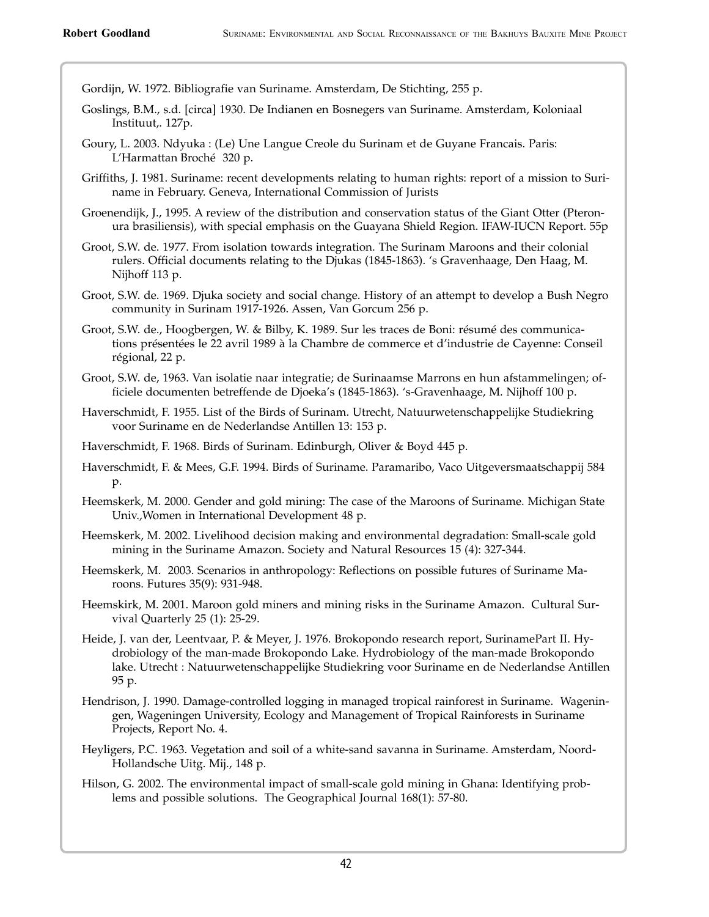Gordijn, W. 1972. Bibliografie van Suriname. Amsterdam, De Stichting, 255 p.

Goslings, B.M., s.d. [circa] 1930. De Indianen en Bosnegers van Suriname. Amsterdam, Koloniaal Instituut,. 127p.

Goury, L. 2003. Ndyuka : (Le) Une Langue Creole du Surinam et de Guyane Francais. Paris: L'Harmattan Broché 320 p.

Griffiths, J. 1981. Suriname: recent developments relating to human rights: report of a mission to Suriname in February. Geneva, International Commission of Jurists

Groenendijk, J., 1995. A review of the distribution and conservation status of the Giant Otter (Pteronura brasiliensis), with special emphasis on the Guayana Shield Region. IFAW-IUCN Report. 55p

Groot, S.W. de. 1977. From isolation towards integration. The Surinam Maroons and their colonial rulers. Official documents relating to the Djukas (1845-1863). 's Gravenhaage, Den Haag, M. Nijhoff 113 p.

Groot, S.W. de. 1969. Djuka society and social change. History of an attempt to develop a Bush Negro community in Surinam 1917-1926. Assen, Van Gorcum 256 p.

Groot, S.W. de., Hoogbergen, W. & Bilby, K. 1989. Sur les traces de Boni: résumé des communications présentées le 22 avril 1989 à la Chambre de commerce et d'industrie de Cayenne: Conseil régional, 22 p.

Groot, S.W. de, 1963. Van isolatie naar integratie; de Surinaamse Marrons en hun afstammelingen; officiele documenten betreffende de Djoeka's (1845-1863). 's-Gravenhaage, M. Nijhoff 100 p.

Haverschmidt, F. 1955. List of the Birds of Surinam. Utrecht, Natuurwetenschappelijke Studiekring voor Suriname en de Nederlandse Antillen 13: 153 p.

Haverschmidt, F. 1968. Birds of Surinam. Edinburgh, Oliver & Boyd 445 p.

Haverschmidt, F. & Mees, G.F. 1994. Birds of Suriname. Paramaribo, Vaco Uitgeversmaatschappij 584 p.

Heemskerk, M. 2000. Gender and gold mining: The case of the Maroons of Suriname. Michigan State Univ.,Women in International Development 48 p.

Heemskerk, M. 2002. Livelihood decision making and environmental degradation: Small-scale gold mining in the Suriname Amazon. Society and Natural Resources 15 (4): 327-344.

Heemskerk, M. 2003. Scenarios in anthropology: Reflections on possible futures of Suriname Maroons. Futures 35(9): 931-948.

Heemskirk, M. 2001. Maroon gold miners and mining risks in the Suriname Amazon. Cultural Survival Quarterly 25 (1): 25-29.

Heide, J. van der, Leentvaar, P. & Meyer, J. 1976. Brokopondo research report, SurinamePart II. Hydrobiology of the man-made Brokopondo Lake. Hydrobiology of the man-made Brokopondo lake. Utrecht : Natuurwetenschappelijke Studiekring voor Suriname en de Nederlandse Antillen 95 p.

Hendrison, J. 1990. Damage-controlled logging in managed tropical rainforest in Suriname. Wageningen, Wageningen University, Ecology and Management of Tropical Rainforests in Suriname Projects, Report No. 4.

Heyligers, P.C. 1963. Vegetation and soil of a white-sand savanna in Suriname. Amsterdam, Noord-Hollandsche Uitg. Mij., 148 p.

Hilson, G. 2002. The environmental impact of small-scale gold mining in Ghana: Identifying problems and possible solutions. The Geographical Journal 168(1): 57-80.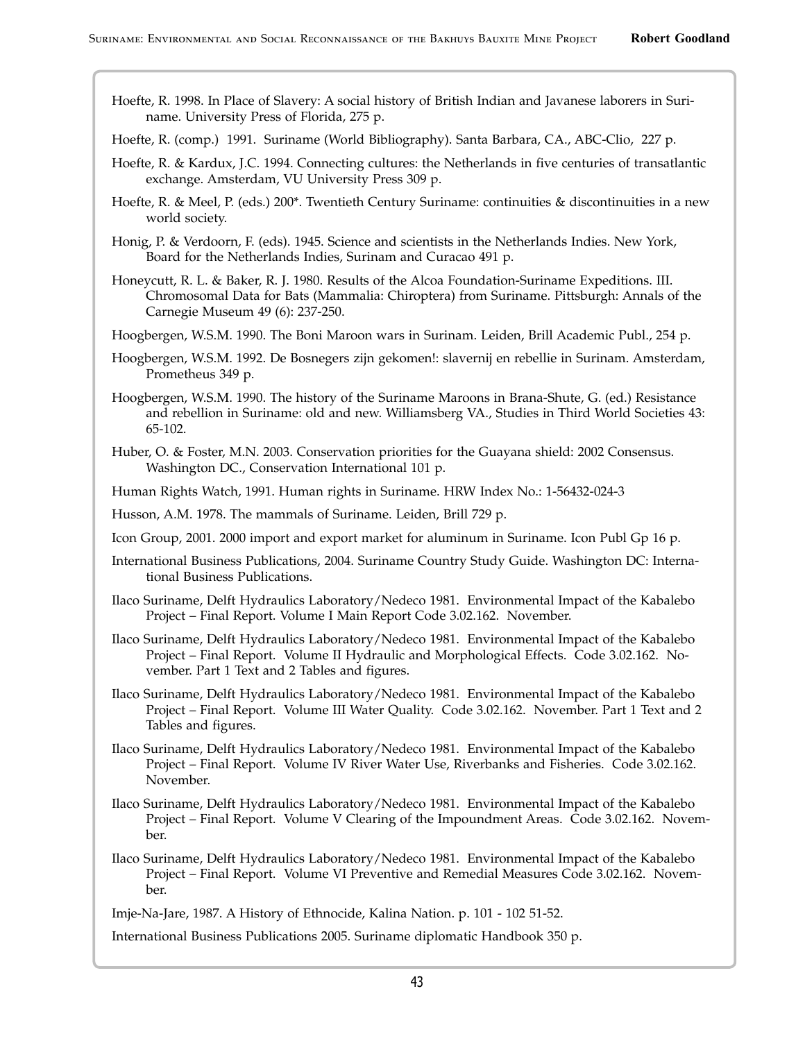Hoefte, R. 1998. In Place of Slavery: A social history of British Indian and Javanese laborers in Suriname. University Press of Florida, 275 p.

Hoefte, R. (comp.) 1991. Suriname (World Bibliography). Santa Barbara, CA., ABC-Clio, 227 p.

Hoefte, R. & Kardux, J.C. 1994. Connecting cultures: the Netherlands in five centuries of transatlantic exchange. Amsterdam, VU University Press 309 p.

Hoefte, R. & Meel, P. (eds.) 200*. Twentieth Century Suriname: continuities & discontinuities in a new world society.

Honig, P. & Verdoorn, F. (eds). 1945. Science and scientists in the Netherlands Indies. New York, Board for the Netherlands Indies, Surinam and Curacao 491 p.

Honeycutt, R. L. & Baker, R. J. 1980. Results of the Alcoa Foundation-Suriname Expeditions. III. Chromosomal Data for Bats (Mammalia: Chiroptera) from Suriname. Pittsburgh: Annals of the Carnegie Museum 49 (6): 237-250.

Hoogbergen, W.S.M. 1990. The Boni Maroon wars in Surinam. Leiden, Brill Academic Publ., 254 p.

Hoogbergen, W.S.M. 1992. De Bosnegers zijn gekomen!: slavernij en rebellie in Surinam. Amsterdam, Prometheus 349 p.

Hoogbergen, W.S.M. 1990. The history of the Suriname Maroons in Brana-Shute, G. (ed.) Resistance and rebellion in Suriname: old and new. Williamsberg VA., Studies in Third World Societies 43: 65-102.

Huber, O. & Foster, M.N. 2003. Conservation priorities for the Guayana shield: 2002 Consensus. Washington DC., Conservation International 101 p.

Human Rights Watch, 1991. Human rights in Suriname. HRW Index No.: 1-56432-024-3

Husson, A.M. 1978. The mammals of Suriname. Leiden, Brill 729 p.

Icon Group, 2001. 2000 import and export market for aluminum in Suriname. Icon Publ Gp 16 p.

International Business Publications, 2004. Suriname Country Study Guide. Washington DC: International Business Publications.

Ilaco Suriname, Delft Hydraulics Laboratory/Nedeco 1981. Environmental Impact of the Kabalebo Project – Final Report. Volume I Main Report Code 3.02.162. November.

Ilaco Suriname, Delft Hydraulics Laboratory/Nedeco 1981. Environmental Impact of the Kabalebo Project – Final Report. Volume II Hydraulic and Morphological Effects. Code 3.02.162. November. Part 1 Text and 2 Tables and figures.

Ilaco Suriname, Delft Hydraulics Laboratory/Nedeco 1981. Environmental Impact of the Kabalebo Project – Final Report. Volume III Water Quality. Code 3.02.162. November. Part 1 Text and 2 Tables and figures.

Ilaco Suriname, Delft Hydraulics Laboratory/Nedeco 1981. Environmental Impact of the Kabalebo Project – Final Report. Volume IV River Water Use, Riverbanks and Fisheries. Code 3.02.162. November.

Ilaco Suriname, Delft Hydraulics Laboratory/Nedeco 1981. Environmental Impact of the Kabalebo Project – Final Report. Volume V Clearing of the Impoundment Areas. Code 3.02.162. November.

Ilaco Suriname, Delft Hydraulics Laboratory/Nedeco 1981. Environmental Impact of the Kabalebo Project – Final Report. Volume VI Preventive and Remedial Measures Code 3.02.162. November.

Imje-Na-Jare, 1987. A History of Ethnocide, Kalina Nation. p. 101 - 102 51-52.

International Business Publications 2005. Suriname diplomatic Handbook 350 p.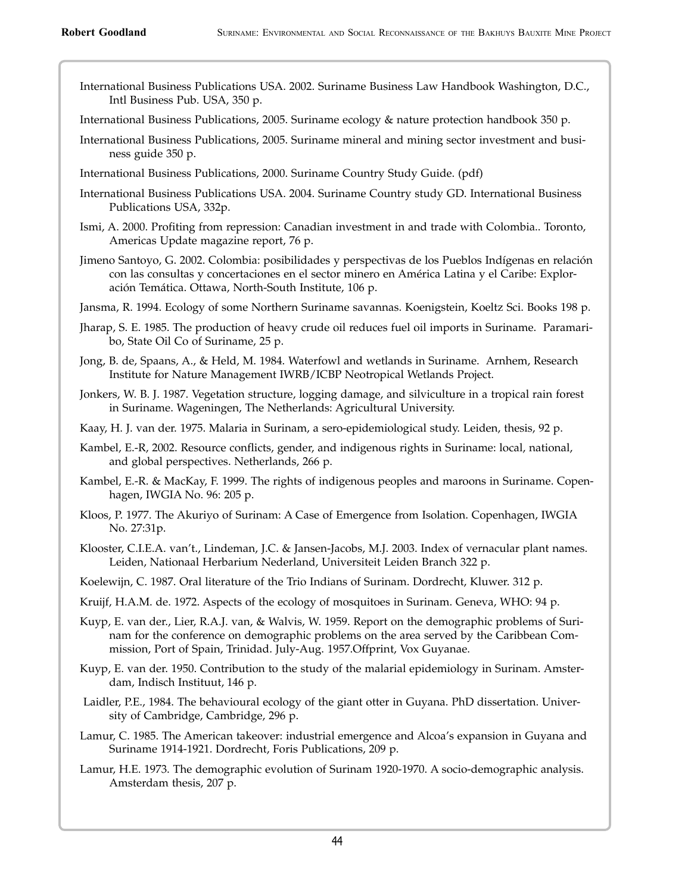International Business Publications USA. 2002. Suriname Business Law Handbook Washington, D.C., Intl Business Pub. USA, 350 p.

International Business Publications, 2005. Suriname ecology & nature protection handbook 350 p.

International Business Publications, 2005. Suriname mineral and mining sector investment and business guide 350 p.

International Business Publications, 2000. Suriname Country Study Guide. (pdf)

International Business Publications USA. 2004. Suriname Country study GD. International Business Publications USA, 332p.

Ismi, A. 2000. Profiting from repression: Canadian investment in and trade with Colombia.. Toronto, Americas Update magazine report, 76 p.

Jimeno Santoyo, G. 2002. Colombia: posibilidades y perspectivas de los Pueblos Indígenas en relación con las consultas y concertaciones en el sector minero en América Latina y el Caribe: Exploración Temática. Ottawa, North-South Institute, 106 p.

Jansma, R. 1994. Ecology of some Northern Suriname savannas. Koenigstein, Koeltz Sci. Books 198 p.

Jharap, S. E. 1985. The production of heavy crude oil reduces fuel oil imports in Suriname. Paramaribo, State Oil Co of Suriname, 25 p.

Jong, B. de, Spaans, A., & Held, M. 1984. Waterfowl and wetlands in Suriname. Arnhem, Research Institute for Nature Management IWRB/ICBP Neotropical Wetlands Project.

Jonkers, W. B. J. 1987. Vegetation structure, logging damage, and silviculture in a tropical rain forest in Suriname. Wageningen, The Netherlands: Agricultural University.

Kaay, H. J. van der. 1975. Malaria in Surinam, a sero-epidemiological study. Leiden, thesis, 92 p.

Kambel, E.-R, 2002. Resource conflicts, gender, and indigenous rights in Suriname: local, national, and global perspectives. Netherlands, 266 p.

Kambel, E.-R. & MacKay, F. 1999. The rights of indigenous peoples and maroons in Suriname. Copenhagen, IWGIA No. 96: 205 p.

Kloos, P. 1977. The Akuriyo of Surinam: A Case of Emergence from Isolation. Copenhagen, IWGIA No. 27:31p.

Klooster, C.I.E.A. van't., Lindeman, J.C. & Jansen-Jacobs, M.J. 2003. Index of vernacular plant names. Leiden, Nationaal Herbarium Nederland, Universiteit Leiden Branch 322 p.

Koelewijn, C. 1987. Oral literature of the Trio Indians of Surinam. Dordrecht, Kluwer. 312 p.

Kruijf, H.A.M. de. 1972. Aspects of the ecology of mosquitoes in Surinam. Geneva, WHO: 94 p.

Kuyp, E. van der., Lier, R.A.J. van, & Walvis, W. 1959. Report on the demographic problems of Surinam for the conference on demographic problems on the area served by the Caribbean Commission, Port of Spain, Trinidad. July-Aug. 1957.Offprint, Vox Guyanae.

Kuyp, E. van der. 1950. Contribution to the study of the malarial epidemiology in Surinam. Amsterdam, Indisch Instituut, 146 p.

Laidler, P.E., 1984. The behavioural ecology of the giant otter in Guyana. PhD dissertation. University of Cambridge, Cambridge, 296 p.

Lamur, C. 1985. The American takeover: industrial emergence and Alcoa's expansion in Guyana and Suriname 1914-1921. Dordrecht, Foris Publications, 209 p.

Lamur, H.E. 1973. The demographic evolution of Surinam 1920-1970. A socio-demographic analysis. Amsterdam thesis, 207 p.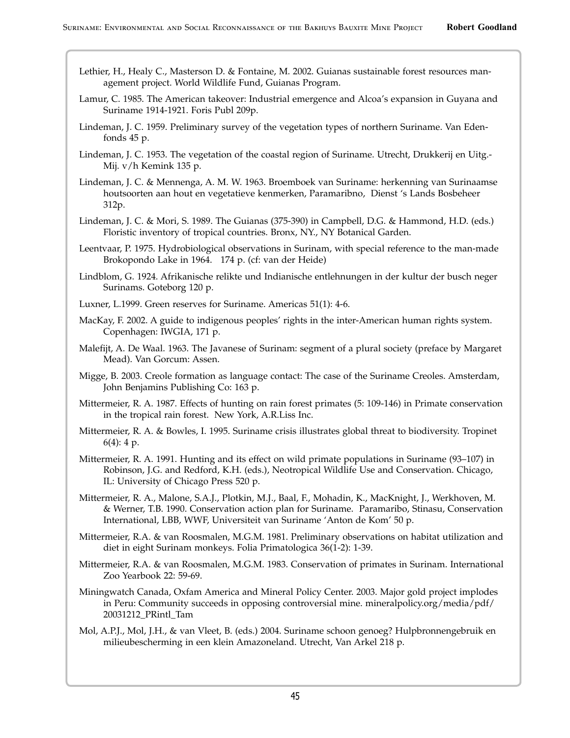Lethier, H., Healy C., Masterson D. & Fontaine, M. 2002. Guianas sustainable forest resources management project. World Wildlife Fund, Guianas Program.

Lamur, C. 1985. The American takeover: Industrial emergence and Alcoa's expansion in Guyana and Suriname 1914-1921. Foris Publ 209p.

Lindeman, J. C. 1959. Preliminary survey of the vegetation types of northern Suriname. Van Edenfonds 45 p.

Lindeman, J. C. 1953. The vegetation of the coastal region of Suriname. Utrecht, Drukkerij en Uitg.-Mij. v/h Kemink 135 p.

Lindeman, J. C. & Mennenga, A. M. W. 1963. Broemboek van Suriname: herkenning van Surinaamse houtsoorten aan hout en vegetatieve kenmerken, Paramaribno, Dienst 's Lands Bosbeheer 312p.

Lindeman, J. C. & Mori, S. 1989. The Guianas (375-390) in Campbell, D.G. & Hammond, H.D. (eds.) Floristic inventory of tropical countries. Bronx, NY., NY Botanical Garden.

Leentvaar, P. 1975. Hydrobiological observations in Surinam, with special reference to the man-made Brokopondo Lake in 1964. 174 p. (cf: van der Heide)

Lindblom, G. 1924. Afrikanische relikte und Indianische entlehnungen in der kultur der busch neger Surinams. Goteborg 120 p.

Luxner, L.1999. Green reserves for Suriname. Americas 51(1): 4-6.

MacKay, F. 2002. A guide to indigenous peoples' rights in the inter-American human rights system. Copenhagen: IWGIA, 171 p.

Malefijt, A. De Waal. 1963. The Javanese of Surinam: segment of a plural society (preface by Margaret Mead). Van Gorcum: Assen.

Migge, B. 2003. Creole formation as language contact: The case of the Suriname Creoles. Amsterdam, John Benjamins Publishing Co: 163 p.

Mittermeier, R. A. 1987. Effects of hunting on rain forest primates (5: 109-146) in Primate conservation in the tropical rain forest. New York, A.R.Liss Inc.

Mittermeier, R. A. & Bowles, I. 1995. Suriname crisis illustrates global threat to biodiversity. Tropinet 6(4): 4 p.

Mittermeier, R. A. 1991. Hunting and its effect on wild primate populations in Suriname (93–107) in Robinson, J.G. and Redford, K.H. (eds.), Neotropical Wildlife Use and Conservation. Chicago, IL: University of Chicago Press 520 p.

Mittermeier, R. A., Malone, S.A.J., Plotkin, M.J., Baal, F., Mohadin, K., MacKnight, J., Werkhoven, M. & Werner, T.B. 1990. Conservation action plan for Suriname. Paramaribo, Stinasu, Conservation International, LBB, WWF, Universiteit van Suriname 'Anton de Kom' 50 p.

Mittermeier, R.A. & van Roosmalen, M.G.M. 1981. Preliminary observations on habitat utilization and diet in eight Surinam monkeys. Folia Primatologica 36(1-2): 1-39.

Mittermeier, R.A. & van Roosmalen, M.G.M. 1983. Conservation of primates in Surinam. International Zoo Yearbook 22: 59-69.

Miningwatch Canada, Oxfam America and Mineral Policy Center. 2003. Major gold project implodes in Peru: Community succeeds in opposing controversial mine. mineralpolicy.org/media/pdf/20031212_PRintl_Tam

Mol, A.P.J., Mol, J.H., & van Vleet, B. (eds.) 2004. Suriname schoon genoeg? Hulpbronnengebruik en milieubescherming in een klein Amazoneland. Utrecht, Van Arkel 218 p.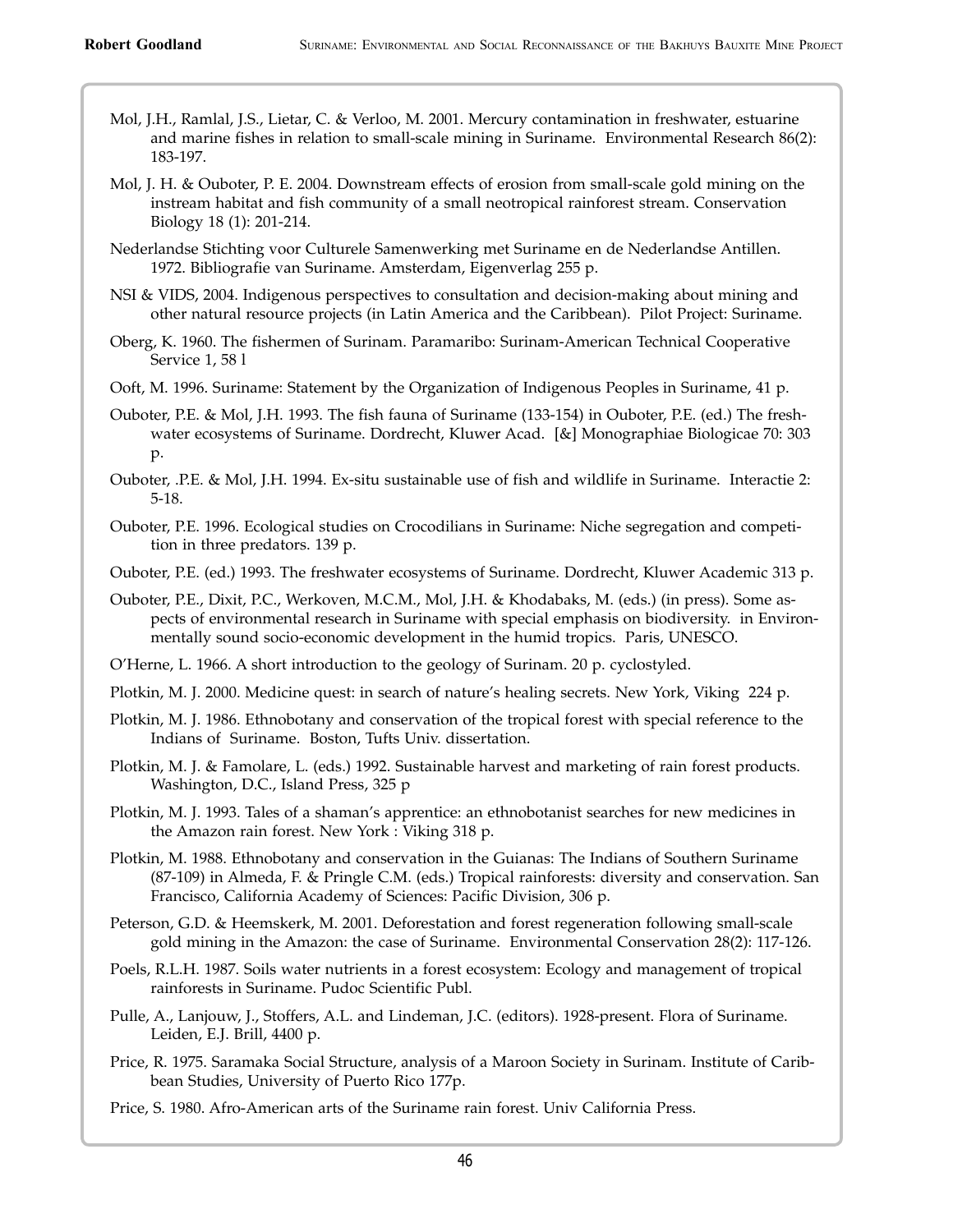Mol, J.H., Ramlal, J.S., Lietar, C. & Verloo, M. 2001. Mercury contamination in freshwater, estuarine and marine fishes in relation to small-scale mining in Suriname. Environmental Research 86(2): 183-197.

Mol, J. H. & Ouboter, P. E. 2004. Downstream effects of erosion from small-scale gold mining on the instream habitat and fish community of a small neotropical rainforest stream. Conservation Biology 18 (1): 201-214.

Nederlandse Stichting voor Culturele Samenwerking met Suriname en de Nederlandse Antillen. 1972. Bibliografie van Suriname. Amsterdam, Eigenverlag 255 p.

NSI & VIDS, 2004. Indigenous perspectives to consultation and decision-making about mining and other natural resource projects (in Latin America and the Caribbean). Pilot Project: Suriname.

Oberg, K. 1960. The fishermen of Surinam. Paramaribo: Surinam-American Technical Cooperative Service 1, 58 l

Ooft, M. 1996. Suriname: Statement by the Organization of Indigenous Peoples in Suriname, 41 p.

Ouboter, P.E. & Mol, J.H. 1993. The fish fauna of Suriname (133-154) in Ouboter, P.E. (ed.) The freshwater ecosystems of Suriname. Dordrecht, Kluwer Acad. [&] Monographiae Biologicae 70: 303 p.

Ouboter, .P.E. & Mol, J.H. 1994. Ex-situ sustainable use of fish and wildlife in Suriname. Interactie 2: 5-18.

Ouboter, P.E. 1996. Ecological studies on Crocodilians in Suriname: Niche segregation and competition in three predators. 139 p.

Ouboter, P.E. (ed.) 1993. The freshwater ecosystems of Suriname. Dordrecht, Kluwer Academic 313 p.

Ouboter, P.E., Dixit, P.C., Werkoven, M.C.M., Mol, J.H. & Khodabaks, M. (eds.) (in press). Some aspects of environmental research in Suriname with special emphasis on biodiversity. in Environmentally sound socio-economic development in the humid tropics. Paris, UNESCO.

O'Herne, L. 1966. A short introduction to the geology of Surinam. 20 p. cyclostyled.

Plotkin, M. J. 2000. Medicine quest: in search of nature's healing secrets. New York, Viking 224 p.

Plotkin, M. J. 1986. Ethnobotany and conservation of the tropical forest with special reference to the Indians of Suriname. Boston, Tufts Univ. dissertation.

Plotkin, M. J. & Famolare, L. (eds.) 1992. Sustainable harvest and marketing of rain forest products. Washington, D.C., Island Press, 325 p

Plotkin, M. J. 1993. Tales of a shaman's apprentice: an ethnobotanist searches for new medicines in the Amazon rain forest. New York : Viking 318 p.

Plotkin, M. 1988. Ethnobotany and conservation in the Guianas: The Indians of Southern Suriname (87-109) in Almeda, F. & Pringle C.M. (eds.) Tropical rainforests: diversity and conservation. San Francisco, California Academy of Sciences: Pacific Division, 306 p.

Peterson, G.D. & Heemskerk, M. 2001. Deforestation and forest regeneration following small-scale gold mining in the Amazon: the case of Suriname. Environmental Conservation 28(2): 117-126.

Poels, R.L.H. 1987. Soils water nutrients in a forest ecosystem: Ecology and management of tropical rainforests in Suriname. Pudoc Scientific Publ.

Pulle, A., Lanjouw, J., Stoffers, A.L. and Lindeman, J.C. (editors). 1928-present. Flora of Suriname. Leiden, E.J. Brill, 4400 p.

Price, R. 1975. Saramaka Social Structure, analysis of a Maroon Society in Surinam. Institute of Caribbean Studies, University of Puerto Rico 177p.

Price, S. 1980. Afro-American arts of the Suriname rain forest. Univ California Press.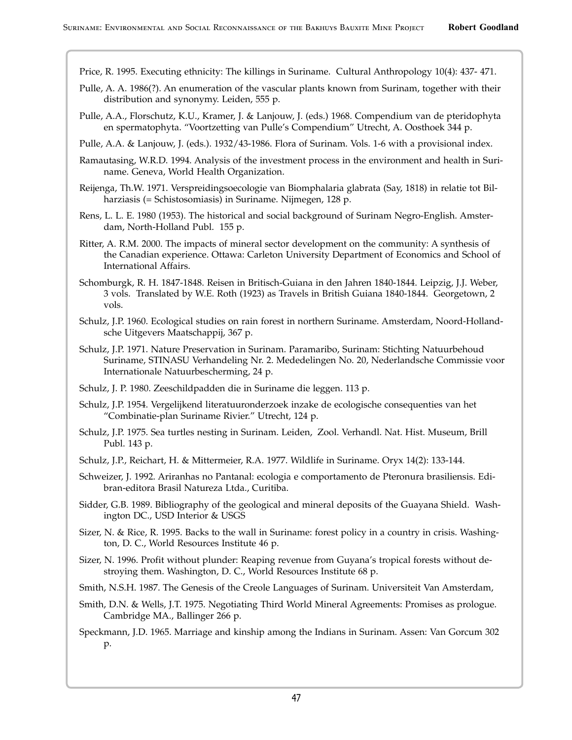Price, R. 1995. Executing ethnicity: The killings in Suriname. Cultural Anthropology 10(4): 437- 471.

Pulle, A. A. 1986(?). An enumeration of the vascular plants known from Surinam, together with their distribution and synonymy. Leiden, 555 p.

Pulle, A.A., Florschutz, K.U., Kramer, J. & Lanjouw, J. (eds.) 1968. Compendium van de pteridophyta en spermatophyta. "Voortzetting van Pulle's Compendium" Utrecht, A. Oosthoek 344 p.

Pulle, A.A. & Lanjouw, J. (eds.). 1932/43-1986. Flora of Surinam. Vols. 1-6 with a provisional index.

Ramautasing, W.R.D. 1994. Analysis of the investment process in the environment and health in Suriname. Geneva, World Health Organization.

Reijenga, Th.W. 1971. Verspreidingsoecologie van Biomphalaria glabrata (Say, 1818) in relatie tot Bilharziasis (= Schistosomiasis) in Suriname. Nijmegen, 128 p.

Rens, L. L. E. 1980 (1953). The historical and social background of Surinam Negro-English. Amsterdam, North-Holland Publ. 155 p.

Ritter, A. R.M. 2000. The impacts of mineral sector development on the community: A synthesis of the Canadian experience. Ottawa: Carleton University Department of Economics and School of International Affairs.

Schomburgk, R. H. 1847-1848. Reisen in Britisch-Guiana in den Jahren 1840-1844. Leipzig, J.J. Weber, 3 vols. Translated by W.E. Roth (1923) as Travels in British Guiana 1840-1844. Georgetown, 2 vols.

Schulz, J.P. 1960. Ecological studies on rain forest in northern Suriname. Amsterdam, Noord-Hollandsche Uitgevers Maatschappij, 367 p.

Schulz, J.P. 1971. Nature Preservation in Surinam. Paramaribo, Surinam: Stichting Natuurbehoud Suriname, STINASU Verhandeling Nr. 2. Mededelingen No. 20, Nederlandsche Commissie voor Internationale Natuurbescherming, 24 p.

Schulz, J. P. 1980. Zeeschildpadden die in Suriname die leggen. 113 p.

Schulz, J.P. 1954. Vergelijkend literatuuronderzoek inzake de ecologische consequenties van het "Combinatie-plan Suriname Rivier." Utrecht, 124 p.

Schulz, J.P. 1975. Sea turtles nesting in Surinam. Leiden, Zool. Verhandl. Nat. Hist. Museum, Brill Publ. 143 p.

Schulz, J.P., Reichart, H. & Mittermeier, R.A. 1977. Wildlife in Suriname. Oryx 14(2): 133-144.

Schweizer, J. 1992. Ariranhas no Pantanal: ecologia e comportamento de Pteronura brasiliensis. Edibran-editora Brasil Natureza Ltda., Curitiba.

Sidder, G.B. 1989. Bibliography of the geological and mineral deposits of the Guayana Shield. Washington DC., USD Interior & USGS

Sizer, N. & Rice, R. 1995. Backs to the wall in Suriname: forest policy in a country in crisis. Washington, D. C., World Resources Institute 46 p.

Sizer, N. 1996. Profit without plunder: Reaping revenue from Guyana's tropical forests without destroying them. Washington, D. C., World Resources Institute 68 p.

Smith, N.S.H. 1987. The Genesis of the Creole Languages of Surinam. Universiteit Van Amsterdam,

Smith, D.N. & Wells, J.T. 1975. Negotiating Third World Mineral Agreements: Promises as prologue. Cambridge MA., Ballinger 266 p.

Speckmann, J.D. 1965. Marriage and kinship among the Indians in Surinam. Assen: Van Gorcum 302 p.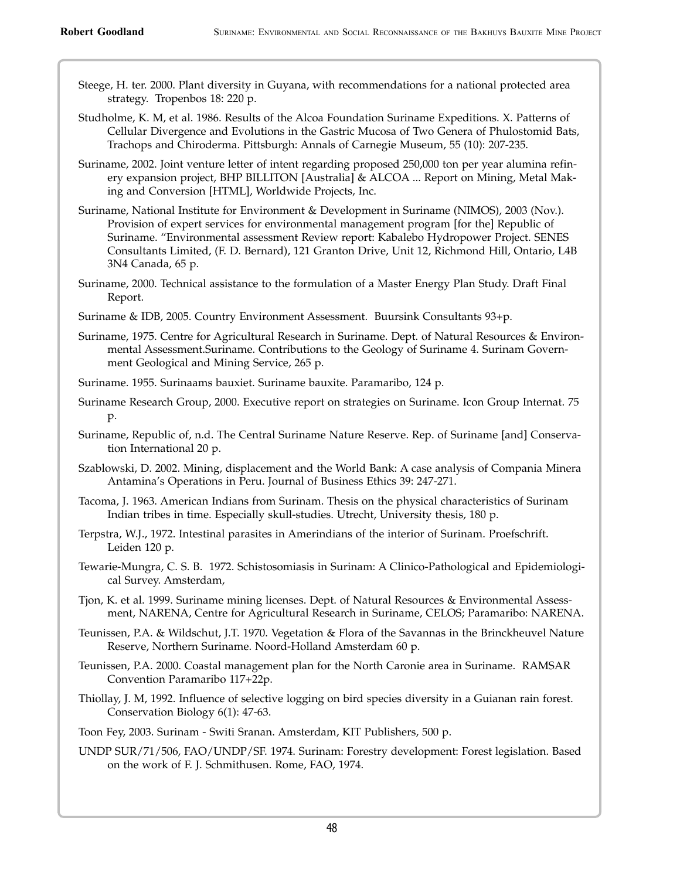Steege, H. ter. 2000. Plant diversity in Guyana, with recommendations for a national protected area strategy. Tropenbos 18: 220 p.

Studholme, K. M, et al. 1986. Results of the Alcoa Foundation Suriname Expeditions. X. Patterns of Cellular Divergence and Evolutions in the Gastric Mucosa of Two Genera of Phulostomid Bats, Trachops and Chiroderma. Pittsburgh: Annals of Carnegie Museum, 55 (10): 207-235.

Suriname, 2002. Joint venture letter of intent regarding proposed 250,000 ton per year alumina refinery expansion project, BHP BILLITON [Australia] & ALCOA ... Report on Mining, Metal Making and Conversion [HTML], Worldwide Projects, Inc.

Suriname, National Institute for Environment & Development in Suriname (NIMOS), 2003 (Nov.). Provision of expert services for environmental management program [for the] Republic of Suriname. "Environmental assessment Review report: Kabalebo Hydropower Project. SENES Consultants Limited, (F. D. Bernard), 121 Granton Drive, Unit 12, Richmond Hill, Ontario, L4B 3N4 Canada, 65 p.

Suriname, 2000. Technical assistance to the formulation of a Master Energy Plan Study. Draft Final Report.

Suriname & IDB, 2005. Country Environment Assessment. Buursink Consultants 93+p.

Suriname, 1975. Centre for Agricultural Research in Suriname. Dept. of Natural Resources & Environmental Assessment.Suriname. Contributions to the Geology of Suriname 4. Surinam Government Geological and Mining Service, 265 p.

Suriname. 1955. Surinaams bauxiet. Suriname bauxite. Paramaribo, 124 p.

Suriname Research Group, 2000. Executive report on strategies on Suriname. Icon Group Internat. 75 p.

Suriname, Republic of, n.d. The Central Suriname Nature Reserve. Rep. of Suriname [and] Conservation International 20 p.

Szablowski, D. 2002. Mining, displacement and the World Bank: A case analysis of Compania Minera Antamina's Operations in Peru. Journal of Business Ethics 39: 247-271.

Tacoma, J. 1963. American Indians from Surinam. Thesis on the physical characteristics of Surinam Indian tribes in time. Especially skull-studies. Utrecht, University thesis, 180 p.

Terpstra, W.J., 1972. Intestinal parasites in Amerindians of the interior of Surinam. Proefschrift. Leiden 120 p.

Tewarie-Mungra, C. S. B. 1972. Schistosomiasis in Surinam: A Clinico-Pathological and Epidemiological Survey. Amsterdam,

Tjon, K. et al. 1999. Suriname mining licenses. Dept. of Natural Resources & Environmental Assessment, NARENA, Centre for Agricultural Research in Suriname, CELOS; Paramaribo: NARENA.

Teunissen, P.A. & Wildschut, J.T. 1970. Vegetation & Flora of the Savannas in the Brinckheuvel Nature Reserve, Northern Suriname. Noord-Holland Amsterdam 60 p.

Teunissen, P.A. 2000. Coastal management plan for the North Caronie area in Suriname. RAMSAR Convention Paramaribo 117+22p.

Thiollay, J. M, 1992. Influence of selective logging on bird species diversity in a Guianan rain forest. Conservation Biology 6(1): 47-63.

Toon Fey, 2003. Surinam - Switi Sranan. Amsterdam, KIT Publishers, 500 p.

UNDP SUR/71/506, FAO/UNDP/SF. 1974. Surinam: Forestry development: Forest legislation. Based on the work of F. J. Schmithusen. Rome, FAO, 1974.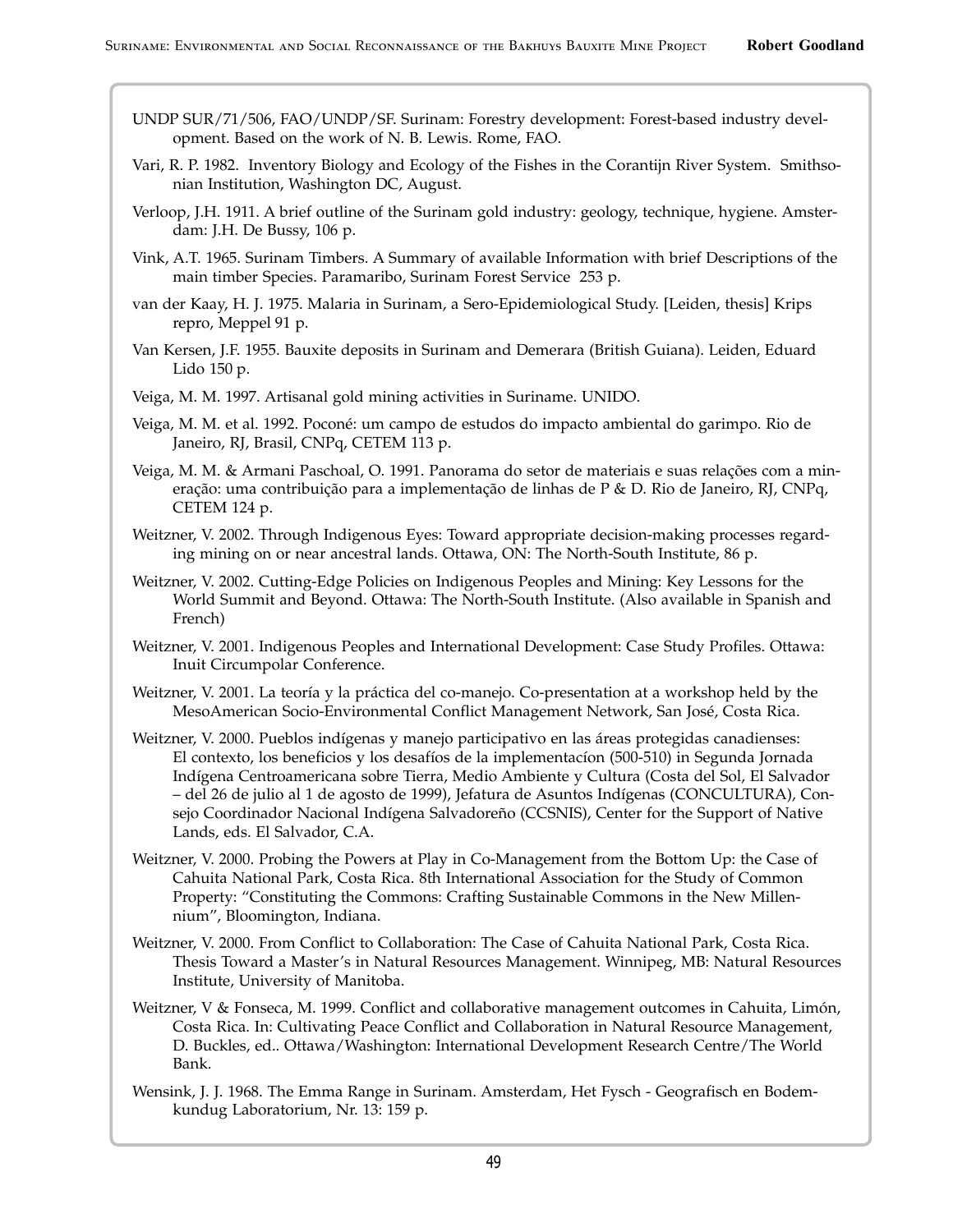UNDP SUR/71/506, FAO/UNDP/SF. Surinam: Forestry development: Forest-based industry development. Based on the work of N. B. Lewis. Rome, FAO.

Vari, R. P. 1982. Inventory Biology and Ecology of the Fishes in the Corantijn River System. Smithsonian Institution, Washington DC, August.

Verloop, J.H. 1911. A brief outline of the Surinam gold industry: geology, technique, hygiene. Amsterdam: J.H. De Bussy, 106 p.

Vink, A.T. 1965. Surinam Timbers. A Summary of available Information with brief Descriptions of the main timber Species. Paramaribo, Surinam Forest Service 253 p.

van der Kaay, H. J. 1975. Malaria in Surinam, a Sero-Epidemiological Study. [Leiden, thesis] Krips repro, Meppel 91 p.

Van Kersen, J.F. 1955. Bauxite deposits in Surinam and Demerara (British Guiana). Leiden, Eduard Lido 150 p.

Veiga, M. M. 1997. Artisanal gold mining activities in Suriname. UNIDO.

Veiga, M. M. et al. 1992. Poconé: um campo de estudos do impacto ambiental do garimpo. Rio de Janeiro, RJ, Brasil, CNPq, CETEM 113 p.

Veiga, M. M. & Armani Paschoal, O. 1991. Panorama do setor de materiais e suas relações com a mineração: uma contribuição para a implementação de linhas de P & D. Rio de Janeiro, RJ, CNPq, CETEM 124 p.

Weitzner, V. 2002. Through Indigenous Eyes: Toward appropriate decision-making processes regarding mining on or near ancestral lands. Ottawa, ON: The North-South Institute, 86 p.

Weitzner, V. 2002. Cutting-Edge Policies on Indigenous Peoples and Mining: Key Lessons for the World Summit and Beyond. Ottawa: The North-South Institute. (Also available in Spanish and French)

Weitzner, V. 2001. Indigenous Peoples and International Development: Case Study Profiles. Ottawa: Inuit Circumpolar Conference.

Weitzner, V. 2001. La teoría y la práctica del co-manejo. Co-presentation at a workshop held by the MesoAmerican Socio-Environmental Conflict Management Network, San José, Costa Rica.

Weitzner, V. 2000. Pueblos indígenas y manejo participativo en las áreas protegidas canadienses: El contexto, los beneficios y los desafíos de la implementacíon (500-510) in Segunda Jornada Indígena Centroamericana sobre Tierra, Medio Ambiente y Cultura (Costa del Sol, El Salvador – del 26 de julio al 1 de agosto de 1999), Jefatura de Asuntos Indígenas (CONCULTURA), Consejo Coordinador Nacional Indígena Salvadoreño (CCSNIS), Center for the Support of Native Lands, eds. El Salvador, C.A.

Weitzner, V. 2000. Probing the Powers at Play in Co-Management from the Bottom Up: the Case of Cahuita National Park, Costa Rica. 8th International Association for the Study of Common Property: "Constituting the Commons: Crafting Sustainable Commons in the New Millennium", Bloomington, Indiana.

Weitzner, V. 2000. From Conflict to Collaboration: The Case of Cahuita National Park, Costa Rica. Thesis Toward a Master's in Natural Resources Management. Winnipeg, MB: Natural Resources Institute, University of Manitoba.

Weitzner, V & Fonseca, M. 1999. Conflict and collaborative management outcomes in Cahuita, Limón, Costa Rica. In: Cultivating Peace Conflict and Collaboration in Natural Resource Management, D. Buckles, ed.. Ottawa/Washington: International Development Research Centre/The World Bank.

Wensink, J. J. 1968. The Emma Range in Surinam. Amsterdam, Het Fysch - Geografisch en Bodemkundug Laboratorium, Nr. 13: 159 p.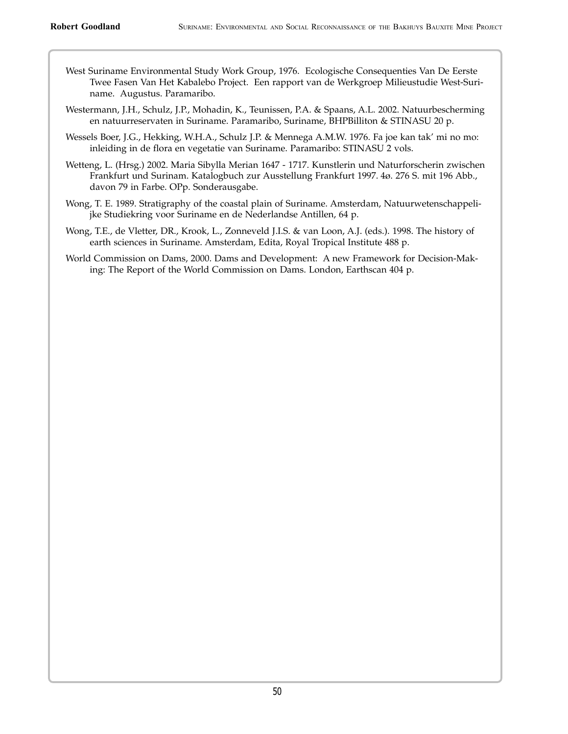West Suriname Environmental Study Work Group, 1976. Ecologische Consequenties Van De Eerste Twee Fasen Van Het Kabalebo Project. Een rapport van de Werkgroep Milieustudie West-Suriname. Augustus. Paramaribo.

Westermann, J.H., Schulz, J.P., Mohadin, K., Teunissen, P.A. & Spaans, A.L. 2002. Natuurbescherming en natuurreservaten in Suriname. Paramaribo, Suriname, BHPBilliton & STINASU 20 p.

Wessels Boer, J.G., Hekking, W.H.A., Schulz J.P. & Mennega A.M.W. 1976. Fa joe kan tak' mi no mo: inleiding in de flora en vegetatie van Suriname. Paramaribo: STINASU 2 vols.

Wetteng, L. (Hrsg.) 2002. Maria Sibylla Merian 1647 - 1717. Kunstlerin und Naturforscherin zwischen Frankfurt und Surinam. Katalogbuch zur Ausstellung Frankfurt 1997. 4ø. 276 S. mit 196 Abb., davon 79 in Farbe. OPp. Sonderausgabe.

Wong, T. E. 1989. Stratigraphy of the coastal plain of Suriname. Amsterdam, Natuurwetenschappelijke Studiekring voor Suriname en de Nederlandse Antillen, 64 p.

Wong, T.E., de Vletter, DR., Krook, L., Zonneveld J.I.S. & van Loon, A.J. (eds.). 1998. The history of earth sciences in Suriname. Amsterdam, Edita, Royal Tropical Institute 488 p.

World Commission on Dams, 2000. Dams and Development: A new Framework for Decision-Making: The Report of the World Commission on Dams. London, Earthscan 404 p.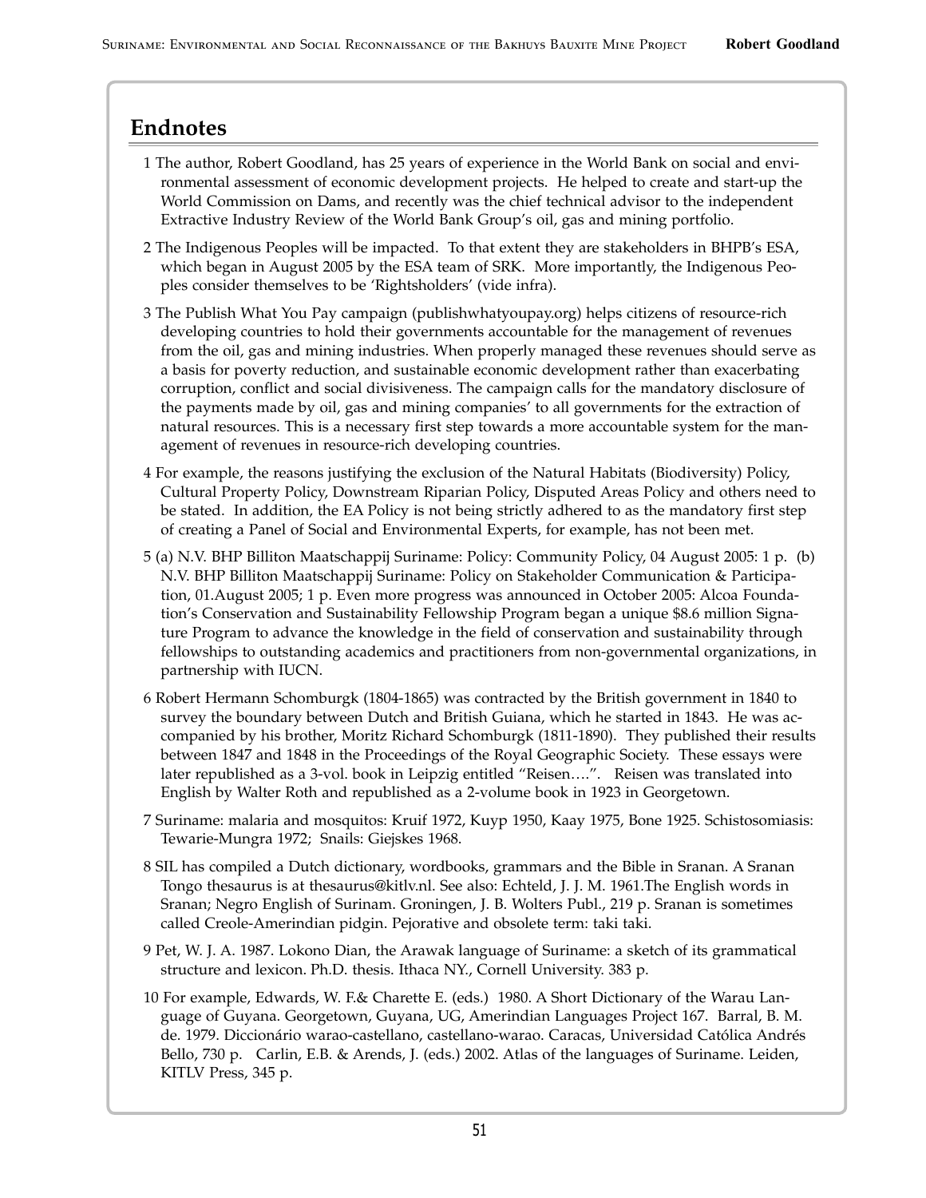## Endnotes

1 The author, Robert Goodland, has 25 years of experience in the World Bank on social and environmental assessment of economic development projects. He helped to create and start-up the World Commission on Dams, and recently was the chief technical advisor to the independent Extractive Industry Review of the World Bank Group's oil, gas and mining portfolio.

2 The Indigenous Peoples will be impacted. To that extent they are stakeholders in BHPB's ESA, which began in August 2005 by the ESA team of SRK. More importantly, the Indigenous Peoples consider themselves to be 'Rightsholders' (vide infra).

3 The Publish What You Pay campaign (publishwhatyoupay.org) helps citizens of resource-rich developing countries to hold their governments accountable for the management of revenues from the oil, gas and mining industries. When properly managed these revenues should serve as a basis for poverty reduction, and sustainable economic development rather than exacerbating corruption, conflict and social divisiveness. The campaign calls for the mandatory disclosure of the payments made by oil, gas and mining companies' to all governments for the extraction of natural resources. This is a necessary first step towards a more accountable system for the management of revenues in resource-rich developing countries.

4 For example, the reasons justifying the exclusion of the Natural Habitats (Biodiversity) Policy, Cultural Property Policy, Downstream Riparian Policy, Disputed Areas Policy and others need to be stated. In addition, the EA Policy is not being strictly adhered to as the mandatory first step of creating a Panel of Social and Environmental Experts, for example, has not been met.

5 (a) N.V. BHP Billiton Maatschappij Suriname: Policy: Community Policy, 04 August 2005: 1 p. (b) N.V. BHP Billiton Maatschappij Suriname: Policy on Stakeholder Communication & Participation, 01.August 2005; 1 p. Even more progress was announced in October 2005: Alcoa Foundation's Conservation and Sustainability Fellowship Program began a unique $8.6 million Signature Program to advance the knowledge in the field of conservation and sustainability through fellowships to outstanding academics and practitioners from non-governmental organizations, in partnership with IUCN.

6 Robert Hermann Schomburgk (1804-1865) was contracted by the British government in 1840 to survey the boundary between Dutch and British Guiana, which he started in 1843. He was accompanied by his brother, Moritz Richard Schomburgk (1811-1890). They published their results between 1847 and 1848 in the Proceedings of the Royal Geographic Society. These essays were later republished as a 3-vol. book in Leipzig entitled "Reisen….". Reisen was translated into English by Walter Roth and republished as a 2-volume book in 1923 in Georgetown.

7 Suriname: malaria and mosquitos: Kruif 1972, Kuyp 1950, Kaay 1975, Bone 1925. Schistosomiasis: Tewarie-Mungra 1972; Snails: Giejskes 1968.

8 SIL has compiled a Dutch dictionary, wordbooks, grammars and the Bible in Sranan. A Sranan Tongo thesaurus is at thesaurus@kitlv.nl. See also: Echteld, J. J. M. 1961.The English words in Sranan; Negro English of Surinam. Groningen, J. B. Wolters Publ., 219 p. Sranan is sometimes called Creole-Amerindian pidgin. Pejorative and obsolete term: taki taki.

9 Pet, W. J. A. 1987. Lokono Dian, the Arawak language of Suriname: a sketch of its grammatical structure and lexicon. Ph.D. thesis. Ithaca NY., Cornell University. 383 p.

10 For example, Edwards, W. F.& Charette E. (eds.) 1980. A Short Dictionary of the Warau Language of Guyana. Georgetown, Guyana, UG, Amerindian Languages Project 167. Barral, B. M. de. 1979. Diccionário warao-castellano, castellano-warao. Caracas, Universidad Católica Andrés Bello, 730 p. Carlin, E.B. & Arends, J. (eds.) 2002. Atlas of the languages of Suriname. Leiden, KITLV Press, 345 p.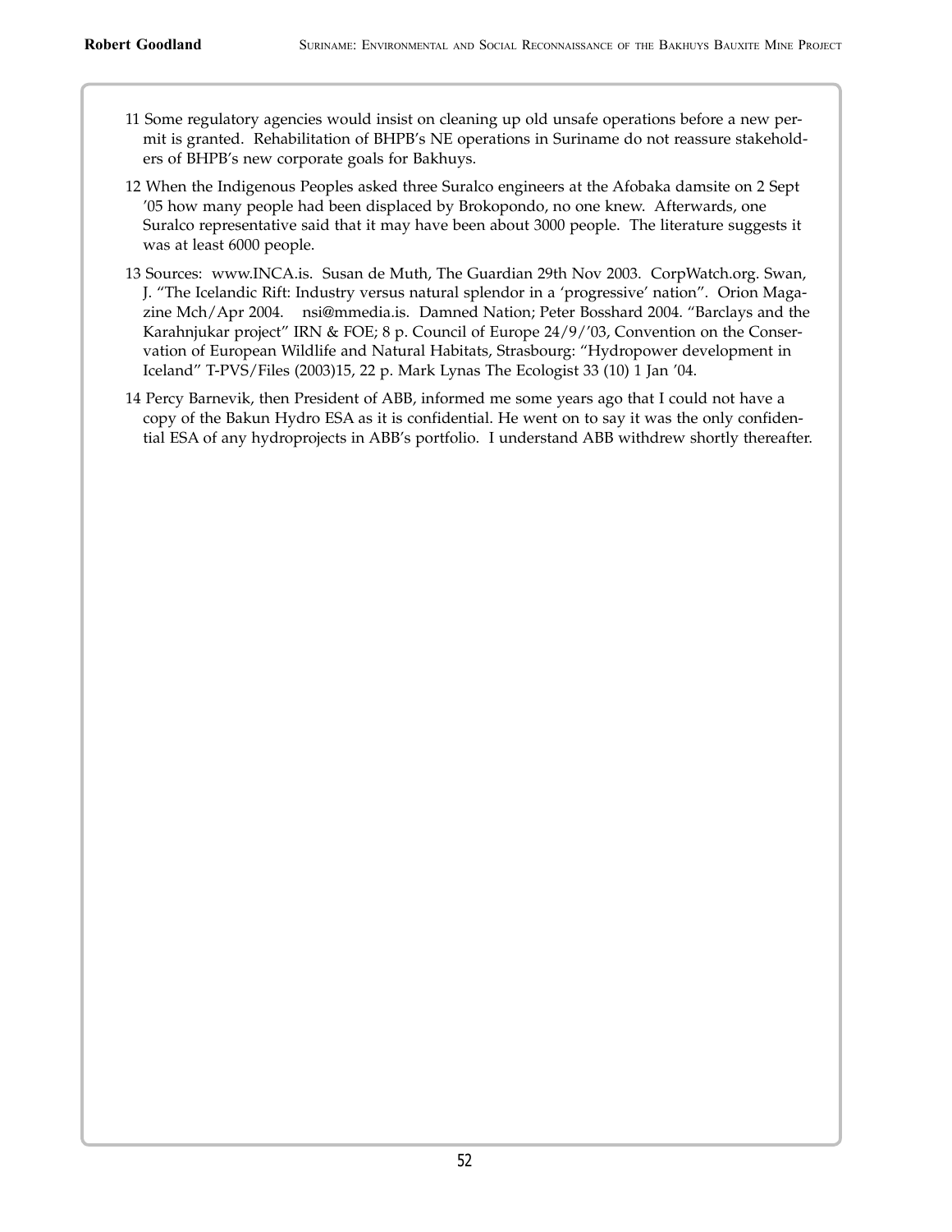11 Some regulatory agencies would insist on cleaning up old unsafe operations before a new permit is granted. Rehabilitation of BHPB's NE operations in Suriname do not reassure stakeholders of BHPB's new corporate goals for Bakhuys.

12 When the Indigenous Peoples asked three Suralco engineers at the Afobaka damsite on 2 Sept '05 how many people had been displaced by Brokopondo, no one knew. Afterwards, one Suralco representative said that it may have been about 3000 people. The literature suggests it was at least 6000 people.

13 Sources: www.INCA.is. Susan de Muth, The Guardian 29th Nov 2003. CorpWatch.org. Swan, J. "The Icelandic Rift: Industry versus natural splendor in a 'progressive' nation". Orion Magazine Mch/Apr 2004. nsi@mmedia.is. Damned Nation; Peter Bosshard 2004. "Barclays and the Karahnjukar project" IRN & FOE; 8 p. Council of Europe 24/9/'03, Convention on the Conservation of European Wildlife and Natural Habitats, Strasbourg: "Hydropower development in Iceland" T-PVS/Files (2003)15, 22 p. Mark Lynas The Ecologist 33 (10) 1 Jan '04.

14 Percy Barnevik, then President of ABB, informed me some years ago that I could not have a copy of the Bakun Hydro ESA as it is confidential. He went on to say it was the only confidential ESA of any hydroprojects in ABB's portfolio. I understand ABB withdrew shortly thereafter.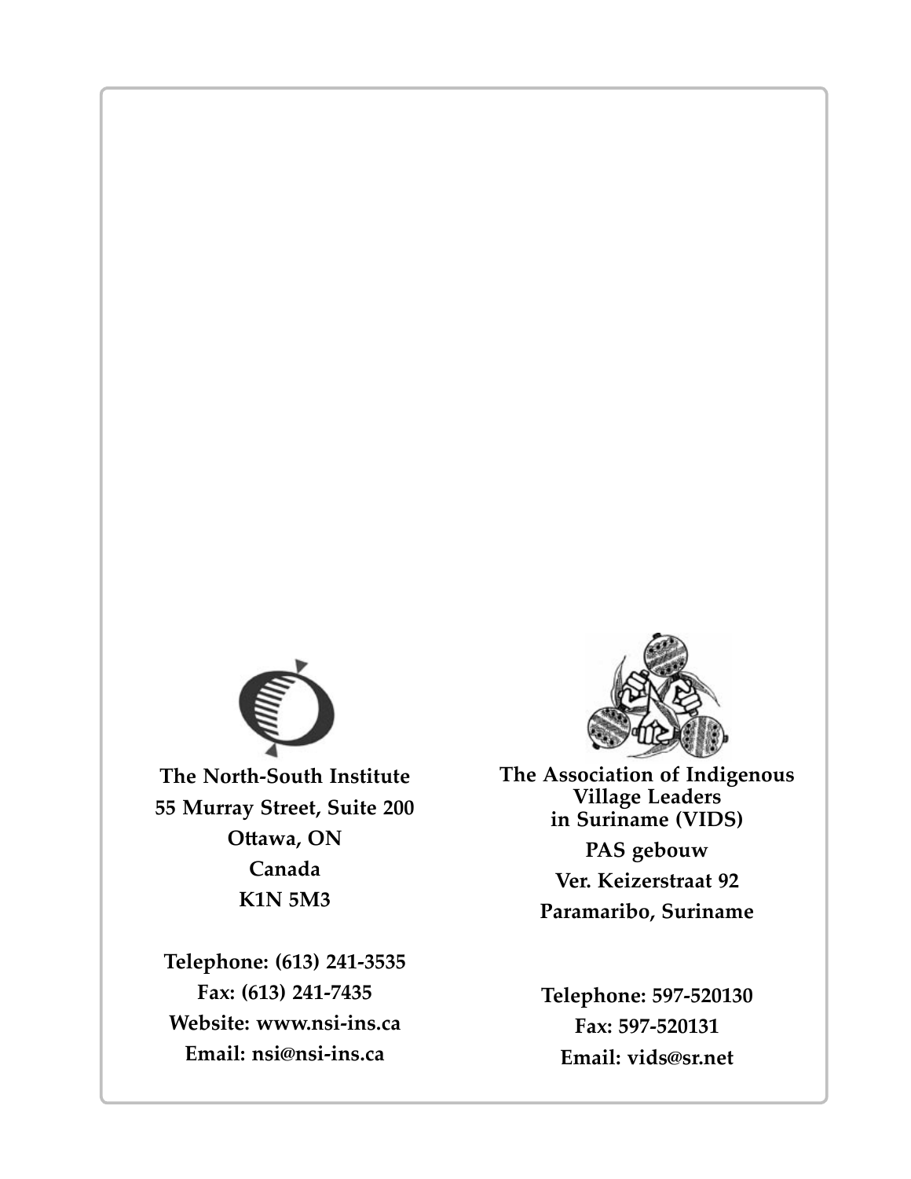**The North-South Institute**
**55 Murray Street, Suite 200**
**Ottawa, ON**
**Canada**
**K1N 5M3**

**Telephone: (613) 241-3535**
**Fax: (613) 241-7435**
**Website: www.nsi-ins.ca**
**Email: nsi@nsi-ins.ca**

**The Association of Indigenous Village Leaders in Suriname (VIDS)**
**PAS gebouw**
**Ver. Keizerstraat 92**
**Paramaribo, Suriname**

**Telephone: 597-520130**
**Fax: 597-520131**
**Email: vids@sr.net**